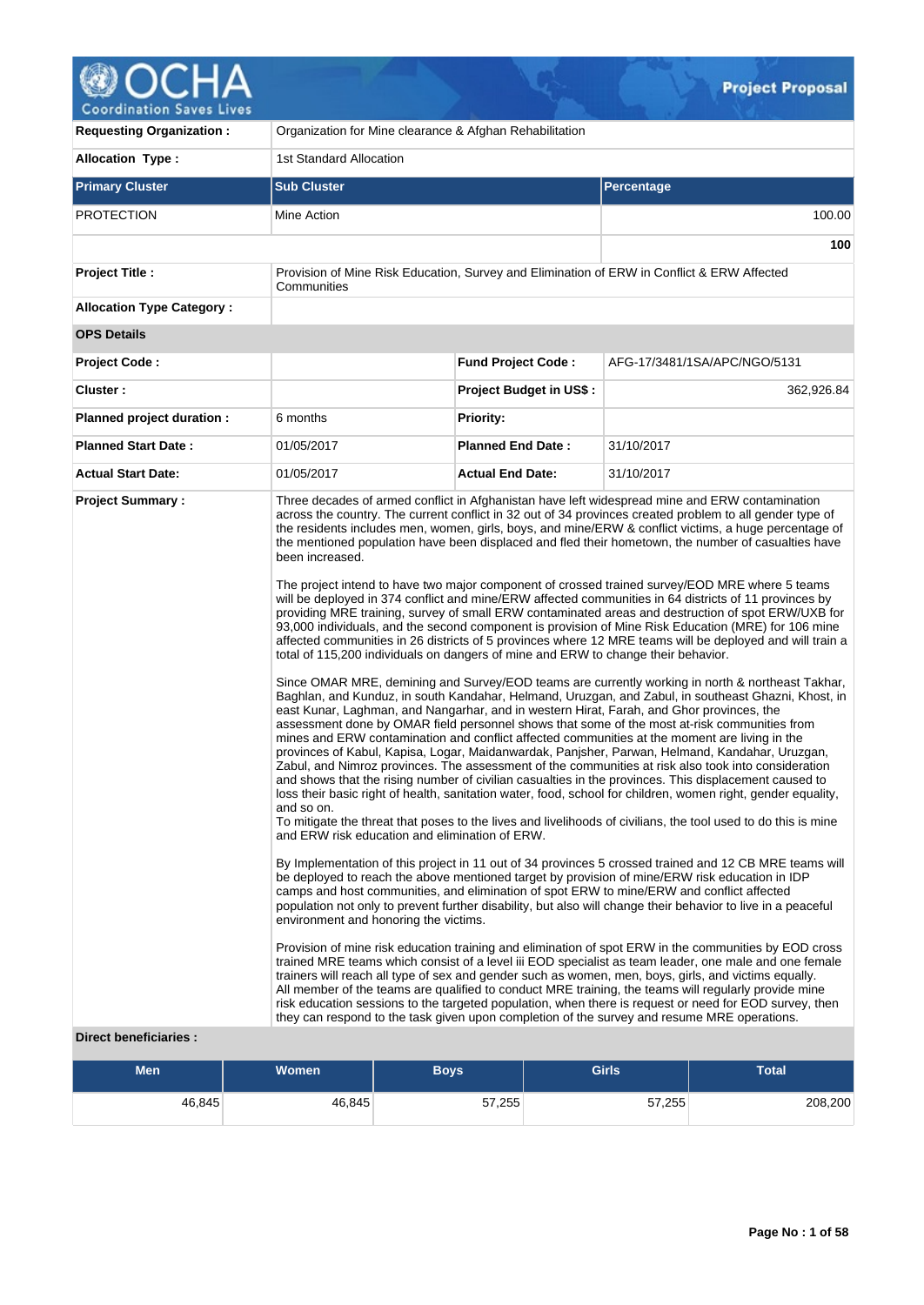# Project Proposal

| | | | |
|---|---|---|---|
| **Requesting Organization :** | Organization for Mine clearance & Afghan Rehabilitation | | |
| **Allocation Type :** | 1st Standard Allocation | | |

| Primary Cluster | Sub Cluster | Percentage |
|---|---|---|
| PROTECTION | Mine Action | 100.00 |
| | | 100 |

| | | | |
|---|---|---|---|
| **Project Title :** | Provision of Mine Risk Education, Survey and Elimination of ERW in Conflict & ERW Affected Communities | | |
| **Allocation Type Category :** | | | |
| **OPS Details** | | | |
| **Project Code :** | | **Fund Project Code :** | AFG-17/3481/1SA/APC/NGO/5131 |
| **Cluster :** | | **Project Budget in US$ :** | 362,926.84 |
| **Planned project duration :** | 6 months | **Priority:** | |
| **Planned Start Date :** | 01/05/2017 | **Planned End Date :** | 31/10/2017 |
| **Actual Start Date:** | 01/05/2017 | **Actual End Date:** | 31/10/2017 |

**Project Summary :**

Three decades of armed conflict in Afghanistan have left widespread mine and ERW contamination across the country. The current conflict in 32 out of 34 provinces created problem to all gender type of the residents includes men, women, girls, boys, and mine/ERW & conflict victims, a huge percentage of the mentioned population have been displaced and fled their hometown, the number of casualties have been increased.

The project intend to have two major component of crossed trained survey/EOD MRE where 5 teams will be deployed in 374 conflict and mine/ERW affected communities in 64 districts of 11 provinces by providing MRE training, survey of small ERW contaminated areas and destruction of spot ERW/UXB for 93,000 individuals, and the second component is provision of Mine Risk Education (MRE) for 106 mine affected communities in 26 districts of 5 provinces where 12 MRE teams will be deployed and will train a total of 115,200 individuals on dangers of mine and ERW to change their behavior.

Since OMAR MRE, demining and Survey/EOD teams are currently working in north & northeast Takhar, Baghlan, and Kunduz, in south Kandahar, Helmand, Uruzgan, and Zabul, in southeast Ghazni, Khost, in east Kunar, Laghman, and Nangarhar, and in western Hirat, Farah, and Ghor provinces, the assessment done by OMAR field personnel shows that some of the most at-risk communities from mines and ERW contamination and conflict affected communities at the moment are living in the provinces of Kabul, Kapisa, Logar, Maidanwardak, Panjsher, Parwan, Helmand, Kandahar, Uruzgan, Zabul, and Nimroz provinces. The assessment of the communities at risk also took into consideration and shows that the rising number of civilian casualties in the provinces. This displacement caused to loss their basic right of health, sanitation water, food, school for children, women right, gender equality, and so on.
To mitigate the threat that poses to the lives and livelihoods of civilians, the tool used to do this is mine and ERW risk education and elimination of ERW.

By Implementation of this project in 11 out of 34 provinces 5 crossed trained and 12 CB MRE teams will be deployed to reach the above mentioned target by provision of mine/ERW risk education in IDP camps and host communities, and elimination of spot ERW to mine/ERW and conflict affected population not only to prevent further disability, but also will change their behavior to live in a peaceful environment and honoring the victims.

Provision of mine risk education training and elimination of spot ERW in the communities by EOD cross trained MRE teams which consist of a level iii EOD specialist as team leader, one male and one female trainers will reach all type of sex and gender such as women, men, boys, girls, and victims equally.
All member of the teams are qualified to conduct MRE training, the teams will regularly provide mine risk education sessions to the targeted population, when there is request or need for EOD survey, then they can respond to the task given upon completion of the survey and resume MRE operations.

**Direct beneficiaries :**

| Men | Women | Boys | Girls | Total |
|---|---|---|---|---|
| 46,845 | 46,845 | 57,255 | 57,255 | 208,200 |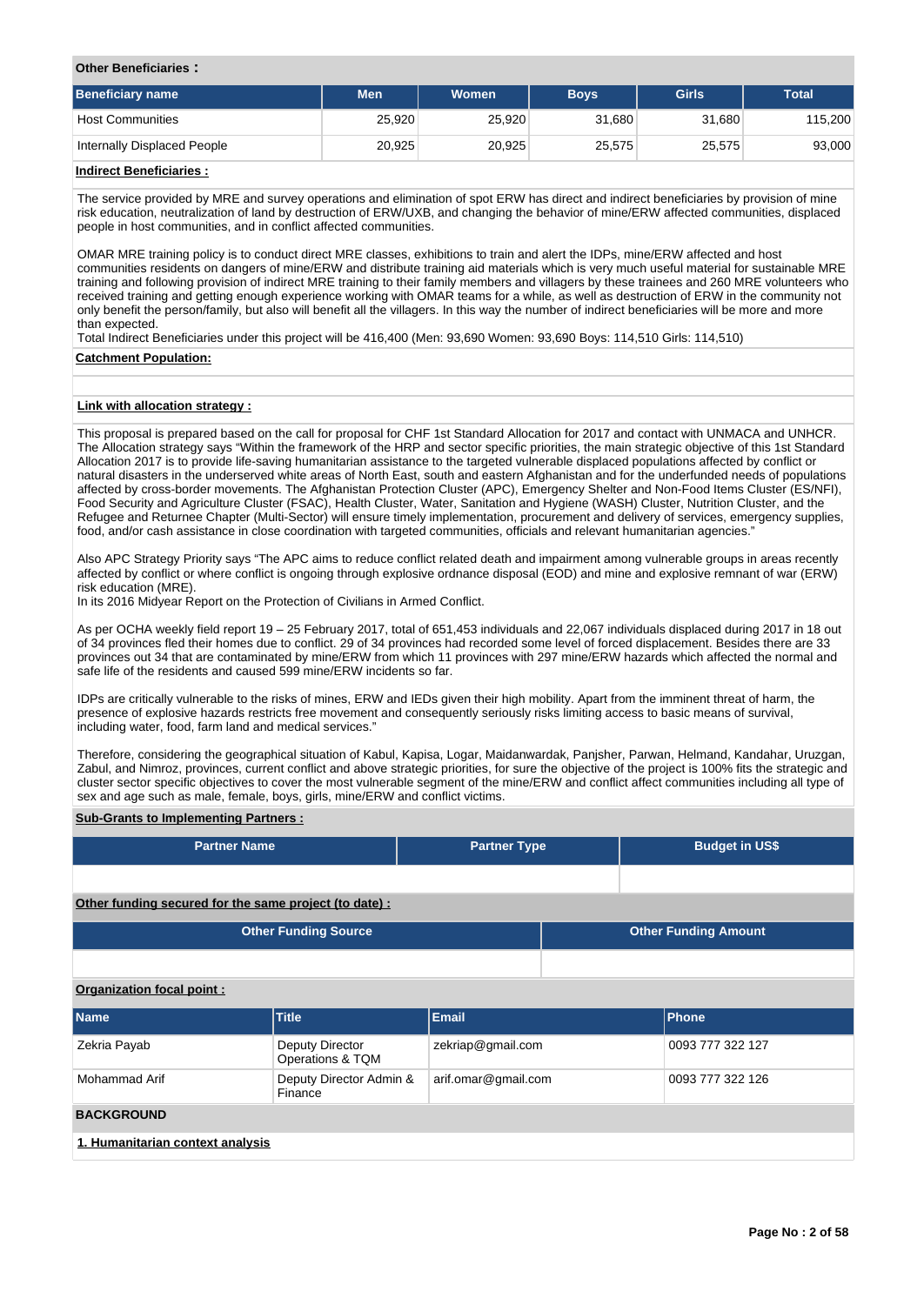**Other Beneficiaries :**

| Beneficiary name | Men | Women | Boys | Girls | Total |
|---|---|---|---|---|---|
| Host Communities | 25,920 | 25,920 | 31,680 | 31,680 | 115,200 |
| Internally Displaced People | 20,925 | 20,925 | 25,575 | 25,575 | 93,000 |

**Indirect Beneficiaries :**

The service provided by MRE and survey operations and elimination of spot ERW has direct and indirect beneficiaries by provision of mine risk education, neutralization of land by destruction of ERW/UXB, and changing the behavior of mine/ERW affected communities, displaced people in host communities, and in conflict affected communities.

OMAR MRE training policy is to conduct direct MRE classes, exhibitions to train and alert the IDPs, mine/ERW affected and host communities residents on dangers of mine/ERW and distribute training aid materials which is very much useful material for sustainable MRE training and following provision of indirect MRE training to their family members and villagers by these trainees and 260 MRE volunteers who received training and getting enough experience working with OMAR teams for a while, as well as destruction of ERW in the community not only benefit the person/family, but also will benefit all the villagers. In this way the number of indirect beneficiaries will be more and more than expected.
Total Indirect Beneficiaries under this project will be 416,400 (Men: 93,690 Women: 93,690 Boys: 114,510 Girls: 114,510)

**Catchment Population:**

**Link with allocation strategy :**

This proposal is prepared based on the call for proposal for CHF 1st Standard Allocation for 2017 and contact with UNMACA and UNHCR. The Allocation strategy says "Within the framework of the HRP and sector specific priorities, the main strategic objective of this 1st Standard Allocation 2017 is to provide life-saving humanitarian assistance to the targeted vulnerable displaced populations affected by conflict or natural disasters in the underserved white areas of North East, south and eastern Afghanistan and for the underfunded needs of populations affected by cross-border movements. The Afghanistan Protection Cluster (APC), Emergency Shelter and Non-Food Items Cluster (ES/NFI), Food Security and Agriculture Cluster (FSAC), Health Cluster, Water, Sanitation and Hygiene (WASH) Cluster, Nutrition Cluster, and the Refugee and Returnee Chapter (Multi-Sector) will ensure timely implementation, procurement and delivery of services, emergency supplies, food, and/or cash assistance in close coordination with targeted communities, officials and relevant humanitarian agencies."

Also APC Strategy Priority says "The APC aims to reduce conflict related death and impairment among vulnerable groups in areas recently affected by conflict or where conflict is ongoing through explosive ordnance disposal (EOD) and mine and explosive remnant of war (ERW) risk education (MRE).
In its 2016 Midyear Report on the Protection of Civilians in Armed Conflict.

As per OCHA weekly field report 19 – 25 February 2017, total of 651,453 individuals and 22,067 individuals displaced during 2017 in 18 out of 34 provinces fled their homes due to conflict. 29 of 34 provinces had recorded some level of forced displacement. Besides there are 33 provinces out 34 that are contaminated by mine/ERW from which 11 provinces with 297 mine/ERW hazards which affected the normal and safe life of the residents and caused 599 mine/ERW incidents so far.

IDPs are critically vulnerable to the risks of mines, ERW and IEDs given their high mobility. Apart from the imminent threat of harm, the presence of explosive hazards restricts free movement and consequently seriously risks limiting access to basic means of survival, including water, food, farm land and medical services."

Therefore, considering the geographical situation of Kabul, Kapisa, Logar, Maidanwardak, Panjsher, Parwan, Helmand, Kandahar, Uruzgan, Zabul, and Nimroz, provinces, current conflict and above strategic priorities, for sure the objective of the project is 100% fits the strategic and cluster sector specific objectives to cover the most vulnerable segment of the mine/ERW and conflict affect communities including all type of sex and age such as male, female, boys, girls, mine/ERW and conflict victims.

**Sub-Grants to Implementing Partners :**

| Partner Name | Partner Type | Budget in US$ |
|---|---|---|
| | | |

**Other funding secured for the same project (to date) :**

| Other Funding Source | Other Funding Amount |
|---|---|
| | |

**Organization focal point :**

| Name | Title | Email | Phone |
|---|---|---|---|
| Zekria Payab | Deputy Director Operations & TQM | zekriap@gmail.com | 0093 777 322 127 |
| Mohammad Arif | Deputy Director Admin & Finance | arif.omar@gmail.com | 0093 777 322 126 |

## BACKGROUND

### 1. Humanitarian context analysis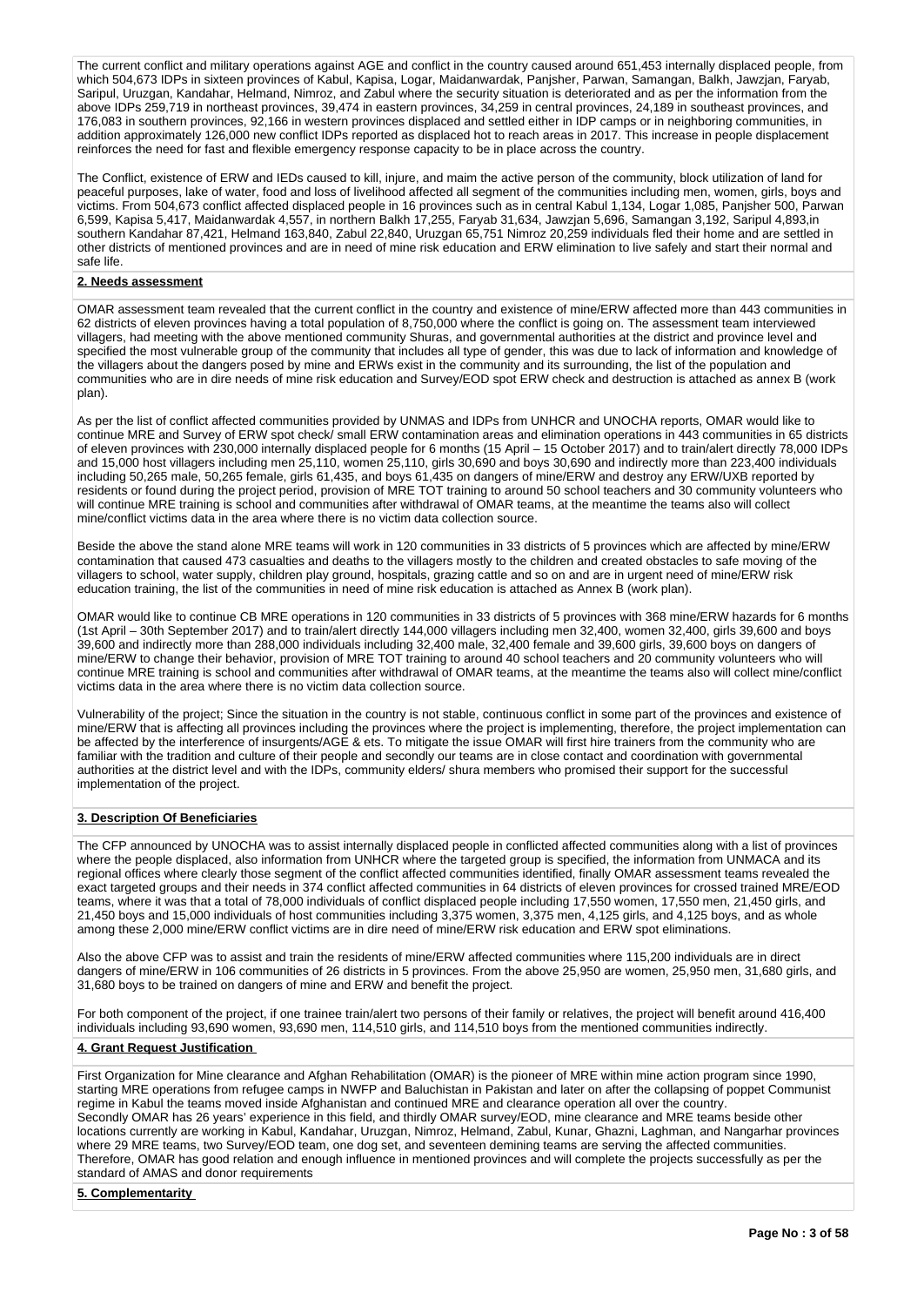The current conflict and military operations against AGE and conflict in the country caused around 651,453 internally displaced people, from which 504,673 IDPs in sixteen provinces of Kabul, Kapisa, Logar, Maidanwardak, Panjsher, Parwan, Samangan, Balkh, Jawzjan, Faryab, Saripul, Uruzgan, Kandahar, Helmand, Nimroz, and Zabul where the security situation is deteriorated and as per the information from the above IDPs 259,719 in northeast provinces, 39,474 in eastern provinces, 34,259 in central provinces, 24,189 in southeast provinces, and 176,083 in southern provinces, 92,166 in western provinces displaced and settled either in IDP camps or in neighboring communities, in addition approximately 126,000 new conflict IDPs reported as displaced hot to reach areas in 2017. This increase in people displacement reinforces the need for fast and flexible emergency response capacity to be in place across the country.

The Conflict, existence of ERW and IEDs caused to kill, injure, and maim the active person of the community, block utilization of land for peaceful purposes, lake of water, food and loss of livelihood affected all segment of the communities including men, women, girls, boys and victims. From 504,673 conflict affected displaced people in 16 provinces such as in central Kabul 1,134, Logar 1,085, Panjsher 500, Parwan 6,599, Kapisa 5,417, Maidanwardak 4,557, in northern Balkh 17,255, Faryab 31,634, Jawzjan 5,696, Samangan 3,192, Saripul 4,893,in southern Kandahar 87,421, Helmand 163,840, Zabul 22,840, Uruzgan 65,751 Nimroz 20,259 individuals fled their home and are settled in other districts of mentioned provinces and are in need of mine risk education and ERW elimination to live safely and start their normal and safe life.

**2. Needs assessment**

OMAR assessment team revealed that the current conflict in the country and existence of mine/ERW affected more than 443 communities in 62 districts of eleven provinces having a total population of 8,750,000 where the conflict is going on. The assessment team interviewed villagers, had meeting with the above mentioned community Shuras, and governmental authorities at the district and province level and specified the most vulnerable group of the community that includes all type of gender, this was due to lack of information and knowledge of the villagers about the dangers posed by mine and ERWs exist in the community and its surrounding, the list of the population and communities who are in dire needs of mine risk education and Survey/EOD spot ERW check and destruction is attached as annex B (work plan).

As per the list of conflict affected communities provided by UNMAS and IDPs from UNHCR and UNOCHA reports, OMAR would like to continue MRE and Survey of ERW spot check/ small ERW contamination areas and elimination operations in 443 communities in 65 districts of eleven provinces with 230,000 internally displaced people for 6 months (15 April – 15 October 2017) and to train/alert directly 78,000 IDPs and 15,000 host villagers including men 25,110, women 25,110, girls 30,690 and boys 30,690 and indirectly more than 223,400 individuals including 50,265 male, 50,265 female, girls 61,435, and boys 61,435 on dangers of mine/ERW and destroy any ERW/UXB reported by residents or found during the project period, provision of MRE TOT training to around 50 school teachers and 30 community volunteers who will continue MRE training is school and communities after withdrawal of OMAR teams, at the meantime the teams also will collect mine/conflict victims data in the area where there is no victim data collection source.

Beside the above the stand alone MRE teams will work in 120 communities in 33 districts of 5 provinces which are affected by mine/ERW contamination that caused 473 casualties and deaths to the villagers mostly to the children and created obstacles to safe moving of the villagers to school, water supply, children play ground, hospitals, grazing cattle and so on and are in urgent need of mine/ERW risk education training, the list of the communities in need of mine risk education is attached as Annex B (work plan).

OMAR would like to continue CB MRE operations in 120 communities in 33 districts of 5 provinces with 368 mine/ERW hazards for 6 months (1st April – 30th September 2017) and to train/alert directly 144,000 villagers including men 32,400, women 32,400, girls 39,600 and boys 39,600 and indirectly more than 288,000 individuals including 32,400 male, 32,400 female and 39,600 girls, 39,600 boys on dangers of mine/ERW to change their behavior, provision of MRE TOT training to around 40 school teachers and 20 community volunteers who will continue MRE training is school and communities after withdrawal of OMAR teams, at the meantime the teams also will collect mine/conflict victims data in the area where there is no victim data collection source.

Vulnerability of the project; Since the situation in the country is not stable, continuous conflict in some part of the provinces and existence of mine/ERW that is affecting all provinces including the provinces where the project is implementing, therefore, the project implementation can be affected by the interference of insurgents/AGE & ets. To mitigate the issue OMAR will first hire trainers from the community who are familiar with the tradition and culture of their people and secondly our teams are in close contact and coordination with governmental authorities at the district level and with the IDPs, community elders/ shura members who promised their support for the successful implementation of the project.

**3. Description Of Beneficiaries**

The CFP announced by UNOCHA was to assist internally displaced people in conflicted affected communities along with a list of provinces where the people displaced, also information from UNHCR where the targeted group is specified, the information from UNMACA and its regional offices where clearly those segment of the conflict affected communities identified, finally OMAR assessment teams revealed the exact targeted groups and their needs in 374 conflict affected communities in 64 districts of eleven provinces for crossed trained MRE/EOD teams, where it was that a total of 78,000 individuals of conflict displaced people including 17,550 women, 17,550 men, 21,450 girls, and 21,450 boys and 15,000 individuals of host communities including 3,375 women, 3,375 men, 4,125 girls, and 4,125 boys, and as whole among these 2,000 mine/ERW conflict victims are in dire need of mine/ERW risk education and ERW spot eliminations.

Also the above CFP was to assist and train the residents of mine/ERW affected communities where 115,200 individuals are in direct dangers of mine/ERW in 106 communities of 26 districts in 5 provinces. From the above 25,950 are women, 25,950 men, 31,680 girls, and 31,680 boys to be trained on dangers of mine and ERW and benefit the project.

For both component of the project, if one trainee train/alert two persons of their family or relatives, the project will benefit around 416,400 individuals including 93,690 women, 93,690 men, 114,510 girls, and 114,510 boys from the mentioned communities indirectly.

**4. Grant Request Justification**

First Organization for Mine clearance and Afghan Rehabilitation (OMAR) is the pioneer of MRE within mine action program since 1990, starting MRE operations from refugee camps in NWFP and Baluchistan in Pakistan and later on after the collapsing of poppet Communist regime in Kabul the teams moved inside Afghanistan and continued MRE and clearance operation all over the country.
Secondly OMAR has 26 years' experience in this field, and thirdly OMAR survey/EOD, mine clearance and MRE teams beside other locations currently are working in Kabul, Kandahar, Uruzgan, Nimroz, Helmand, Zabul, Kunar, Ghazni, Laghman, and Nangarhar provinces where 29 MRE teams, two Survey/EOD team, one dog set, and seventeen demining teams are serving the affected communities. Therefore, OMAR has good relation and enough influence in mentioned provinces and will complete the projects successfully as per the standard of AMAS and donor requirements

**5. Complementarity**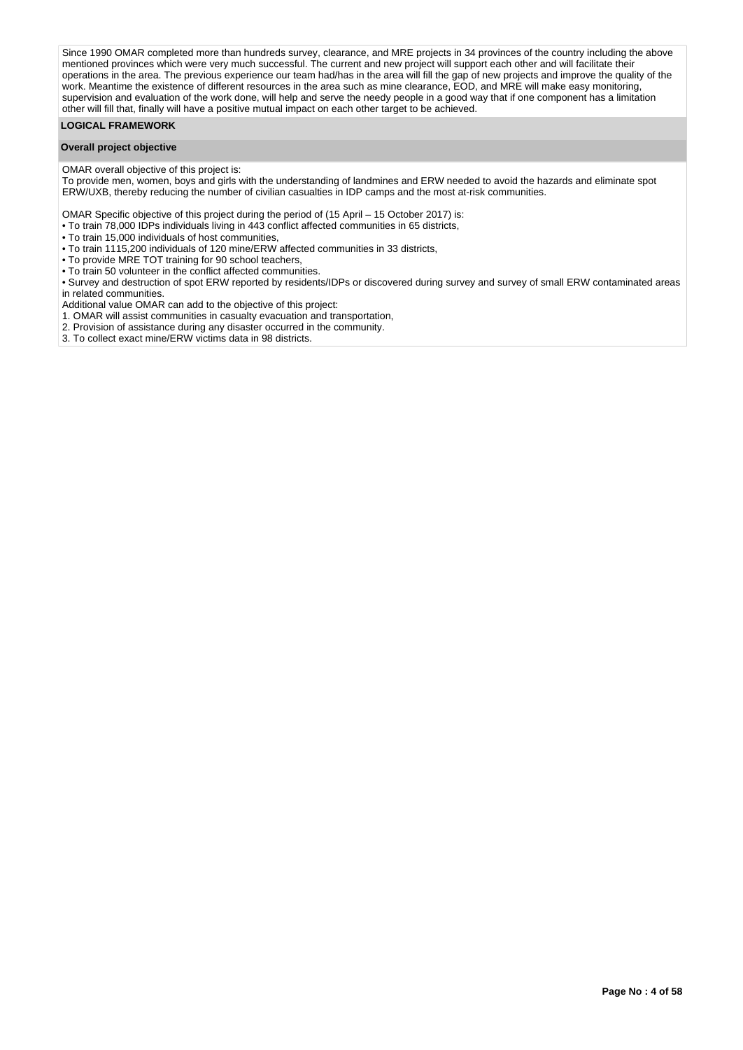Since 1990 OMAR completed more than hundreds survey, clearance, and MRE projects in 34 provinces of the country including the above mentioned provinces which were very much successful. The current and new project will support each other and will facilitate their operations in the area. The previous experience our team had/has in the area will fill the gap of new projects and improve the quality of the work. Meantime the existence of different resources in the area such as mine clearance, EOD, and MRE will make easy monitoring, supervision and evaluation of the work done, will help and serve the needy people in a good way that if one component has a limitation other will fill that, finally will have a positive mutual impact on each other target to be achieved.

## LOGICAL FRAMEWORK

### Overall project objective

OMAR overall objective of this project is:
To provide men, women, boys and girls with the understanding of landmines and ERW needed to avoid the hazards and eliminate spot ERW/UXB, thereby reducing the number of civilian casualties in IDP camps and the most at-risk communities.

OMAR Specific objective of this project during the period of (15 April – 15 October 2017) is:

- To train 78,000 IDPs individuals living in 443 conflict affected communities in 65 districts,
- To train 15,000 individuals of host communities,
- To train 1115,200 individuals of 120 mine/ERW affected communities in 33 districts,
- To provide MRE TOT training for 90 school teachers,
- To train 50 volunteer in the conflict affected communities.
- Survey and destruction of spot ERW reported by residents/IDPs or discovered during survey and survey of small ERW contaminated areas in related communities.

Additional value OMAR can add to the objective of this project:

1. OMAR will assist communities in casualty evacuation and transportation,
2. Provision of assistance during any disaster occurred in the community.
3. To collect exact mine/ERW victims data in 98 districts.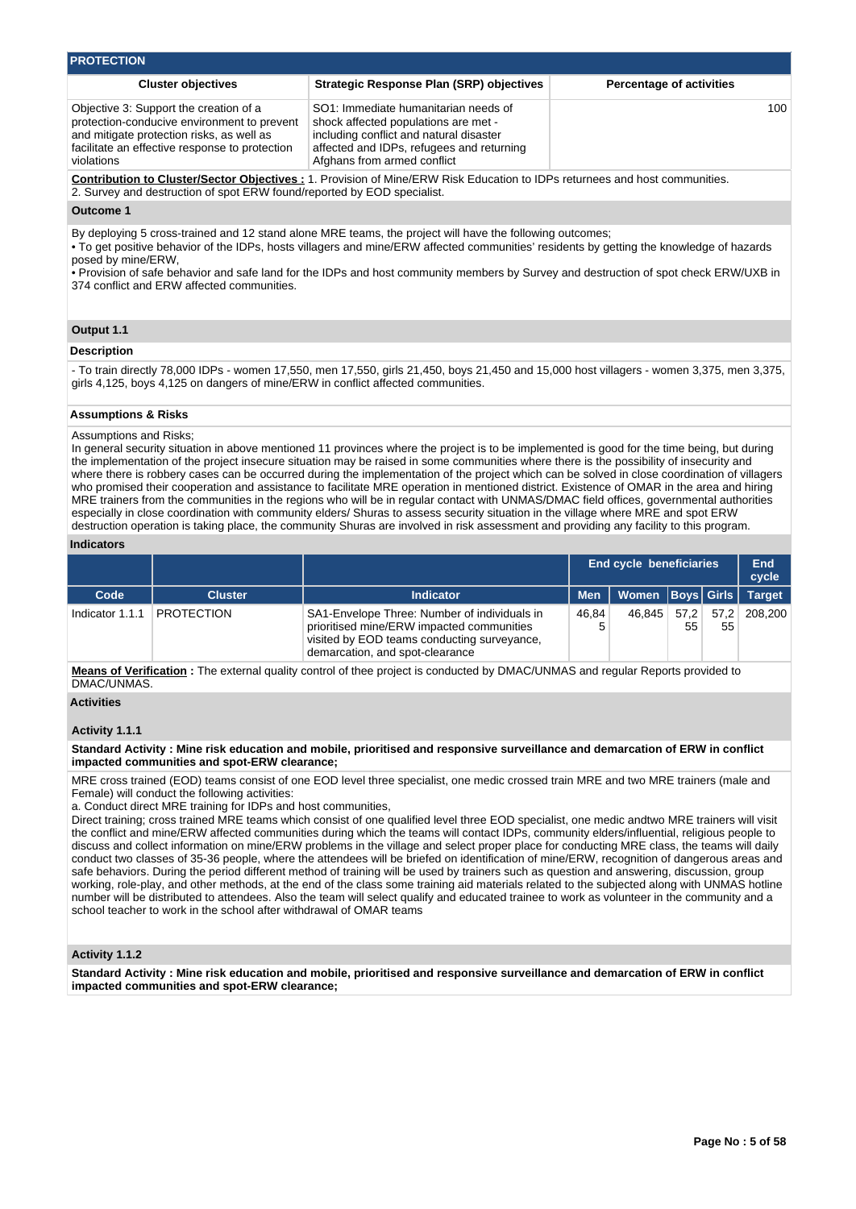## PROTECTION

| Cluster objectives | Strategic Response Plan (SRP) objectives | Percentage of activities |
|---|---|---|
| Objective 3: Support the creation of a protection-conducive environment to prevent and mitigate protection risks, as well as facilitate an effective response to protection violations | SO1: Immediate humanitarian needs of shock affected populations are met - including conflict and natural disaster affected and IDPs, refugees and returning Afghans from armed conflict | 100 |

**Contribution to Cluster/Sector Objectives :** 1. Provision of Mine/ERW Risk Education to IDPs returnees and host communities. 2. Survey and destruction of spot ERW found/reported by EOD specialist.

### Outcome 1

By deploying 5 cross-trained and 12 stand alone MRE teams, the project will have the following outcomes;
• To get positive behavior of the IDPs, hosts villagers and mine/ERW affected communities' residents by getting the knowledge of hazards posed by mine/ERW,
• Provision of safe behavior and safe land for the IDPs and host community members by Survey and destruction of spot check ERW/UXB in 374 conflict and ERW affected communities.

### Output 1.1

**Description**

- To train directly 78,000 IDPs - women 17,550, men 17,550, girls 21,450, boys 21,450 and 15,000 host villagers - women 3,375, men 3,375, girls 4,125, boys 4,125 on dangers of mine/ERW in conflict affected communities.

**Assumptions & Risks**

Assumptions and Risks;
In general security situation in above mentioned 11 provinces where the project is to be implemented is good for the time being, but during the implementation of the project insecure situation may be raised in some communities where there is the possibility of insecurity and where there is robbery cases can be occurred during the implementation of the project which can be solved in close coordination of villagers who promised their cooperation and assistance to facilitate MRE operation in mentioned district. Existence of OMAR in the area and hiring MRE trainers from the communities in the regions who will be in regular contact with UNMAS/DMAC field offices, governmental authorities especially in close coordination with community elders/ Shuras to assess security situation in the village where MRE and spot ERW destruction operation is taking place, the community Shuras are involved in risk assessment and providing any facility to this program.

**Indicators**

| | | | End cycle beneficiaries | | | | End cycle |
|---|---|---|---|---|---|---|---|
| Code | Cluster | Indicator | Men | Women | Boys | Girls | Target |
| Indicator 1.1.1 | PROTECTION | SA1-Envelope Three: Number of individuals in prioritised mine/ERW impacted communities visited by EOD teams conducting surveyance, demarcation, and spot-clearance | 46,845 | 46,845 | 57,255 | 57,255 | 208,200 |

**Means of Verification :** The external quality control of thee project is conducted by DMAC/UNMAS and regular Reports provided to DMAC/UNMAS.

**Activities**

**Activity 1.1.1**

**Standard Activity : Mine risk education and mobile, prioritised and responsive surveillance and demarcation of ERW in conflict impacted communities and spot-ERW clearance;**

MRE cross trained (EOD) teams consist of one EOD level three specialist, one medic crossed train MRE and two MRE trainers (male and Female) will conduct the following activities:
a. Conduct direct MRE training for IDPs and host communities,
Direct training; cross trained MRE teams which consist of one qualified level three EOD specialist, one medic andtwo MRE trainers will visit the conflict and mine/ERW affected communities during which the teams will contact IDPs, community elders/influential, religious people to discuss and collect information on mine/ERW problems in the village and select proper place for conducting MRE class, the teams will daily conduct two classes of 35-36 people, where the attendees will be briefed on identification of mine/ERW, recognition of dangerous areas and safe behaviors. During the period different method of training will be used by trainers such as question and answering, discussion, group working, role-play, and other methods, at the end of the class some training aid materials related to the subjected along with UNMAS hotline number will be distributed to attendees. Also the team will select qualify and educated trainee to work as volunteer in the community and a school teacher to work in the school after withdrawal of OMAR teams

**Activity 1.1.2**

**Standard Activity : Mine risk education and mobile, prioritised and responsive surveillance and demarcation of ERW in conflict impacted communities and spot-ERW clearance;**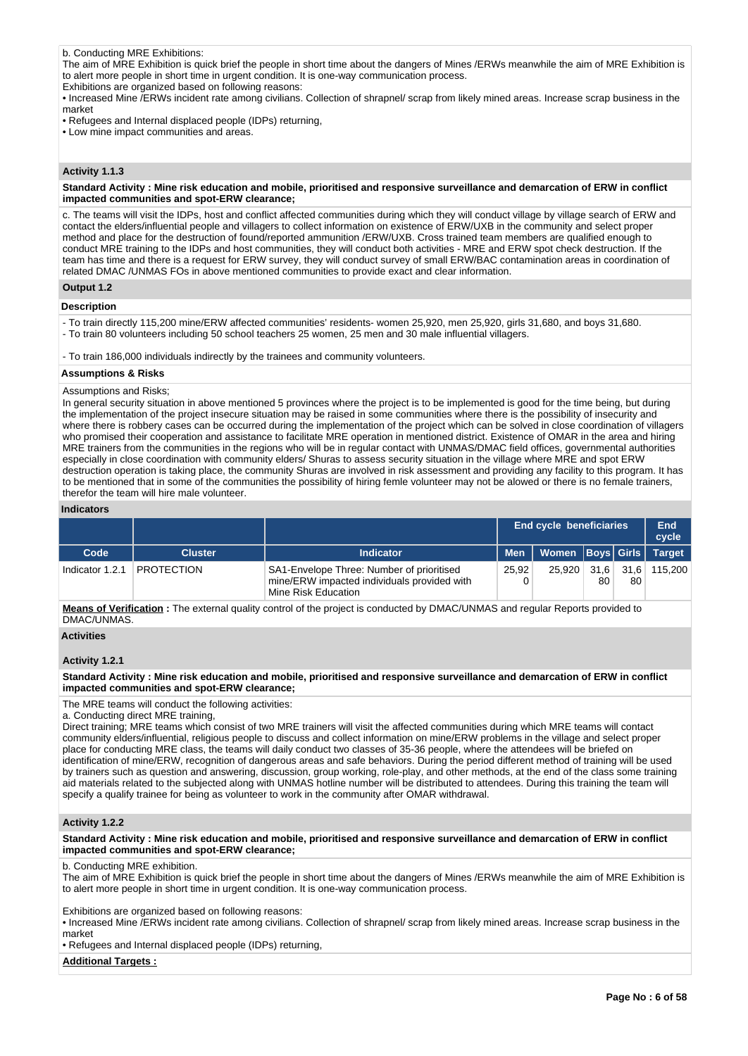b. Conducting MRE Exhibitions:
The aim of MRE Exhibition is quick brief the people in short time about the dangers of Mines /ERWs meanwhile the aim of MRE Exhibition is to alert more people in short time in urgent condition. It is one-way communication process.
Exhibitions are organized based on following reasons:
• Increased Mine /ERWs incident rate among civilians. Collection of shrapnel/ scrap from likely mined areas. Increase scrap business in the market
• Refugees and Internal displaced people (IDPs) returning,
• Low mine impact communities and areas.

### Activity 1.1.3

**Standard Activity : Mine risk education and mobile, prioritised and responsive surveillance and demarcation of ERW in conflict impacted communities and spot-ERW clearance;**

c. The teams will visit the IDPs, host and conflict affected communities during which they will conduct village by village search of ERW and contact the elders/influential people and villagers to collect information on existence of ERW/UXB in the community and select proper method and place for the destruction of found/reported ammunition /ERW/UXB. Cross trained team members are qualified enough to conduct MRE training to the IDPs and host communities, they will conduct both activities - MRE and ERW spot check destruction. If the team has time and there is a request for ERW survey, they will conduct survey of small ERW/BAC contamination areas in coordination of related DMAC /UNMAS FOs in above mentioned communities to provide exact and clear information.

### Output 1.2

**Description**

- To train directly 115,200 mine/ERW affected communities' residents- women 25,920, men 25,920, girls 31,680, and boys 31,680.
- To train 80 volunteers including 50 school teachers 25 women, 25 men and 30 male influential villagers.

- To train 186,000 individuals indirectly by the trainees and community volunteers.

**Assumptions & Risks**

Assumptions and Risks;
In general security situation in above mentioned 5 provinces where the project is to be implemented is good for the time being, but during the implementation of the project insecure situation may be raised in some communities where there is the possibility of insecurity and where there is robbery cases can be occurred during the implementation of the project which can be solved in close coordination of villagers who promised their cooperation and assistance to facilitate MRE operation in mentioned district. Existence of OMAR in the area and hiring MRE trainers from the communities in the regions who will be in regular contact with UNMAS/DMAC field offices, governmental authorities especially in close coordination with community elders/ Shuras to assess security situation in the village where MRE and spot ERW destruction operation is taking place, the community Shuras are involved in risk assessment and providing any facility to this program. It has to be mentioned that in some of the communities the possibility of hiring femle volunteer may not be alowed or there is no female trainers, therefor the team will hire male volunteer.

**Indicators**

| | | | End cycle beneficiaries | | | | End cycle |
|---|---|---|---|---|---|---|---|
| Code | Cluster | Indicator | Men | Women | Boys | Girls | Target |
| Indicator 1.2.1 | PROTECTION | SA1-Envelope Three: Number of prioritised mine/ERW impacted individuals provided with Mine Risk Education | 25,920 | 25,920 | 31,680 | 31,680 | 115,200 |

**Means of Verification :** The external quality control of the project is conducted by DMAC/UNMAS and regular Reports provided to DMAC/UNMAS.

**Activities**

### Activity 1.2.1

**Standard Activity : Mine risk education and mobile, prioritised and responsive surveillance and demarcation of ERW in conflict impacted communities and spot-ERW clearance;**

The MRE teams will conduct the following activities:
a. Conducting direct MRE training,
Direct training; MRE teams which consist of two MRE trainers will visit the affected communities during which MRE teams will contact community elders/influential, religious people to discuss and collect information on mine/ERW problems in the village and select proper place for conducting MRE class, the teams will daily conduct two classes of 35-36 people, where the attendees will be briefed on identification of mine/ERW, recognition of dangerous areas and safe behaviors. During the period different method of training will be used by trainers such as question and answering, discussion, group working, role-play, and other methods, at the end of the class some training aid materials related to the subjected along with UNMAS hotline number will be distributed to attendees. During this training the team will specify a qualify trainee for being as volunteer to work in the community after OMAR withdrawal.

### Activity 1.2.2

**Standard Activity : Mine risk education and mobile, prioritised and responsive surveillance and demarcation of ERW in conflict impacted communities and spot-ERW clearance;**

b. Conducting MRE exhibition.
The aim of MRE Exhibition is quick brief the people in short time about the dangers of Mines /ERWs meanwhile the aim of MRE Exhibition is to alert more people in short time in urgent condition. It is one-way communication process.

Exhibitions are organized based on following reasons:
• Increased Mine /ERWs incident rate among civilians. Collection of shrapnel/ scrap from likely mined areas. Increase scrap business in the market
• Refugees and Internal displaced people (IDPs) returning,

**Additional Targets :**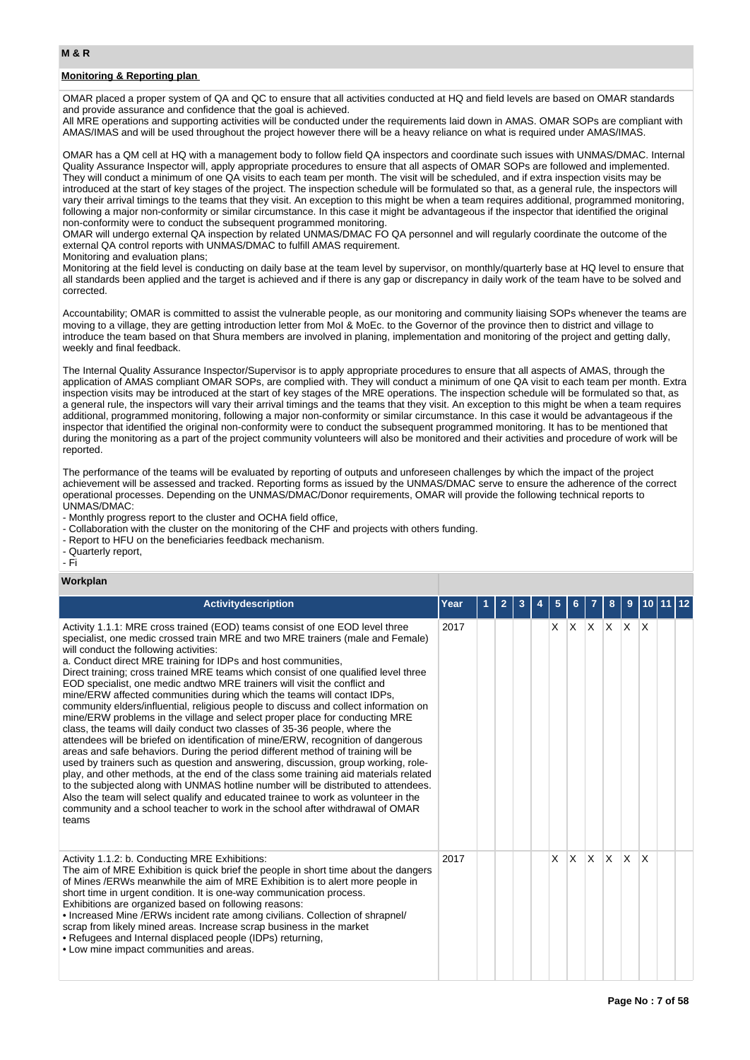## M & R

### Monitoring & Reporting plan

OMAR placed a proper system of QA and QC to ensure that all activities conducted at HQ and field levels are based on OMAR standards and provide assurance and confidence that the goal is achieved.
All MRE operations and supporting activities will be conducted under the requirements laid down in AMAS. OMAR SOPs are compliant with AMAS/IMAS and will be used throughout the project however there will be a heavy reliance on what is required under AMAS/IMAS.

OMAR has a QM cell at HQ with a management body to follow field QA inspectors and coordinate such issues with UNMAS/DMAC. Internal Quality Assurance Inspector will, apply appropriate procedures to ensure that all aspects of OMAR SOPs are followed and implemented. They will conduct a minimum of one QA visits to each team per month. The visit will be scheduled, and if extra inspection visits may be introduced at the start of key stages of the project. The inspection schedule will be formulated so that, as a general rule, the inspectors will vary their arrival timings to the teams that they visit. An exception to this might be when a team requires additional, programmed monitoring, following a major non-conformity or similar circumstance. In this case it might be advantageous if the inspector that identified the original non-conformity were to conduct the subsequent programmed monitoring.
OMAR will undergo external QA inspection by related UNMAS/DMAC FO QA personnel and will regularly coordinate the outcome of the external QA control reports with UNMAS/DMAC to fulfill AMAS requirement.
Monitoring and evaluation plans;
Monitoring at the field level is conducting on daily base at the team level by supervisor, on monthly/quarterly base at HQ level to ensure that all standards been applied and the target is achieved and if there is any gap or discrepancy in daily work of the team have to be solved and corrected.

Accountability; OMAR is committed to assist the vulnerable people, as our monitoring and community liaising SOPs whenever the teams are moving to a village, they are getting introduction letter from MoI & MoEc. to the Governor of the province then to district and village to introduce the team based on that Shura members are involved in planing, implementation and monitoring of the project and getting dally, weekly and final feedback.

The Internal Quality Assurance Inspector/Supervisor is to apply appropriate procedures to ensure that all aspects of AMAS, through the application of AMAS compliant OMAR SOPs, are complied with. They will conduct a minimum of one QA visit to each team per month. Extra inspection visits may be introduced at the start of key stages of the MRE operations. The inspection schedule will be formulated so that, as a general rule, the inspectors will vary their arrival timings and the teams that they visit. An exception to this might be when a team requires additional, programmed monitoring, following a major non-conformity or similar circumstance. In this case it would be advantageous if the inspector that identified the original non-conformity were to conduct the subsequent programmed monitoring. It has to be mentioned that during the monitoring as a part of the project community volunteers will also be monitored and their activities and procedure of work will be reported.

The performance of the teams will be evaluated by reporting of outputs and unforeseen challenges by which the impact of the project achievement will be assessed and tracked. Reporting forms as issued by the UNMAS/DMAC serve to ensure the adherence of the correct operational processes. Depending on the UNMAS/DMAC/Donor requirements, OMAR will provide the following technical reports to UNMAS/DMAC:
- Monthly progress report to the cluster and OCHA field office,
- Collaboration with the cluster on the monitoring of the CHF and projects with others funding.
- Report to HFU on the beneficiaries feedback mechanism.
- Quarterly report,
- Fi

### Workplan

| Activitydescription | Year | 1 | 2 | 3 | 4 | 5 | 6 | 7 | 8 | 9 | 10 | 11 | 12 |
|---|---|---|---|---|---|---|---|---|---|---|---|---|---|
| Activity 1.1.1: MRE cross trained (EOD) teams consist of one EOD level three specialist, one medic crossed train MRE and two MRE trainers (male and Female) will conduct the following activities:<br>a. Conduct direct MRE training for IDPs and host communities,<br>Direct training; cross trained MRE teams which consist of one qualified level three EOD specialist, one medic andtwo MRE trainers will visit the conflict and mine/ERW affected communities during which the teams will contact IDPs, community elders/influential, religious people to discuss and collect information on mine/ERW problems in the village and select proper place for conducting MRE class, the teams will daily conduct two classes of 35-36 people, where the attendees will be briefed on identification of mine/ERW, recognition of dangerous areas and safe behaviors. During the period different method of training will be used by trainers such as question and answering, discussion, group working, role-play, and other methods, at the end of the class some training aid materials related to the subjected along with UNMAS hotline number will be distributed to attendees. Also the team will select qualify and educated trainee to work as volunteer in the community and a school teacher to work in the school after withdrawal of OMAR teams | 2017 | | | | | X | X | X | X | X | X | | |
| Activity 1.1.2: b. Conducting MRE Exhibitions:<br>The aim of MRE Exhibition is quick brief the people in short time about the dangers of Mines /ERWs meanwhile the aim of MRE Exhibition is to alert more people in short time in urgent condition. It is one-way communication process.<br>Exhibitions are organized based on following reasons:<br>• Increased Mine /ERWs incident rate among civilians. Collection of shrapnel/ scrap from likely mined areas. Increase scrap business in the market<br>• Refugees and Internal displaced people (IDPs) returning,<br>• Low mine impact communities and areas. | 2017 | | | | | X | X | X | X | X | X | | |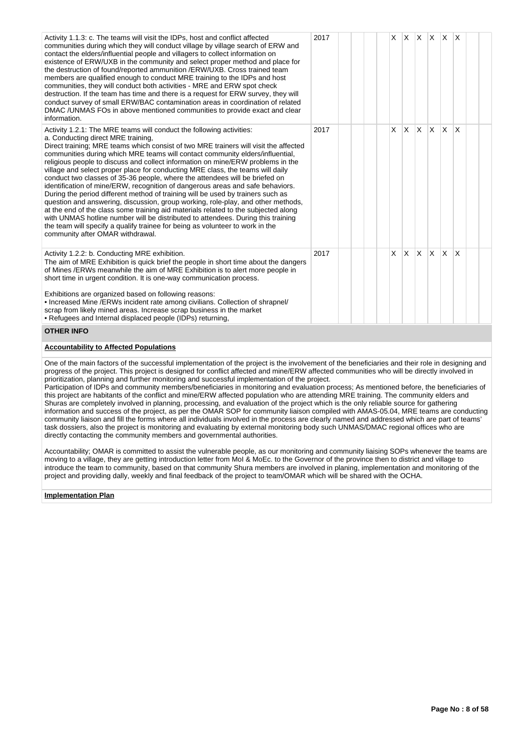| Activity | Year | 1 | 2 | 3 | 4 | 5 | 6 | 7 | 8 | 9 | 10 | 11 | 12 |
|---|---|---|---|---|---|---|---|---|---|---|---|---|---|
| Activity 1.1.3: c. The teams will visit the IDPs, host and conflict affected communities during which they will conduct village by village search of ERW and contact the elders/influential people and villagers to collect information on existence of ERW/UXB in the community and select proper method and place for the destruction of found/reported ammunition /ERW/UXB. Cross trained team members are qualified enough to conduct MRE training to the IDPs and host communities, they will conduct both activities - MRE and ERW spot check destruction. If the team has time and there is a request for ERW survey, they will conduct survey of small ERW/BAC contamination areas in coordination of related DMAC /UNMAS FOs in above mentioned communities to provide exact and clear information. | 2017 | | | | | X | X | X | X | X | X | | |
| Activity 1.2.1: The MRE teams will conduct the following activities:<br>a. Conducting direct MRE training,<br>Direct training; MRE teams which consist of two MRE trainers will visit the affected communities during which MRE teams will contact community elders/influential, religious people to discuss and collect information on mine/ERW problems in the village and select proper place for conducting MRE class, the teams will daily conduct two classes of 35-36 people, where the attendees will be briefed on identification of mine/ERW, recognition of dangerous areas and safe behaviors. During the period different method of training will be used by trainers such as question and answering, discussion, group working, role-play, and other methods, at the end of the class some training aid materials related to the subjected along with UNMAS hotline number will be distributed to attendees. During this training the team will specify a qualify trainee for being as volunteer to work in the community after OMAR withdrawal. | 2017 | | | | | X | X | X | X | X | X | | |
| Activity 1.2.2: b. Conducting MRE exhibition.<br>The aim of MRE Exhibition is quick brief the people in short time about the dangers of Mines /ERWs meanwhile the aim of MRE Exhibition is to alert more people in short time in urgent condition. It is one-way communication process.<br><br>Exhibitions are organized based on following reasons:<br>• Increased Mine /ERWs incident rate among civilians. Collection of shrapnel/ scrap from likely mined areas. Increase scrap business in the market<br>• Refugees and Internal displaced people (IDPs) returning, | 2017 | | | | | X | X | X | X | X | X | | |

## OTHER INFO

**Accountability to Affected Populations**

One of the main factors of the successful implementation of the project is the involvement of the beneficiaries and their role in designing and progress of the project. This project is designed for conflict affected and mine/ERW affected communities who will be directly involved in prioritization, planning and further monitoring and successful implementation of the project.
Participation of IDPs and community members/beneficiaries in monitoring and evaluation process; As mentioned before, the beneficiaries of this project are habitants of the conflict and mine/ERW affected population who are attending MRE training. The community elders and Shuras are completely involved in planning, processing, and evaluation of the project which is the only reliable source for gathering information and success of the project, as per the OMAR SOP for community liaison compiled with AMAS-05.04, MRE teams are conducting community liaison and fill the forms where all individuals involved in the process are clearly named and addressed which are part of teams' task dossiers, also the project is monitoring and evaluating by external monitoring body such UNMAS/DMAC regional offices who are directly contacting the community members and governmental authorities.

Accountability; OMAR is committed to assist the vulnerable people, as our monitoring and community liaising SOPs whenever the teams are moving to a village, they are getting introduction letter from MoI & MoEc. to the Governor of the province then to district and village to introduce the team to community, based on that community Shura members are involved in planing, implementation and monitoring of the project and providing dally, weekly and final feedback of the project to team/OMAR which will be shared with the OCHA.

**Implementation Plan**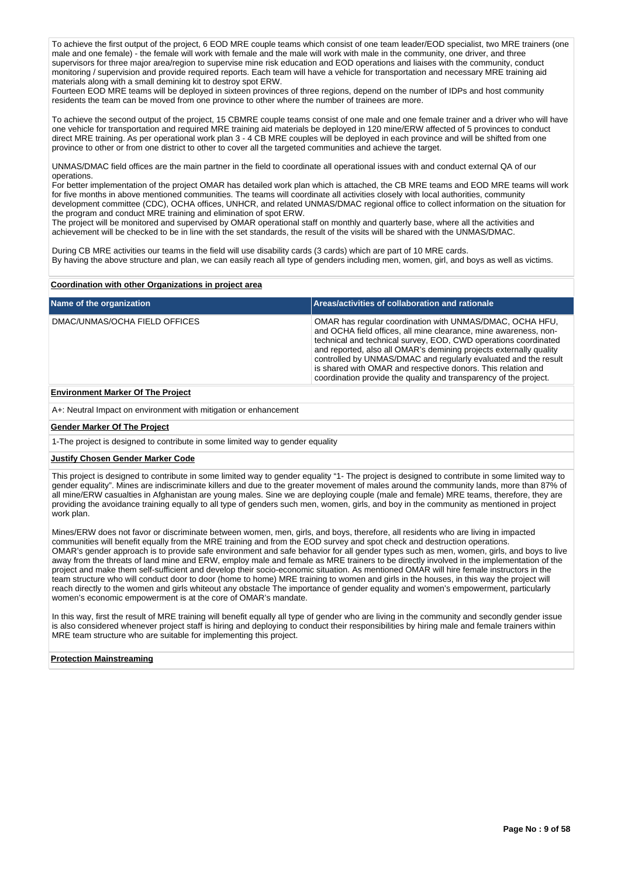To achieve the first output of the project, 6 EOD MRE couple teams which consist of one team leader/EOD specialist, two MRE trainers (one male and one female) - the female will work with female and the male will work with male in the community, one driver, and three supervisors for three major area/region to supervise mine risk education and EOD operations and liaises with the community, conduct monitoring / supervision and provide required reports. Each team will have a vehicle for transportation and necessary MRE training aid materials along with a small demining kit to destroy spot ERW.
Fourteen EOD MRE teams will be deployed in sixteen provinces of three regions, depend on the number of IDPs and host community residents the team can be moved from one province to other where the number of trainees are more.

To achieve the second output of the project, 15 CBMRE couple teams consist of one male and one female trainer and a driver who will have one vehicle for transportation and required MRE training aid materials be deployed in 120 mine/ERW affected of 5 provinces to conduct direct MRE training. As per operational work plan 3 - 4 CB MRE couples will be deployed in each province and will be shifted from one province to other or from one district to other to cover all the targeted communities and achieve the target.

UNMAS/DMAC field offices are the main partner in the field to coordinate all operational issues with and conduct external QA of our operations.
For better implementation of the project OMAR has detailed work plan which is attached, the CB MRE teams and EOD MRE teams will work for five months in above mentioned communities. The teams will coordinate all activities closely with local authorities, community development committee (CDC), OCHA offices, UNHCR, and related UNMAS/DMAC regional office to collect information on the situation for the program and conduct MRE training and elimination of spot ERW.
The project will be monitored and supervised by OMAR operational staff on monthly and quarterly base, where all the activities and achievement will be checked to be in line with the set standards, the result of the visits will be shared with the UNMAS/DMAC.

During CB MRE activities our teams in the field will use disability cards (3 cards) which are part of 10 MRE cards.
By having the above structure and plan, we can easily reach all type of genders including men, women, girl, and boys as well as victims.

**Coordination with other Organizations in project area**

| Name of the organization | Areas/activities of collaboration and rationale |
|---|---|
| DMAC/UNMAS/OCHA FIELD OFFICES | OMAR has regular coordination with UNMAS/DMAC, OCHA HFU, and OCHA field offices, all mine clearance, mine awareness, non-technical and technical survey, EOD, CWD operations coordinated and reported, also all OMAR's demining projects externally quality controlled by UNMAS/DMAC and regularly evaluated and the result is shared with OMAR and respective donors. This relation and coordination provide the quality and transparency of the project. |

**Environment Marker Of The Project**

A+: Neutral Impact on environment with mitigation or enhancement

**Gender Marker Of The Project**

1-The project is designed to contribute in some limited way to gender equality

**Justify Chosen Gender Marker Code**

This project is designed to contribute in some limited way to gender equality "1- The project is designed to contribute in some limited way to gender equality". Mines are indiscriminate killers and due to the greater movement of males around the community lands, more than 87% of all mine/ERW casualties in Afghanistan are young males. Sine we are deploying couple (male and female) MRE teams, therefore, they are providing the avoidance training equally to all type of genders such men, women, girls, and boy in the community as mentioned in project work plan.

Mines/ERW does not favor or discriminate between women, men, girls, and boys, therefore, all residents who are living in impacted communities will benefit equally from the MRE training and from the EOD survey and spot check and destruction operations.
OMAR's gender approach is to provide safe environment and safe behavior for all gender types such as men, women, girls, and boys to live away from the threats of land mine and ERW, employ male and female as MRE trainers to be directly involved in the implementation of the project and make them self-sufficient and develop their socio-economic situation. As mentioned OMAR will hire female instructors in the team structure who will conduct door to door (home to home) MRE training to women and girls in the houses, in this way the project will reach directly to the women and girls whiteout any obstacle The importance of gender equality and women's empowerment, particularly women's economic empowerment is at the core of OMAR's mandate.

In this way, first the result of MRE training will benefit equally all type of gender who are living in the community and secondly gender issue is also considered whenever project staff is hiring and deploying to conduct their responsibilities by hiring male and female trainers within MRE team structure who are suitable for implementing this project.

**Protection Mainstreaming**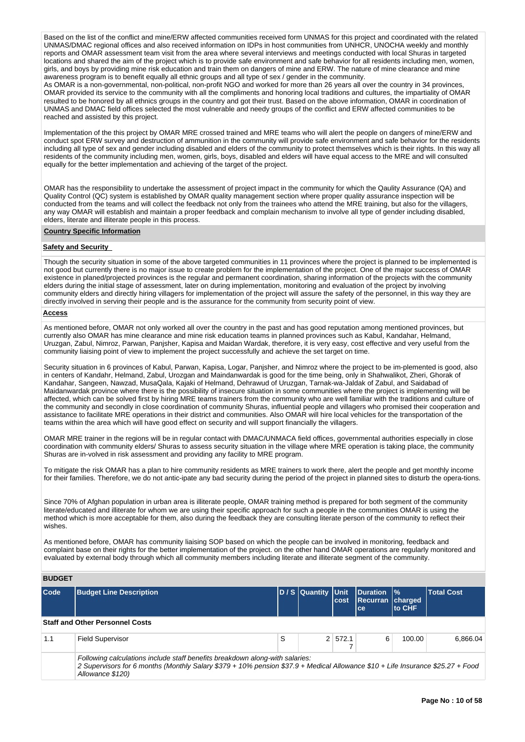Based on the list of the conflict and mine/ERW affected communities received form UNMAS for this project and coordinated with the related UNMAS/DMAC regional offices and also received information on IDPs in host communities from UNHCR, UNOCHA weekly and monthly reports and OMAR assessment team visit from the area where several interviews and meetings conducted with local Shuras in targeted locations and shared the aim of the project which is to provide safe environment and safe behavior for all residents including men, women, girls, and boys by providing mine risk education and train them on dangers of mine and ERW. The nature of mine clearance and mine awareness program is to benefit equally all ethnic groups and all type of sex / gender in the community.
As OMAR is a non-governmental, non-political, non-profit NGO and worked for more than 26 years all over the country in 34 provinces, OMAR provided its service to the community with all the compliments and honoring local traditions and cultures, the impartiality of OMAR resulted to be honored by all ethnics groups in the country and got their trust. Based on the above information, OMAR in coordination of UNMAS and DMAC field offices selected the most vulnerable and needy groups of the conflict and ERW affected communities to be reached and assisted by this project.

Implementation of the this project by OMAR MRE crossed trained and MRE teams who will alert the people on dangers of mine/ERW and conduct spot ERW survey and destruction of ammunition in the community will provide safe environment and safe behavior for the residents including all type of sex and gender including disabled and elders of the community to protect themselves which is their rights. In this way all residents of the community including men, women, girls, boys, disabled and elders will have equal access to the MRE and will consulted equally for the better implementation and achieving of the target of the project.

OMAR has the responsibility to undertake the assessment of project impact in the community for which the Qaulity Assurance (QA) and Quality Control (QC) system is established by OMAR quality management section where proper quality assurance inspection will be conducted from the teams and will collect the feedback not only from the trainees who attend the MRE training, but also for the villagers, any way OMAR will establish and maintain a proper feedback and complain mechanism to involve all type of gender including disabled, elders, literate and illiterate people in this process.

**Country Specific Information**

**Safety and Security**

Though the security situation in some of the above targeted communities in 11 provinces where the project is planned to be implemented is not good but currently there is no major issue to create problem for the implementation of the project. One of the major success of OMAR existence in planed/projected provinces is the regular and permanent coordination, sharing information of the projects with the community elders during the initial stage of assessment, later on during implementation, monitoring and evaluation of the project by involving community elders and directly hiring villagers for implementation of the project will assure the safety of the personnel, in this way they are directly involved in serving their people and is the assurance for the community from security point of view.

**Access**

As mentioned before, OMAR not only worked all over the country in the past and has good reputation among mentioned provinces, but currently also OMAR has mine clearance and mine risk education teams in planned provinces such as Kabul, Kandahar, Helmand, Uruzgan, Zabul, Nimroz, Parwan, Panjsher, Kapisa and Maidan Wardak, therefore, it is very easy, cost effective and very useful from the community liaising point of view to implement the project successfully and achieve the set target on time.

Security situation in 6 provinces of Kabul, Parwan, Kapisa, Logar, Panjsher, and Nimroz where the project to be im-plemented is good, also in centers of Kandahr, Helmand, Zabul, Urozgan and Maindanwardak is good for the time being, only in Shahwalikot, Zheri, Ghorak of Kandahar, Sangeen, Nawzad, MusaQala, Kajaki of Helmand, Dehrawud of Uruzgan, Tarnak-wa-Jaldak of Zabul, and Saidabad of Maidanwardak province where there is the possibility of insecure situation in some communities where the project is implementing will be affected, which can be solved first by hiring MRE teams trainers from the community who are well familiar with the traditions and culture of the community and secondly in close coordination of community Shuras, influential people and villagers who promised their cooperation and assistance to facilitate MRE operations in their district and communities. Also OMAR will hire local vehicles for the transportation of the teams within the area which will have good effect on security and will support financially the villagers.

OMAR MRE trainer in the regions will be in regular contact with DMAC/UNMACA field offices, governmental authorities especially in close coordination with community elders/ Shuras to assess security situation in the village where MRE operation is taking place, the community Shuras are in-volved in risk assessment and providing any facility to MRE program.

To mitigate the risk OMAR has a plan to hire community residents as MRE trainers to work there, alert the people and get monthly income for their families. Therefore, we do not antic-ipate any bad security during the period of the project in planned sites to disturb the opera-tions.

Since 70% of Afghan population in urban area is illiterate people, OMAR training method is prepared for both segment of the community literate/educated and illiterate for whom we are using their specific approach for such a people in the communities OMAR is using the method which is more acceptable for them, also during the feedback they are consulting literate person of the community to reflect their wishes.

As mentioned before, OMAR has community liaising SOP based on which the people can be involved in monitoring, feedback and complaint base on their rights for the better implementation of the project. on the other hand OMAR operations are regularly monitored and evaluated by external body through which all community members including literate and illiterate segment of the community.

**BUDGET**

| Code | Budget Line Description | D / S | Quantity | Unit cost | Duration Recurrance | % charged to CHF | Total Cost |
|---|---|---|---|---|---|---|---|
| **Staff and Other Personnel Costs** | | | | | | | |
| 1.1 | Field Supervisor | S | 2 | 572.17 | 6 | 100.00 | 6,866.04 |
| | *Following calculations include staff benefits breakdown along-with salaries: 2 Supervisors for 6 months (Monthly Salary $379 + 10% pension $37.9 + Medical Allowance $10 + Life Insurance $25.27 + Food Allowance $120)* | | | | | | |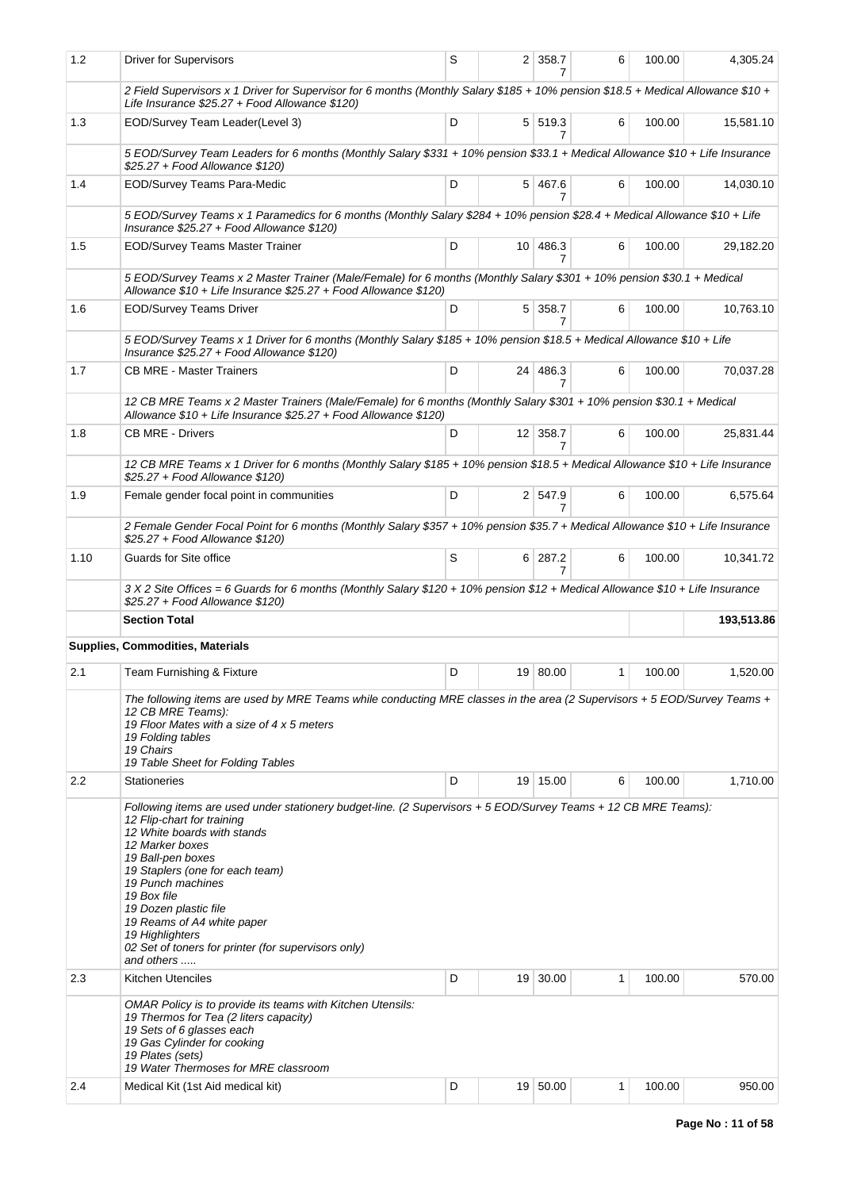| | | | | | | | |
|---|---|---|---|---|---|---|---|
| 1.2 | Driver for Supervisors | S | 2 | 358.77 | 6 | 100.00 | 4,305.24 |
| | *2 Field Supervisors x 1 Driver for Supervisor for 6 months (Monthly Salary $185 + 10% pension $18.5 + Medical Allowance $10 + Life Insurance $25.27 + Food Allowance $120)* | | | | | | |
| 1.3 | EOD/Survey Team Leader(Level 3) | D | 5 | 519.37 | 6 | 100.00 | 15,581.10 |
| | *5 EOD/Survey Team Leaders for 6 months (Monthly Salary $331 + 10% pension $33.1 + Medical Allowance $10 + Life Insurance $25.27 + Food Allowance $120)* | | | | | | |
| 1.4 | EOD/Survey Teams Para-Medic | D | 5 | 467.67 | 6 | 100.00 | 14,030.10 |
| | *5 EOD/Survey Teams x 1 Paramedics for 6 months (Monthly Salary $284 + 10% pension $28.4 + Medical Allowance $10 + Life Insurance $25.27 + Food Allowance $120)* | | | | | | |
| 1.5 | EOD/Survey Teams Master Trainer | D | 10 | 486.37 | 6 | 100.00 | 29,182.20 |
| | *5 EOD/Survey Teams x 2 Master Trainer (Male/Female) for 6 months (Monthly Salary $301 + 10% pension $30.1 + Medical Allowance $10 + Life Insurance $25.27 + Food Allowance $120)* | | | | | | |
| 1.6 | EOD/Survey Teams Driver | D | 5 | 358.77 | 6 | 100.00 | 10,763.10 |
| | *5 EOD/Survey Teams x 1 Driver for 6 months (Monthly Salary $185 + 10% pension $18.5 + Medical Allowance $10 + Life Insurance $25.27 + Food Allowance $120)* | | | | | | |
| 1.7 | CB MRE - Master Trainers | D | 24 | 486.37 | 6 | 100.00 | 70,037.28 |
| | *12 CB MRE Teams x 2 Master Trainers (Male/Female) for 6 months (Monthly Salary $301 + 10% pension $30.1 + Medical Allowance $10 + Life Insurance $25.27 + Food Allowance $120)* | | | | | | |
| 1.8 | CB MRE - Drivers | D | 12 | 358.77 | 6 | 100.00 | 25,831.44 |
| | *12 CB MRE Teams x 1 Driver for 6 months (Monthly Salary $185 + 10% pension $18.5 + Medical Allowance $10 + Life Insurance $25.27 + Food Allowance $120)* | | | | | | |
| 1.9 | Female gender focal point in communities | D | 2 | 547.97 | 6 | 100.00 | 6,575.64 |
| | *2 Female Gender Focal Point for 6 months (Monthly Salary $357 + 10% pension $35.7 + Medical Allowance $10 + Life Insurance $25.27 + Food Allowance $120)* | | | | | | |
| 1.10 | Guards for Site office | S | 6 | 287.27 | 6 | 100.00 | 10,341.72 |
| | *3 X 2 Site Offices = 6 Guards for 6 months (Monthly Salary $120 + 10% pension $12 + Medical Allowance $10 + Life Insurance $25.27 + Food Allowance $120)* | | | | | | |
| | **Section Total** | | | | | | **193,513.86** |
| | **Supplies, Commodities, Materials** | | | | | | |
| 2.1 | Team Furnishing & Fixture | D | 19 | 80.00 | 1 | 100.00 | 1,520.00 |
| | *The following items are used by MRE Teams while conducting MRE classes in the area (2 Supervisors + 5 EOD/Survey Teams + 12 CB MRE Teams):<br>19 Floor Mates with a size of 4 x 5 meters<br>19 Folding tables<br>19 Chairs<br>19 Table Sheet for Folding Tables* | | | | | | |
| 2.2 | Stationeries | D | 19 | 15.00 | 6 | 100.00 | 1,710.00 |
| | *Following items are used under stationery budget-line. (2 Supervisors + 5 EOD/Survey Teams + 12 CB MRE Teams):<br>12 Flip-chart for training<br>12 White boards with stands<br>12 Marker boxes<br>19 Ball-pen boxes<br>19 Staplers (one for each team)<br>19 Punch machines<br>19 Box file<br>19 Dozen plastic file<br>19 Reams of A4 white paper<br>19 Highlighters<br>02 Set of toners for printer (for supervisors only)<br>and others .....* | | | | | | |
| 2.3 | Kitchen Utenciles | D | 19 | 30.00 | 1 | 100.00 | 570.00 |
| | *OMAR Policy is to provide its teams with Kitchen Utensils:<br>19 Thermos for Tea (2 liters capacity)<br>19 Sets of 6 glasses each<br>19 Gas Cylinder for cooking<br>19 Plates (sets)<br>19 Water Thermoses for MRE classroom* | | | | | | |
| 2.4 | Medical Kit (1st Aid medical kit) | D | 19 | 50.00 | 1 | 100.00 | 950.00 |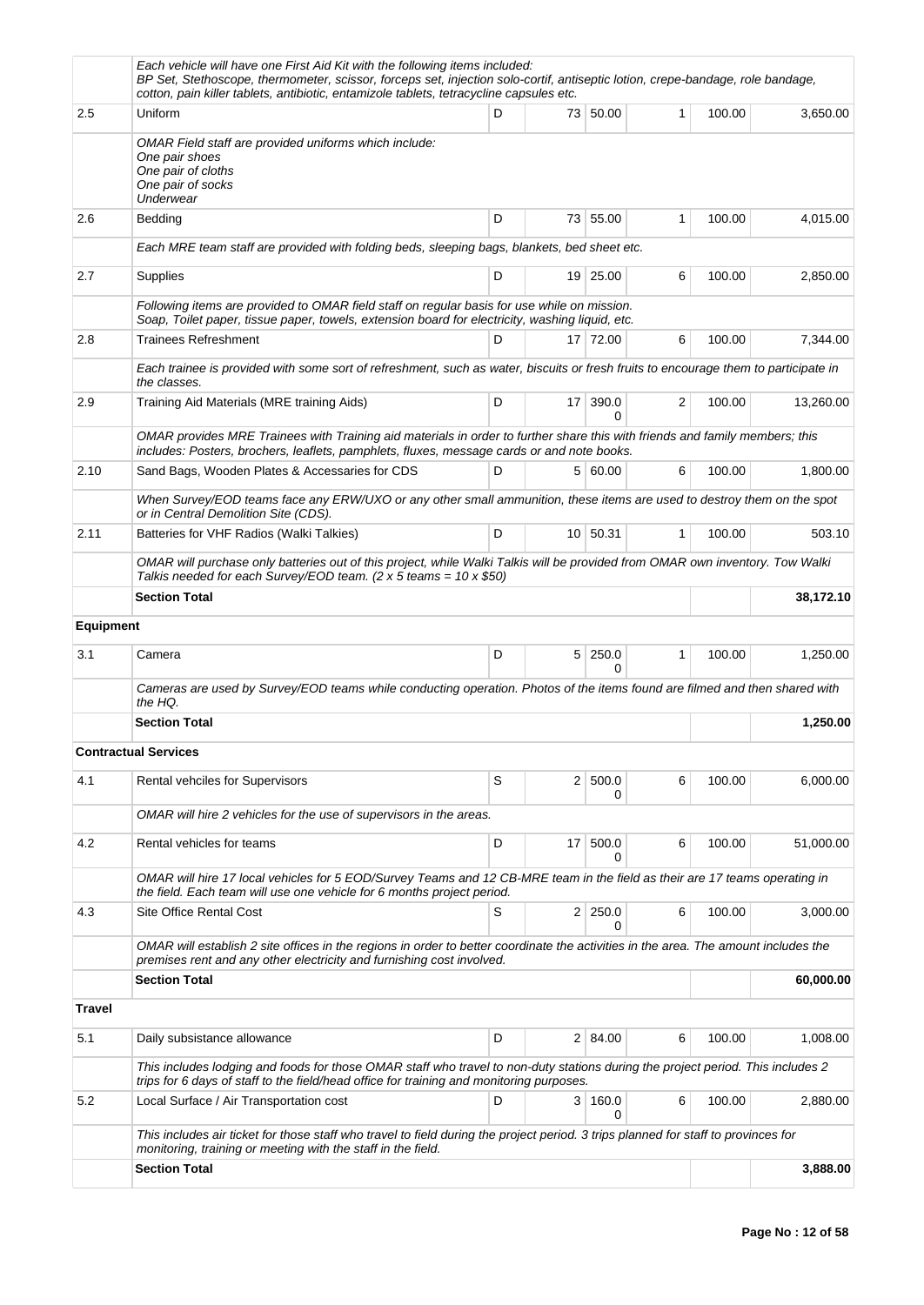| | | | | | | | |
|---|---|---|---|---|---|---|---|
| | *Each vehicle will have one First Aid Kit with the following items included: BP Set, Stethoscope, thermometer, scissor, forceps set, injection solo-cortif, antiseptic lotion, crepe-bandage, role bandage, cotton, pain killer tablets, antibiotic, entamizole tablets, tetracycline capsules etc.* | | | | | | |
| 2.5 | Uniform | D | 73 | 50.00 | 1 | 100.00 | 3,650.00 |
| | *OMAR Field staff are provided uniforms which include: One pair shoes One pair of cloths One pair of socks Underwear* | | | | | | |
| 2.6 | Bedding | D | 73 | 55.00 | 1 | 100.00 | 4,015.00 |
| | *Each MRE team staff are provided with folding beds, sleeping bags, blankets, bed sheet etc.* | | | | | | |
| 2.7 | Supplies | D | 19 | 25.00 | 6 | 100.00 | 2,850.00 |
| | *Following items are provided to OMAR field staff on regular basis for use while on mission. Soap, Toilet paper, tissue paper, towels, extension board for electricity, washing liquid, etc.* | | | | | | |
| 2.8 | Trainees Refreshment | D | 17 | 72.00 | 6 | 100.00 | 7,344.00 |
| | *Each trainee is provided with some sort of refreshment, such as water, biscuits or fresh fruits to encourage them to participate in the classes.* | | | | | | |
| 2.9 | Training Aid Materials (MRE training Aids) | D | 17 | 390.00 | 2 | 100.00 | 13,260.00 |
| | *OMAR provides MRE Trainees with Training aid materials in order to further share this with friends and family members; this includes: Posters, brochers, leaflets, pamphlets, fluxes, message cards or and note books.* | | | | | | |
| 2.10 | Sand Bags, Wooden Plates & Accessaries for CDS | D | 5 | 60.00 | 6 | 100.00 | 1,800.00 |
| | *When Survey/EOD teams face any ERW/UXO or any other small ammunition, these items are used to destroy them on the spot or in Central Demolition Site (CDS).* | | | | | | |
| 2.11 | Batteries for VHF Radios (Walki Talkies) | D | 10 | 50.31 | 1 | 100.00 | 503.10 |
| | *OMAR will purchase only batteries out of this project, while Walki Talkis will be provided from OMAR own inventory. Tow Walki Talkis needed for each Survey/EOD team. (2 x 5 teams = 10 x $50)* | | | | | | |
| | **Section Total** | | | | | | **38,172.10** |
| **Equipment** | | | | | | | |
| 3.1 | Camera | D | 5 | 250.00 | 1 | 100.00 | 1,250.00 |
| | *Cameras are used by Survey/EOD teams while conducting operation. Photos of the items found are filmed and then shared with the HQ.* | | | | | | |
| | **Section Total** | | | | | | **1,250.00** |
| **Contractual Services** | | | | | | | |
| 4.1 | Rental vehciles for Supervisors | S | 2 | 500.00 | 6 | 100.00 | 6,000.00 |
| | *OMAR will hire 2 vehicles for the use of supervisors in the areas.* | | | | | | |
| 4.2 | Rental vehicles for teams | D | 17 | 500.00 | 6 | 100.00 | 51,000.00 |
| | *OMAR will hire 17 local vehicles for 5 EOD/Survey Teams and 12 CB-MRE team in the field as their are 17 teams operating in the field. Each team will use one vehicle for 6 months project period.* | | | | | | |
| 4.3 | Site Office Rental Cost | S | 2 | 250.00 | 6 | 100.00 | 3,000.00 |
| | *OMAR will establish 2 site offices in the regions in order to better coordinate the activities in the area. The amount includes the premises rent and any other electricity and furnishing cost involved.* | | | | | | |
| | **Section Total** | | | | | | **60,000.00** |
| **Travel** | | | | | | | |
| 5.1 | Daily subsistance allowance | D | 2 | 84.00 | 6 | 100.00 | 1,008.00 |
| | *This includes lodging and foods for those OMAR staff who travel to non-duty stations during the project period. This includes 2 trips for 6 days of staff to the field/head office for training and monitoring purposes.* | | | | | | |
| 5.2 | Local Surface / Air Transportation cost | D | 3 | 160.00 | 6 | 100.00 | 2,880.00 |
| | *This includes air ticket for those staff who travel to field during the project period. 3 trips planned for staff to provinces for monitoring, training or meeting with the staff in the field.* | | | | | | |
| | **Section Total** | | | | | | **3,888.00** |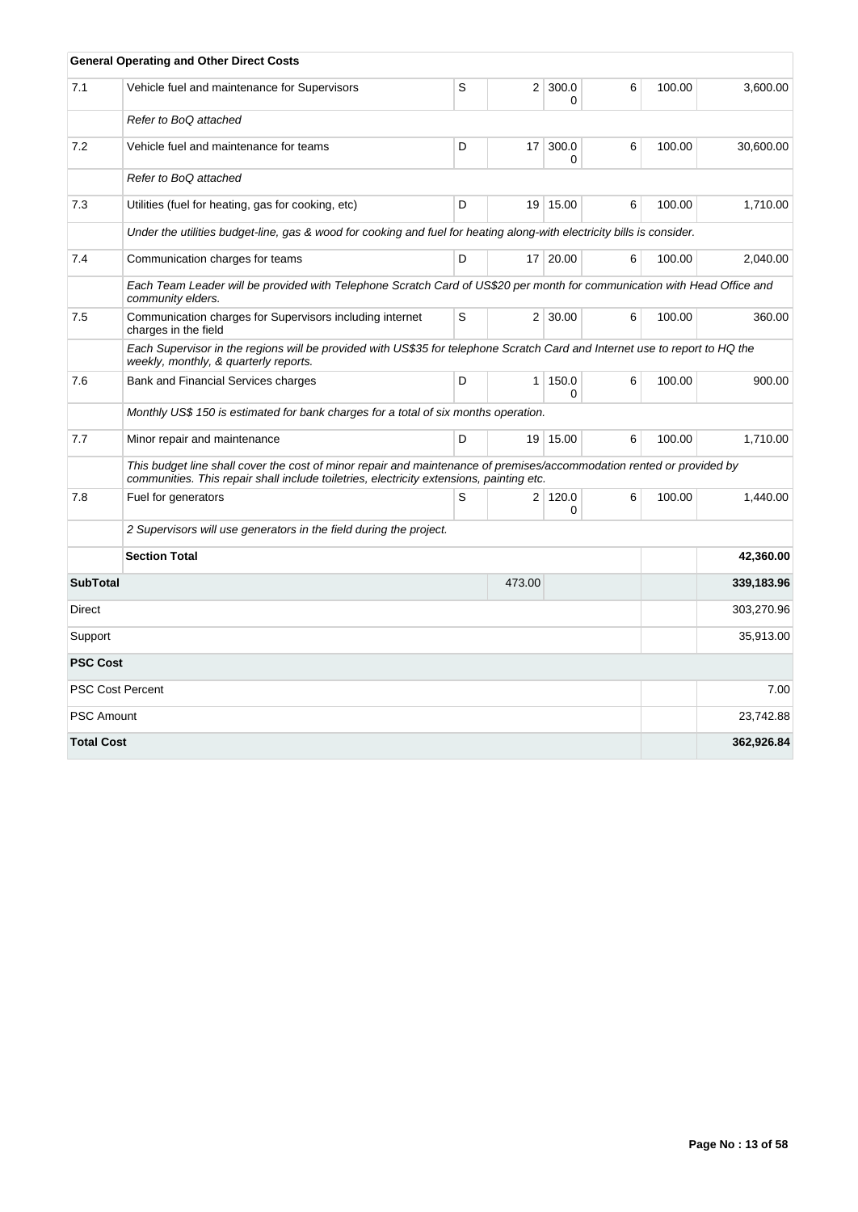| | General Operating and Other Direct Costs | | | | | | |
|---|---|---|---|---|---|---|---|
| 7.1 | Vehicle fuel and maintenance for Supervisors | S | 2 | 300.00 | 6 | 100.00 | 3,600.00 |
| | *Refer to BoQ attached* | | | | | | |
| 7.2 | Vehicle fuel and maintenance for teams | D | 17 | 300.00 | 6 | 100.00 | 30,600.00 |
| | *Refer to BoQ attached* | | | | | | |
| 7.3 | Utilities (fuel for heating, gas for cooking, etc) | D | 19 | 15.00 | 6 | 100.00 | 1,710.00 |
| | *Under the utilities budget-line, gas & wood for cooking and fuel for heating along-with electricity bills is consider.* | | | | | | |
| 7.4 | Communication charges for teams | D | 17 | 20.00 | 6 | 100.00 | 2,040.00 |
| | *Each Team Leader will be provided with Telephone Scratch Card of US$20 per month for communication with Head Office and community elders.* | | | | | | |
| 7.5 | Communication charges for Supervisors including internet charges in the field | S | 2 | 30.00 | 6 | 100.00 | 360.00 |
| | *Each Supervisor in the regions will be provided with US$35 for telephone Scratch Card and Internet use to report to HQ the weekly, monthly, & quarterly reports.* | | | | | | |
| 7.6 | Bank and Financial Services charges | D | 1 | 150.00 | 6 | 100.00 | 900.00 |
| | *Monthly US$ 150 is estimated for bank charges for a total of six months operation.* | | | | | | |
| 7.7 | Minor repair and maintenance | D | 19 | 15.00 | 6 | 100.00 | 1,710.00 |
| | *This budget line shall cover the cost of minor repair and maintenance of premises/accommodation rented or provided by communities. This repair shall include toiletries, electricity extensions, painting etc.* | | | | | | |
| 7.8 | Fuel for generators | S | 2 | 120.00 | 6 | 100.00 | 1,440.00 |
| | *2 Supervisors will use generators in the field during the project.* | | | | | | |
| | **Section Total** | | | | | | **42,360.00** |
| **SubTotal** | | | 473.00 | | | | **339,183.96** |
| Direct | | | | | | | 303,270.96 |
| Support | | | | | | | 35,913.00 |
| **PSC Cost** | | | | | | | |
| PSC Cost Percent | | | | | | | 7.00 |
| PSC Amount | | | | | | | 23,742.88 |
| **Total Cost** | | | | | | | **362,926.84** |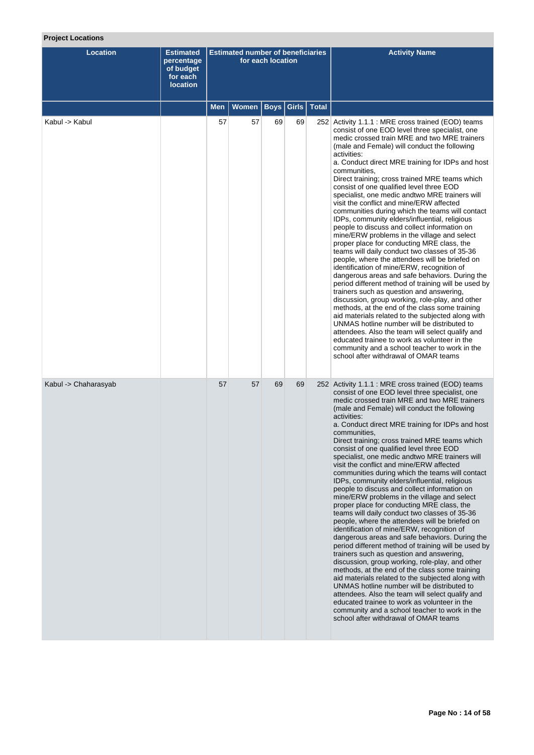**Project Locations**

| Location | Estimated percentage of budget for each location | Estimated number of beneficiaries for each location | | | | | Activity Name |
|---|---|---|---|---|---|---|---|
| | | Men | Women | Boys | Girls | Total | |
| Kabul -> Kabul | | 57 | 57 | 69 | 69 | 252 | Activity 1.1.1 : MRE cross trained (EOD) teams consist of one EOD level three specialist, one medic crossed train MRE and two MRE trainers (male and Female) will conduct the following activities:<br>a. Conduct direct MRE training for IDPs and host communities,<br>Direct training; cross trained MRE teams which consist of one qualified level three EOD specialist, one medic andtwo MRE trainers will visit the conflict and mine/ERW affected communities during which the teams will contact IDPs, community elders/influential, religious people to discuss and collect information on mine/ERW problems in the village and select proper place for conducting MRE class, the teams will daily conduct two classes of 35-36 people, where the attendees will be briefed on identification of mine/ERW, recognition of dangerous areas and safe behaviors. During the period different method of training will be used by trainers such as question and answering, discussion, group working, role-play, and other methods, at the end of the class some training aid materials related to the subjected along with UNMAS hotline number will be distributed to attendees. Also the team will select qualify and educated trainee to work as volunteer in the community and a school teacher to work in the school after withdrawal of OMAR teams |
| Kabul -> Chaharasyab | | 57 | 57 | 69 | 69 | 252 | Activity 1.1.1 : MRE cross trained (EOD) teams consist of one EOD level three specialist, one medic crossed train MRE and two MRE trainers (male and Female) will conduct the following activities:<br>a. Conduct direct MRE training for IDPs and host communities,<br>Direct training; cross trained MRE teams which consist of one qualified level three EOD specialist, one medic andtwo MRE trainers will visit the conflict and mine/ERW affected communities during which the teams will contact IDPs, community elders/influential, religious people to discuss and collect information on mine/ERW problems in the village and select proper place for conducting MRE class, the teams will daily conduct two classes of 35-36 people, where the attendees will be briefed on identification of mine/ERW, recognition of dangerous areas and safe behaviors. During the period different method of training will be used by trainers such as question and answering, discussion, group working, role-play, and other methods, at the end of the class some training aid materials related to the subjected along with UNMAS hotline number will be distributed to attendees. Also the team will select qualify and educated trainee to work as volunteer in the community and a school teacher to work in the school after withdrawal of OMAR teams |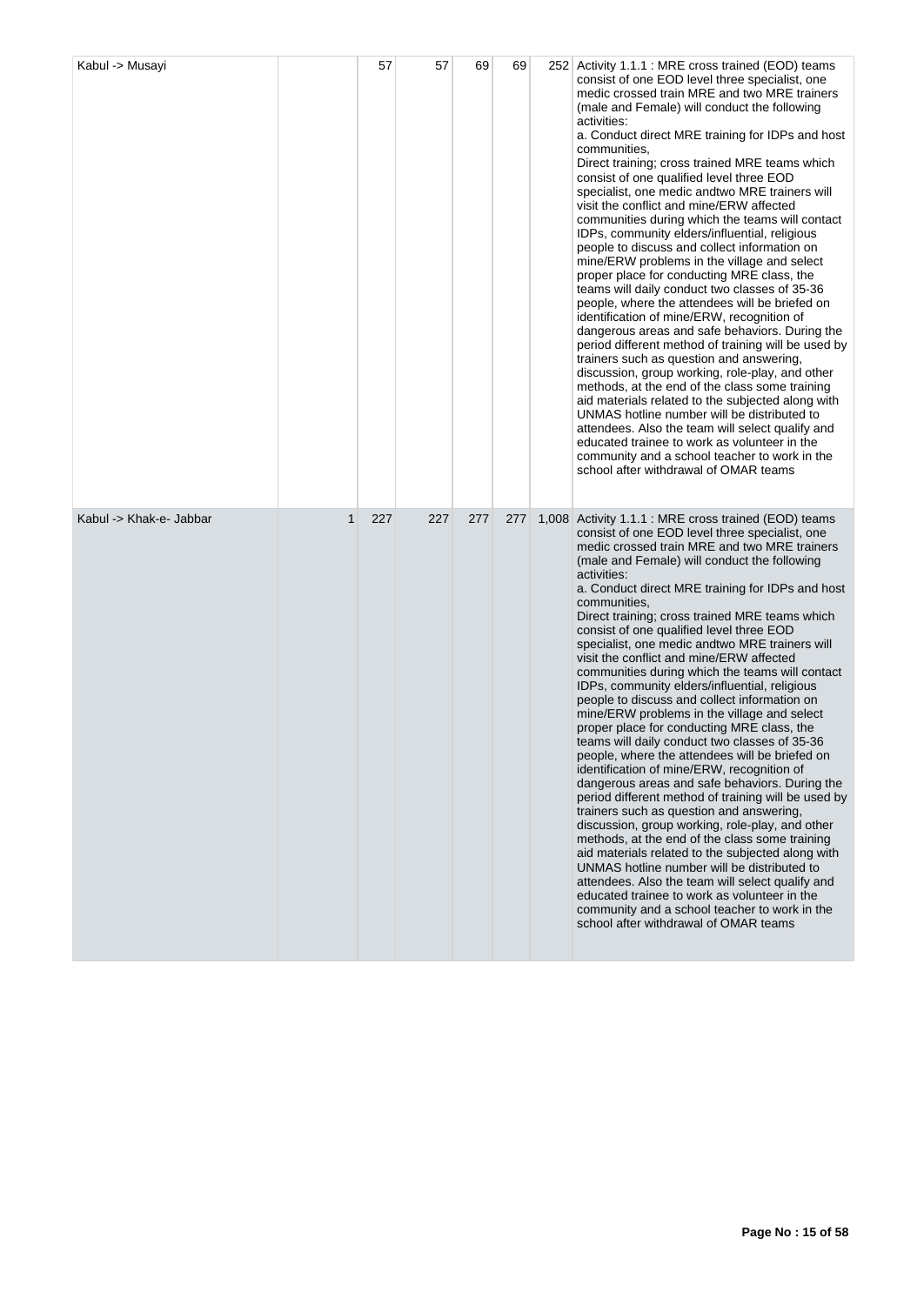| | | | | | | | |
|---|---|---|---|---|---|---|---|
| Kabul -> Musayi | | 57 | 57 | 69 | 69 | 252 | Activity 1.1.1 : MRE cross trained (EOD) teams consist of one EOD level three specialist, one medic crossed train MRE and two MRE trainers (male and Female) will conduct the following activities:<br>a. Conduct direct MRE training for IDPs and host communities,<br>Direct training; cross trained MRE teams which consist of one qualified level three EOD specialist, one medic andtwo MRE trainers will visit the conflict and mine/ERW affected communities during which the teams will contact IDPs, community elders/influential, religious people to discuss and collect information on mine/ERW problems in the village and select proper place for conducting MRE class, the teams will daily conduct two classes of 35-36 people, where the attendees will be briefed on identification of mine/ERW, recognition of dangerous areas and safe behaviors. During the period different method of training will be used by trainers such as question and answering, discussion, group working, role-play, and other methods, at the end of the class some training aid materials related to the subjected along with UNMAS hotline number will be distributed to attendees. Also the team will select qualify and educated trainee to work as volunteer in the community and a school teacher to work in the school after withdrawal of OMAR teams |
| Kabul -> Khak-e- Jabbar | 1 | 227 | 227 | 277 | 277 | 1,008 | Activity 1.1.1 : MRE cross trained (EOD) teams consist of one EOD level three specialist, one medic crossed train MRE and two MRE trainers (male and Female) will conduct the following activities:<br>a. Conduct direct MRE training for IDPs and host communities,<br>Direct training; cross trained MRE teams which consist of one qualified level three EOD specialist, one medic andtwo MRE trainers will visit the conflict and mine/ERW affected communities during which the teams will contact IDPs, community elders/influential, religious people to discuss and collect information on mine/ERW problems in the village and select proper place for conducting MRE class, the teams will daily conduct two classes of 35-36 people, where the attendees will be briefed on identification of mine/ERW, recognition of dangerous areas and safe behaviors. During the period different method of training will be used by trainers such as question and answering, discussion, group working, role-play, and other methods, at the end of the class some training aid materials related to the subjected along with UNMAS hotline number will be distributed to attendees. Also the team will select qualify and educated trainee to work as volunteer in the community and a school teacher to work in the school after withdrawal of OMAR teams |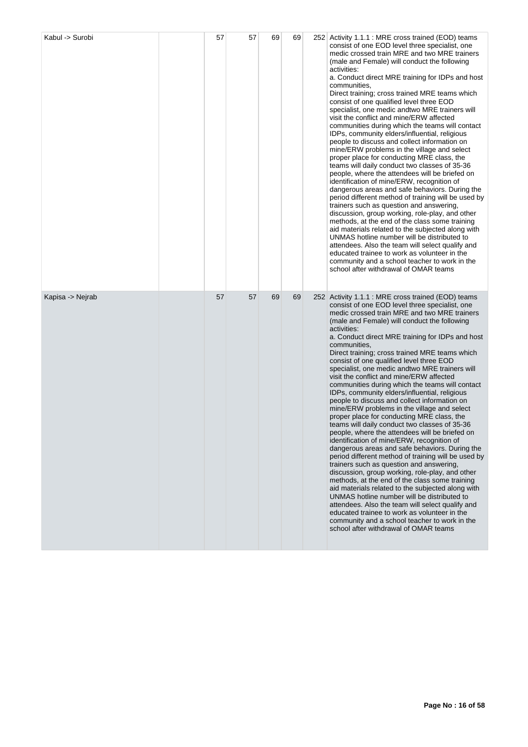| | | | | | | | |
|---|---|---|---|---|---|---|---|
| Kabul -> Surobi | | 57 | 57 | 69 | 69 | 252 | Activity 1.1.1 : MRE cross trained (EOD) teams consist of one EOD level three specialist, one medic crossed train MRE and two MRE trainers (male and Female) will conduct the following activities:<br>a. Conduct direct MRE training for IDPs and host communities,<br>Direct training; cross trained MRE teams which consist of one qualified level three EOD specialist, one medic andtwo MRE trainers will visit the conflict and mine/ERW affected communities during which the teams will contact IDPs, community elders/influential, religious people to discuss and collect information on mine/ERW problems in the village and select proper place for conducting MRE class, the teams will daily conduct two classes of 35-36 people, where the attendees will be briefed on identification of mine/ERW, recognition of dangerous areas and safe behaviors. During the period different method of training will be used by trainers such as question and answering, discussion, group working, role-play, and other methods, at the end of the class some training aid materials related to the subjected along with UNMAS hotline number will be distributed to attendees. Also the team will select qualify and educated trainee to work as volunteer in the community and a school teacher to work in the school after withdrawal of OMAR teams |
| Kapisa -> Nejrab | | 57 | 57 | 69 | 69 | 252 | Activity 1.1.1 : MRE cross trained (EOD) teams consist of one EOD level three specialist, one medic crossed train MRE and two MRE trainers (male and Female) will conduct the following activities:<br>a. Conduct direct MRE training for IDPs and host communities,<br>Direct training; cross trained MRE teams which consist of one qualified level three EOD specialist, one medic andtwo MRE trainers will visit the conflict and mine/ERW affected communities during which the teams will contact IDPs, community elders/influential, religious people to discuss and collect information on mine/ERW problems in the village and select proper place for conducting MRE class, the teams will daily conduct two classes of 35-36 people, where the attendees will be briefed on identification of mine/ERW, recognition of dangerous areas and safe behaviors. During the period different method of training will be used by trainers such as question and answering, discussion, group working, role-play, and other methods, at the end of the class some training aid materials related to the subjected along with UNMAS hotline number will be distributed to attendees. Also the team will select qualify and educated trainee to work as volunteer in the community and a school teacher to work in the school after withdrawal of OMAR teams |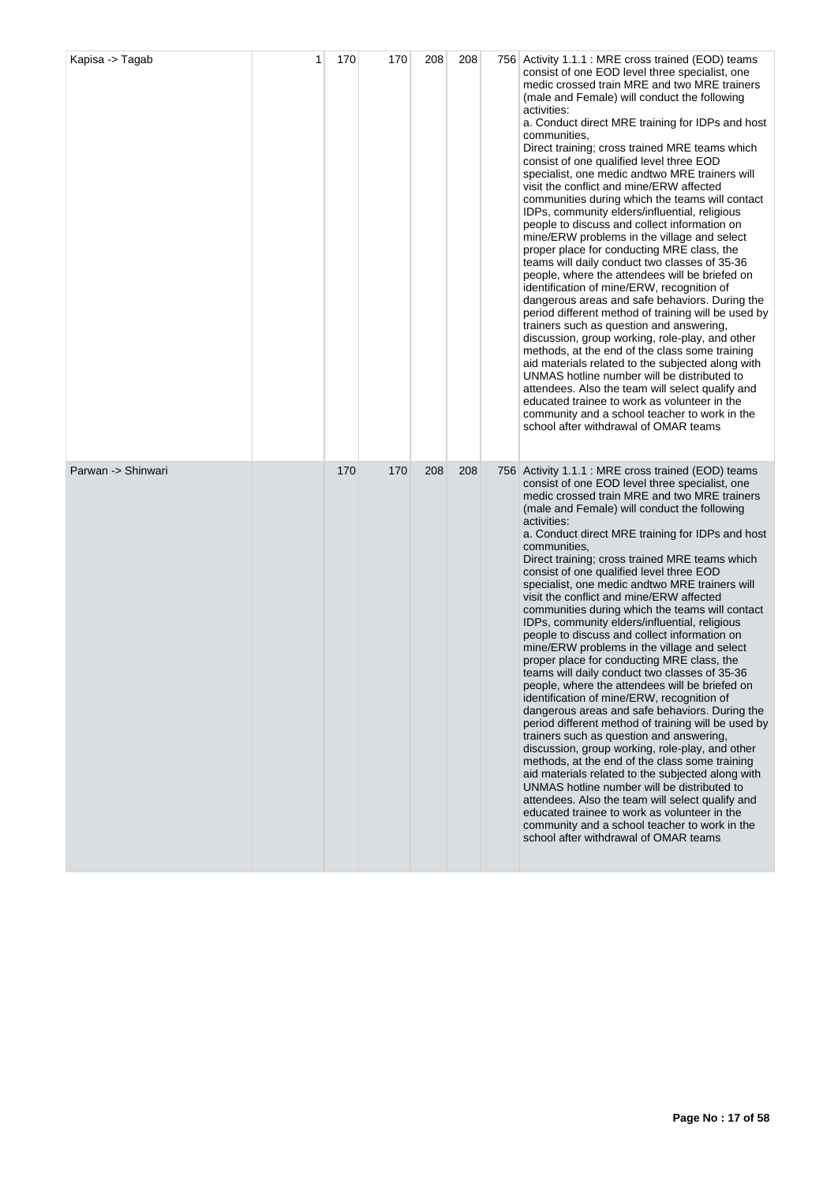| | | | | | | | |
|---|---|---|---|---|---|---|---|
| Kapisa -> Tagab | 1 | 170 | 170 | 208 | 208 | 756 | Activity 1.1.1 : MRE cross trained (EOD) teams consist of one EOD level three specialist, one medic crossed train MRE and two MRE trainers (male and Female) will conduct the following activities:<br>a. Conduct direct MRE training for IDPs and host communities,<br>Direct training; cross trained MRE teams which consist of one qualified level three EOD specialist, one medic andtwo MRE trainers will visit the conflict and mine/ERW affected communities during which the teams will contact IDPs, community elders/influential, religious people to discuss and collect information on mine/ERW problems in the village and select proper place for conducting MRE class, the teams will daily conduct two classes of 35-36 people, where the attendees will be briefed on identification of mine/ERW, recognition of dangerous areas and safe behaviors. During the period different method of training will be used by trainers such as question and answering, discussion, group working, role-play, and other methods, at the end of the class some training aid materials related to the subjected along with UNMAS hotline number will be distributed to attendees. Also the team will select qualify and educated trainee to work as volunteer in the community and a school teacher to work in the school after withdrawal of OMAR teams |
| Parwan -> Shinwari | | 170 | 170 | 208 | 208 | 756 | Activity 1.1.1 : MRE cross trained (EOD) teams consist of one EOD level three specialist, one medic crossed train MRE and two MRE trainers (male and Female) will conduct the following activities:<br>a. Conduct direct MRE training for IDPs and host communities,<br>Direct training; cross trained MRE teams which consist of one qualified level three EOD specialist, one medic andtwo MRE trainers will visit the conflict and mine/ERW affected communities during which the teams will contact IDPs, community elders/influential, religious people to discuss and collect information on mine/ERW problems in the village and select proper place for conducting MRE class, the teams will daily conduct two classes of 35-36 people, where the attendees will be briefed on identification of mine/ERW, recognition of dangerous areas and safe behaviors. During the period different method of training will be used by trainers such as question and answering, discussion, group working, role-play, and other methods, at the end of the class some training aid materials related to the subjected along with UNMAS hotline number will be distributed to attendees. Also the team will select qualify and educated trainee to work as volunteer in the community and a school teacher to work in the school after withdrawal of OMAR teams |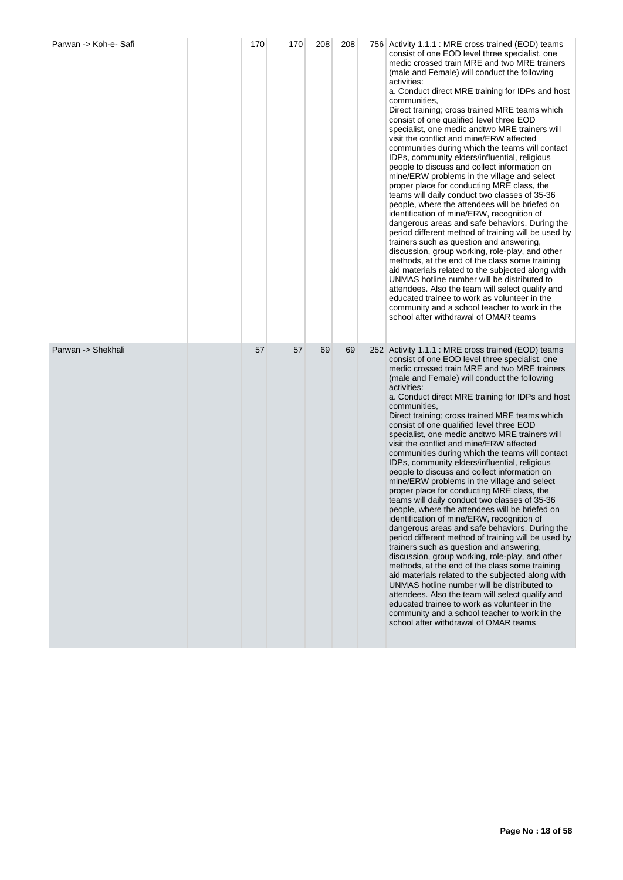| | | | | | | | |
|---|---|---|---|---|---|---|---|
| Parwan -> Koh-e- Safi | | 170 | 170 | 208 | 208 | 756 | Activity 1.1.1 : MRE cross trained (EOD) teams consist of one EOD level three specialist, one medic crossed train MRE and two MRE trainers (male and Female) will conduct the following activities:<br>a. Conduct direct MRE training for IDPs and host communities,<br>Direct training; cross trained MRE teams which consist of one qualified level three EOD specialist, one medic andtwo MRE trainers will visit the conflict and mine/ERW affected communities during which the teams will contact IDPs, community elders/influential, religious people to discuss and collect information on mine/ERW problems in the village and select proper place for conducting MRE class, the teams will daily conduct two classes of 35-36 people, where the attendees will be briefed on identification of mine/ERW, recognition of dangerous areas and safe behaviors. During the period different method of training will be used by trainers such as question and answering, discussion, group working, role-play, and other methods, at the end of the class some training aid materials related to the subjected along with UNMAS hotline number will be distributed to attendees. Also the team will select qualify and educated trainee to work as volunteer in the community and a school teacher to work in the school after withdrawal of OMAR teams |
| Parwan -> Shekhali | | 57 | 57 | 69 | 69 | 252 | Activity 1.1.1 : MRE cross trained (EOD) teams consist of one EOD level three specialist, one medic crossed train MRE and two MRE trainers (male and Female) will conduct the following activities:<br>a. Conduct direct MRE training for IDPs and host communities,<br>Direct training; cross trained MRE teams which consist of one qualified level three EOD specialist, one medic andtwo MRE trainers will visit the conflict and mine/ERW affected communities during which the teams will contact IDPs, community elders/influential, religious people to discuss and collect information on mine/ERW problems in the village and select proper place for conducting MRE class, the teams will daily conduct two classes of 35-36 people, where the attendees will be briefed on identification of mine/ERW, recognition of dangerous areas and safe behaviors. During the period different method of training will be used by trainers such as question and answering, discussion, group working, role-play, and other methods, at the end of the class some training aid materials related to the subjected along with UNMAS hotline number will be distributed to attendees. Also the team will select qualify and educated trainee to work as volunteer in the community and a school teacher to work in the school after withdrawal of OMAR teams |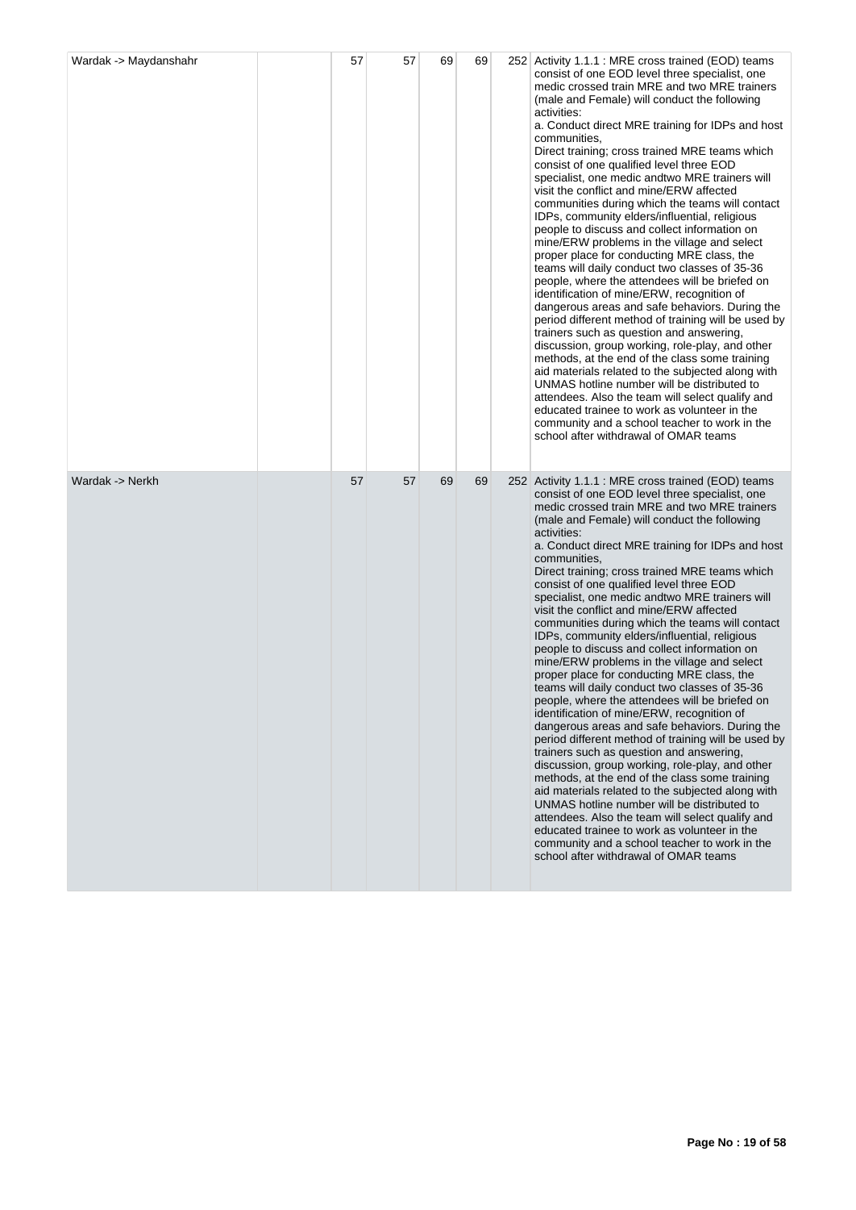| | | | | | | | |
|---|---|---|---|---|---|---|---|
| Wardak -> Maydanshahr | | 57 | 57 | 69 | 69 | 252 | Activity 1.1.1 : MRE cross trained (EOD) teams consist of one EOD level three specialist, one medic crossed train MRE and two MRE trainers (male and Female) will conduct the following activities:<br>a. Conduct direct MRE training for IDPs and host communities,<br>Direct training; cross trained MRE teams which consist of one qualified level three EOD specialist, one medic andtwo MRE trainers will visit the conflict and mine/ERW affected communities during which the teams will contact IDPs, community elders/influential, religious people to discuss and collect information on mine/ERW problems in the village and select proper place for conducting MRE class, the teams will daily conduct two classes of 35-36 people, where the attendees will be briefed on identification of mine/ERW, recognition of dangerous areas and safe behaviors. During the period different method of training will be used by trainers such as question and answering, discussion, group working, role-play, and other methods, at the end of the class some training aid materials related to the subjected along with UNMAS hotline number will be distributed to attendees. Also the team will select qualify and educated trainee to work as volunteer in the community and a school teacher to work in the school after withdrawal of OMAR teams |
| Wardak -> Nerkh | | 57 | 57 | 69 | 69 | 252 | Activity 1.1.1 : MRE cross trained (EOD) teams consist of one EOD level three specialist, one medic crossed train MRE and two MRE trainers (male and Female) will conduct the following activities:<br>a. Conduct direct MRE training for IDPs and host communities,<br>Direct training; cross trained MRE teams which consist of one qualified level three EOD specialist, one medic andtwo MRE trainers will visit the conflict and mine/ERW affected communities during which the teams will contact IDPs, community elders/influential, religious people to discuss and collect information on mine/ERW problems in the village and select proper place for conducting MRE class, the teams will daily conduct two classes of 35-36 people, where the attendees will be briefed on identification of mine/ERW, recognition of dangerous areas and safe behaviors. During the period different method of training will be used by trainers such as question and answering, discussion, group working, role-play, and other methods, at the end of the class some training aid materials related to the subjected along with UNMAS hotline number will be distributed to attendees. Also the team will select qualify and educated trainee to work as volunteer in the community and a school teacher to work in the school after withdrawal of OMAR teams |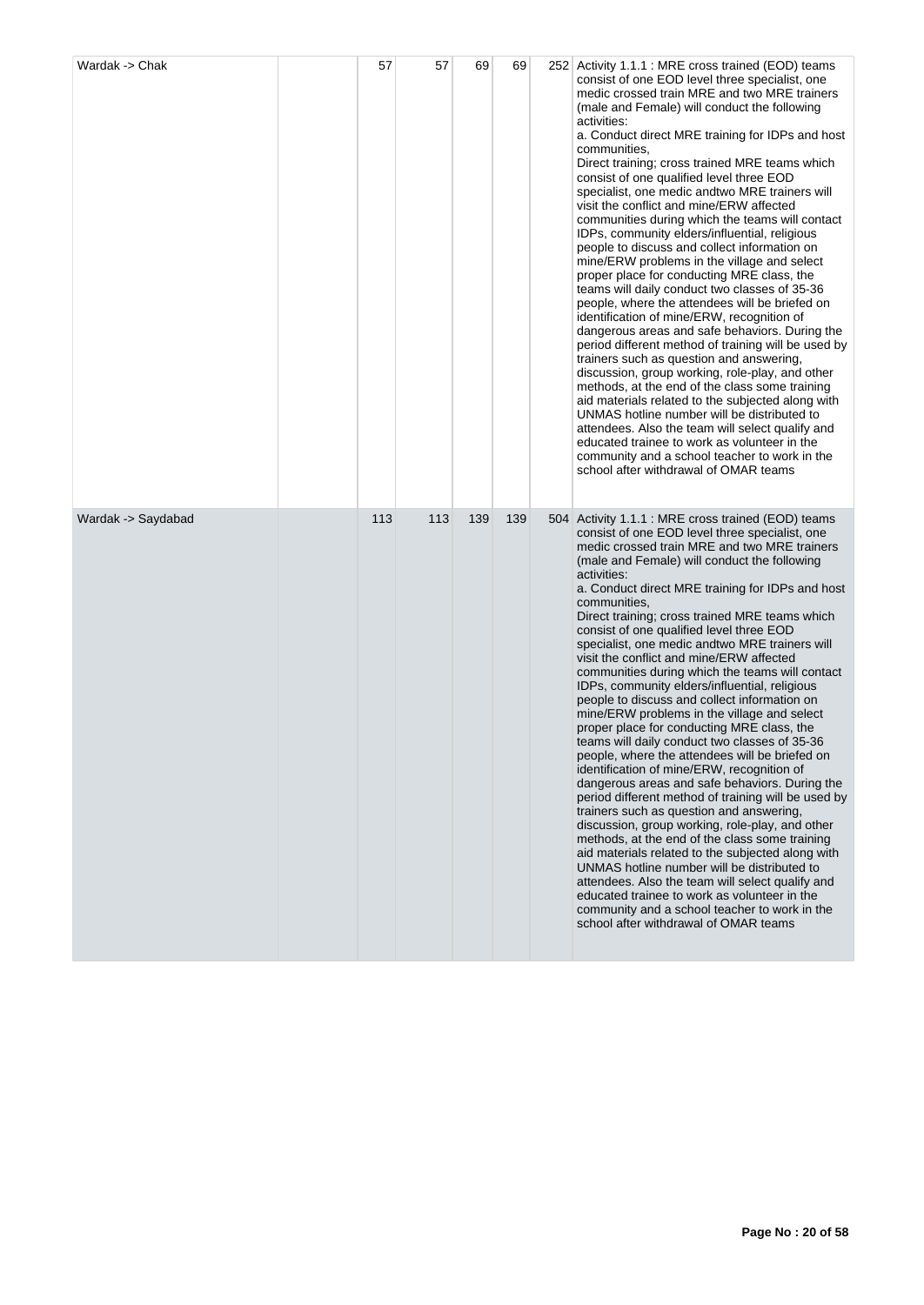| | | | | | | | |
|---|---|---|---|---|---|---|---|
| Wardak -> Chak | | 57 | 57 | 69 | 69 | 252 | Activity 1.1.1 : MRE cross trained (EOD) teams consist of one EOD level three specialist, one medic crossed train MRE and two MRE trainers (male and Female) will conduct the following activities:<br>a. Conduct direct MRE training for IDPs and host communities,<br>Direct training; cross trained MRE teams which consist of one qualified level three EOD specialist, one medic andtwo MRE trainers will visit the conflict and mine/ERW affected communities during which the teams will contact IDPs, community elders/influential, religious people to discuss and collect information on mine/ERW problems in the village and select proper place for conducting MRE class, the teams will daily conduct two classes of 35-36 people, where the attendees will be briefed on identification of mine/ERW, recognition of dangerous areas and safe behaviors. During the period different method of training will be used by trainers such as question and answering, discussion, group working, role-play, and other methods, at the end of the class some training aid materials related to the subjected along with UNMAS hotline number will be distributed to attendees. Also the team will select qualify and educated trainee to work as volunteer in the community and a school teacher to work in the school after withdrawal of OMAR teams |
| Wardak -> Saydabad | | 113 | 113 | 139 | 139 | 504 | Activity 1.1.1 : MRE cross trained (EOD) teams consist of one EOD level three specialist, one medic crossed train MRE and two MRE trainers (male and Female) will conduct the following activities:<br>a. Conduct direct MRE training for IDPs and host communities,<br>Direct training; cross trained MRE teams which consist of one qualified level three EOD specialist, one medic andtwo MRE trainers will visit the conflict and mine/ERW affected communities during which the teams will contact IDPs, community elders/influential, religious people to discuss and collect information on mine/ERW problems in the village and select proper place for conducting MRE class, the teams will daily conduct two classes of 35-36 people, where the attendees will be briefed on identification of mine/ERW, recognition of dangerous areas and safe behaviors. During the period different method of training will be used by trainers such as question and answering, discussion, group working, role-play, and other methods, at the end of the class some training aid materials related to the subjected along with UNMAS hotline number will be distributed to attendees. Also the team will select qualify and educated trainee to work as volunteer in the community and a school teacher to work in the school after withdrawal of OMAR teams |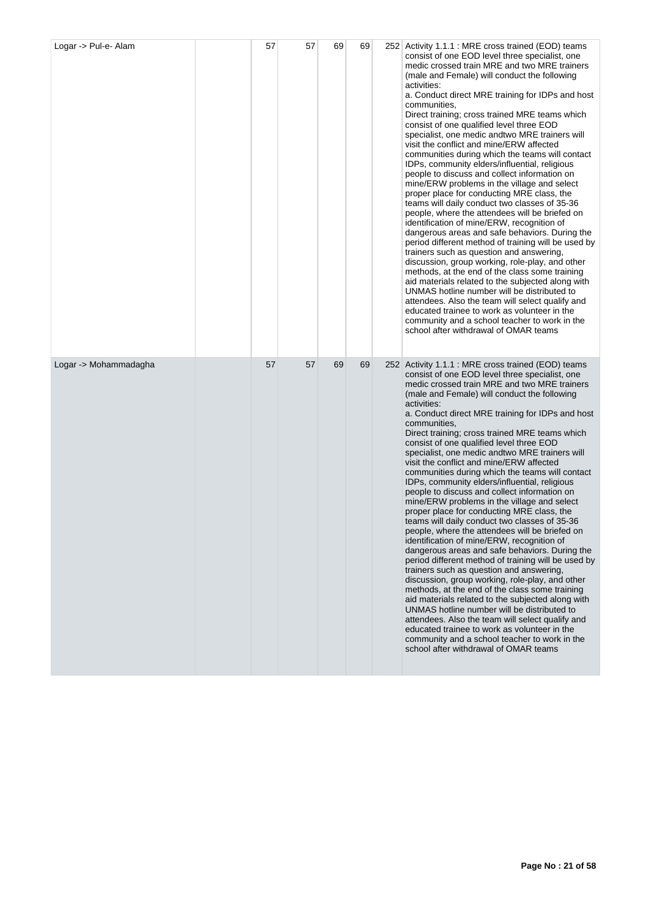| | | | | | | |
|---|---|---|---|---|---|---|
| Logar -> Pul-e- Alam | | 57 | 57 | 69 | 69 | 252 | Activity 1.1.1 : MRE cross trained (EOD) teams consist of one EOD level three specialist, one medic crossed train MRE and two MRE trainers (male and Female) will conduct the following activities:<br>a. Conduct direct MRE training for IDPs and host communities,<br>Direct training; cross trained MRE teams which consist of one qualified level three EOD specialist, one medic andtwo MRE trainers will visit the conflict and mine/ERW affected communities during which the teams will contact IDPs, community elders/influential, religious people to discuss and collect information on mine/ERW problems in the village and select proper place for conducting MRE class, the teams will daily conduct two classes of 35-36 people, where the attendees will be briefed on identification of mine/ERW, recognition of dangerous areas and safe behaviors. During the period different method of training will be used by trainers such as question and answering, discussion, group working, role-play, and other methods, at the end of the class some training aid materials related to the subjected along with UNMAS hotline number will be distributed to attendees. Also the team will select qualify and educated trainee to work as volunteer in the community and a school teacher to work in the school after withdrawal of OMAR teams |
| Logar -> Mohammadagha | | 57 | 57 | 69 | 69 | 252 | Activity 1.1.1 : MRE cross trained (EOD) teams consist of one EOD level three specialist, one medic crossed train MRE and two MRE trainers (male and Female) will conduct the following activities:<br>a. Conduct direct MRE training for IDPs and host communities,<br>Direct training; cross trained MRE teams which consist of one qualified level three EOD specialist, one medic andtwo MRE trainers will visit the conflict and mine/ERW affected communities during which the teams will contact IDPs, community elders/influential, religious people to discuss and collect information on mine/ERW problems in the village and select proper place for conducting MRE class, the teams will daily conduct two classes of 35-36 people, where the attendees will be briefed on identification of mine/ERW, recognition of dangerous areas and safe behaviors. During the period different method of training will be used by trainers such as question and answering, discussion, group working, role-play, and other methods, at the end of the class some training aid materials related to the subjected along with UNMAS hotline number will be distributed to attendees. Also the team will select qualify and educated trainee to work as volunteer in the community and a school teacher to work in the school after withdrawal of OMAR teams |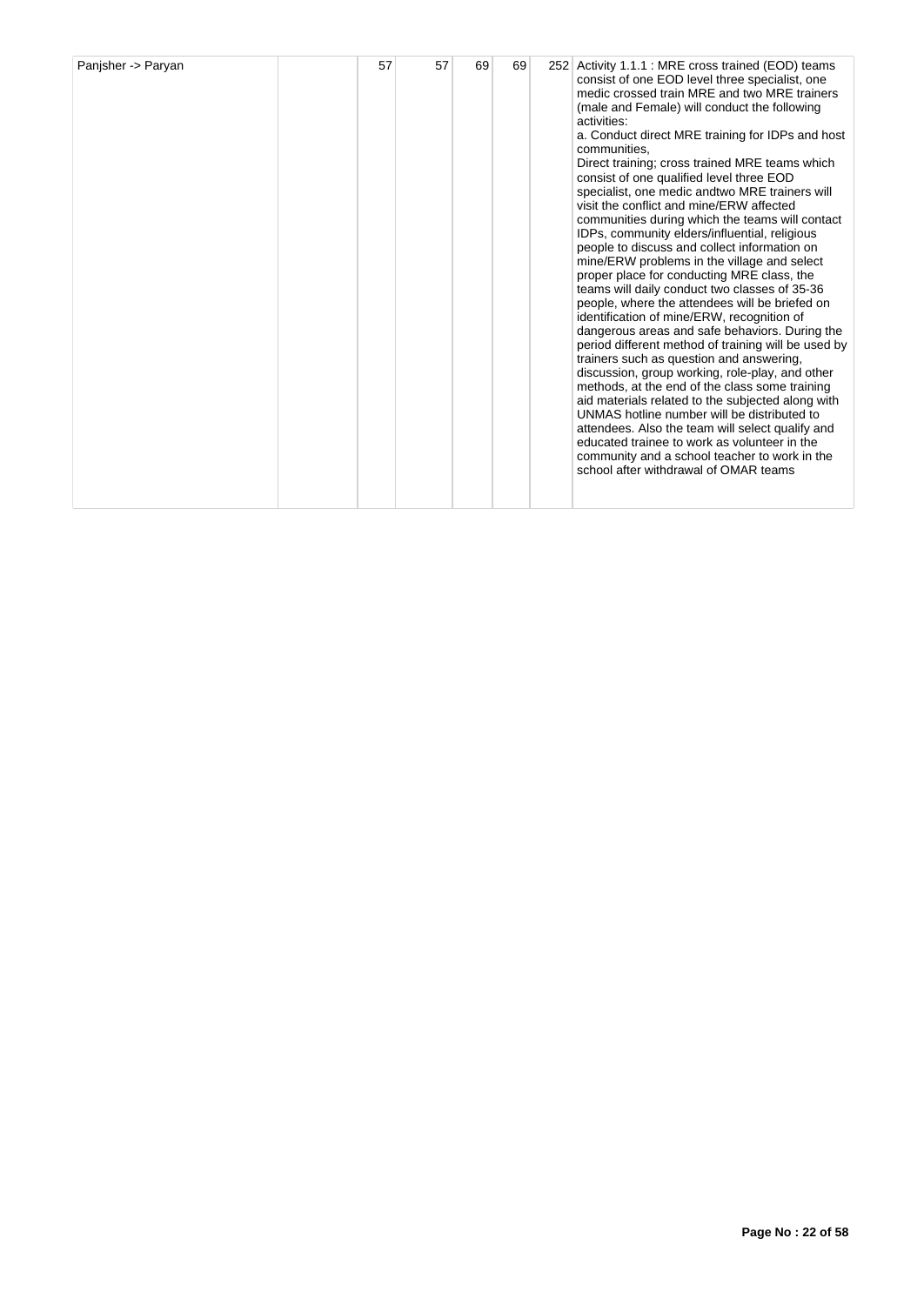| | | | | | | | |
|---|---|---|---|---|---|---|---|
| Panjsher -> Paryan | | 57 | 57 | 69 | 69 | 252 | Activity 1.1.1 : MRE cross trained (EOD) teams consist of one EOD level three specialist, one medic crossed train MRE and two MRE trainers (male and Female) will conduct the following activities:<br>a. Conduct direct MRE training for IDPs and host communities,<br>Direct training; cross trained MRE teams which consist of one qualified level three EOD specialist, one medic andtwo MRE trainers will visit the conflict and mine/ERW affected communities during which the teams will contact IDPs, community elders/influential, religious people to discuss and collect information on mine/ERW problems in the village and select proper place for conducting MRE class, the teams will daily conduct two classes of 35-36 people, where the attendees will be briefed on identification of mine/ERW, recognition of dangerous areas and safe behaviors. During the period different method of training will be used by trainers such as question and answering, discussion, group working, role-play, and other methods, at the end of the class some training aid materials related to the subjected along with UNMAS hotline number will be distributed to attendees. Also the team will select qualify and educated trainee to work as volunteer in the community and a school teacher to work in the school after withdrawal of OMAR teams |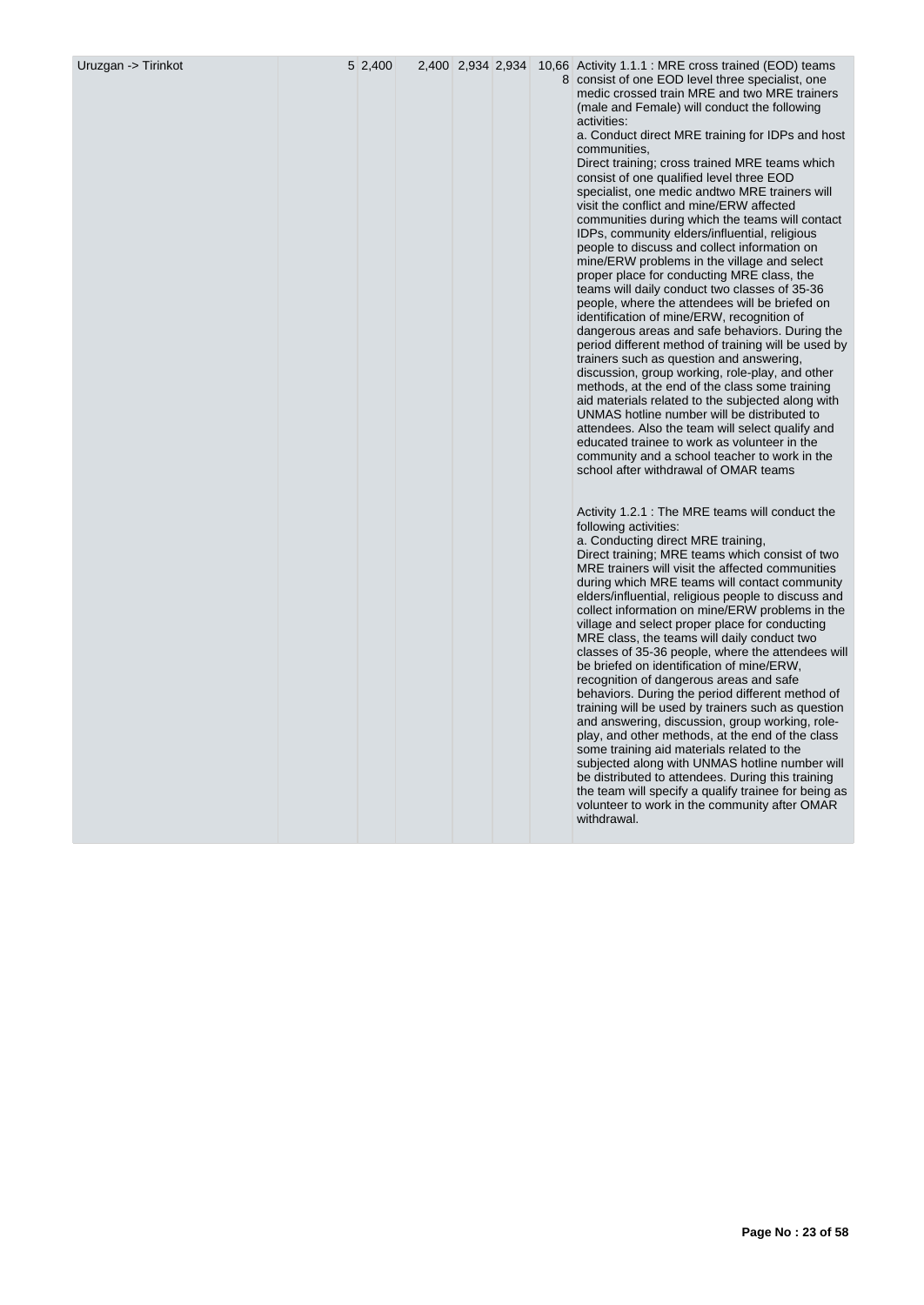| Uruzgan -> Tirinkot | | 5 | 2,400 | | 2,400 | 2,934 | 2,934 | 10,668 | Activity 1.1.1 : MRE cross trained (EOD) teams consist of one EOD level three specialist, one medic crossed train MRE and two MRE trainers (male and Female) will conduct the following activities:<br>a. Conduct direct MRE training for IDPs and host communities,<br>Direct training; cross trained MRE teams which consist of one qualified level three EOD specialist, one medic andtwo MRE trainers will visit the conflict and mine/ERW affected communities during which the teams will contact IDPs, community elders/influential, religious people to discuss and collect information on mine/ERW problems in the village and select proper place for conducting MRE class, the teams will daily conduct two classes of 35-36 people, where the attendees will be briefed on identification of mine/ERW, recognition of dangerous areas and safe behaviors. During the period different method of training will be used by trainers such as question and answering, discussion, group working, role-play, and other methods, at the end of the class some training aid materials related to the subjected along with UNMAS hotline number will be distributed to attendees. Also the team will select qualify and educated trainee to work as volunteer in the community and a school teacher to work in the school after withdrawal of OMAR teams<br><br>Activity 1.2.1 : The MRE teams will conduct the following activities:<br>a. Conducting direct MRE training,<br>Direct training; MRE teams which consist of two MRE trainers will visit the affected communities during which MRE teams will contact community elders/influential, religious people to discuss and collect information on mine/ERW problems in the village and select proper place for conducting MRE class, the teams will daily conduct two classes of 35-36 people, where the attendees will be briefed on identification of mine/ERW, recognition of dangerous areas and safe behaviors. During the period different method of training will be used by trainers such as question and answering, discussion, group working, role-play, and other methods, at the end of the class some training aid materials related to the subjected along with UNMAS hotline number will be distributed to attendees. During this training the team will specify a qualify trainee for being as volunteer to work in the community after OMAR withdrawal. |
|---|---|---|---|---|---|---|---|---|---|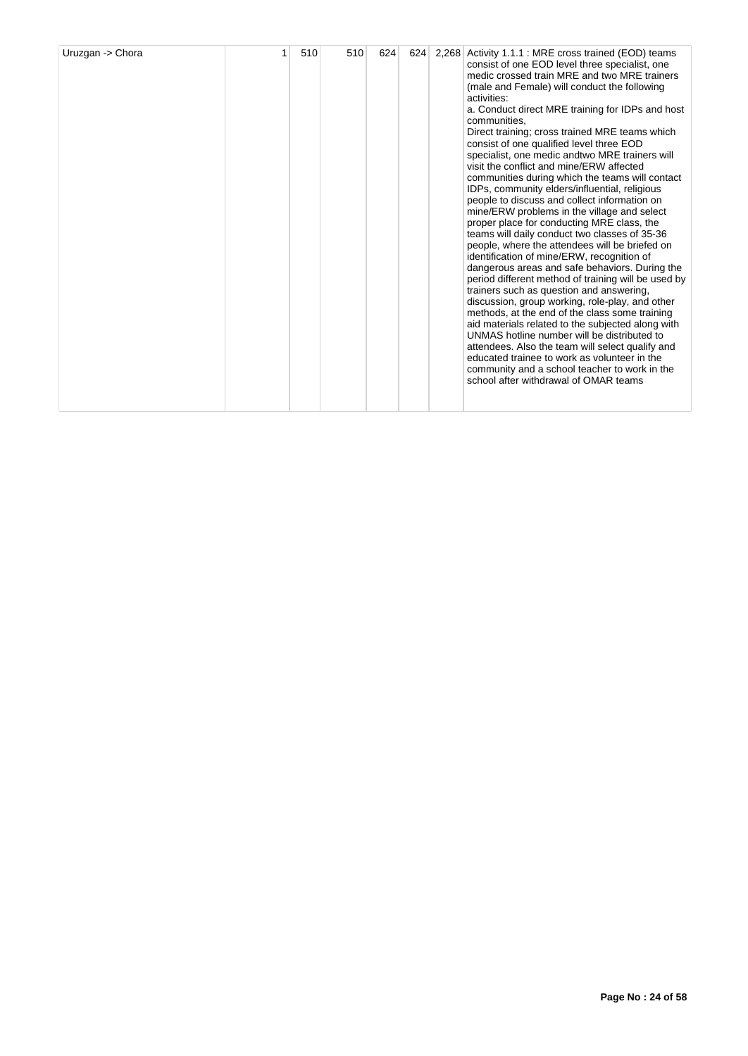| | | | | | | | |
|---|---|---|---|---|---|---|---|
| Uruzgan -> Chora | 1 | 510 | 510 | 624 | 624 | 2,268 | Activity 1.1.1 : MRE cross trained (EOD) teams consist of one EOD level three specialist, one medic crossed train MRE and two MRE trainers (male and Female) will conduct the following activities:<br>a. Conduct direct MRE training for IDPs and host communities,<br>Direct training; cross trained MRE teams which consist of one qualified level three EOD specialist, one medic andtwo MRE trainers will visit the conflict and mine/ERW affected communities during which the teams will contact IDPs, community elders/influential, religious people to discuss and collect information on mine/ERW problems in the village and select proper place for conducting MRE class, the teams will daily conduct two classes of 35-36 people, where the attendees will be briefed on identification of mine/ERW, recognition of dangerous areas and safe behaviors. During the period different method of training will be used by trainers such as question and answering, discussion, group working, role-play, and other methods, at the end of the class some training aid materials related to the subjected along with UNMAS hotline number will be distributed to attendees. Also the team will select qualify and educated trainee to work as volunteer in the community and a school teacher to work in the school after withdrawal of OMAR teams |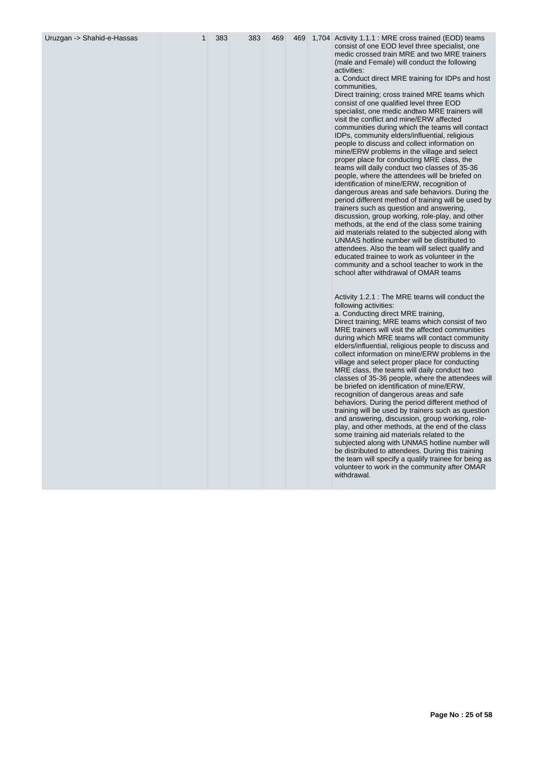| | | | | | | | |
|---|---|---|---|---|---|---|---|
| Uruzgan -> Shahid-e-Hassas | 1 | 383 | 383 | 469 | 469 | 1,704 | Activity 1.1.1 : MRE cross trained (EOD) teams consist of one EOD level three specialist, one medic crossed train MRE and two MRE trainers (male and Female) will conduct the following activities:<br>a. Conduct direct MRE training for IDPs and host communities,<br>Direct training; cross trained MRE teams which consist of one qualified level three EOD specialist, one medic andtwo MRE trainers will visit the conflict and mine/ERW affected communities during which the teams will contact IDPs, community elders/influential, religious people to discuss and collect information on mine/ERW problems in the village and select proper place for conducting MRE class, the teams will daily conduct two classes of 35-36 people, where the attendees will be briefed on identification of mine/ERW, recognition of dangerous areas and safe behaviors. During the period different method of training will be used by trainers such as question and answering, discussion, group working, role-play, and other methods, at the end of the class some training aid materials related to the subjected along with UNMAS hotline number will be distributed to attendees. Also the team will select qualify and educated trainee to work as volunteer in the community and a school teacher to work in the school after withdrawal of OMAR teams<br><br>Activity 1.2.1 : The MRE teams will conduct the following activities:<br>a. Conducting direct MRE training,<br>Direct training; MRE teams which consist of two MRE trainers will visit the affected communities during which MRE teams will contact community elders/influential, religious people to discuss and collect information on mine/ERW problems in the village and select proper place for conducting MRE class, the teams will daily conduct two classes of 35-36 people, where the attendees will be briefed on identification of mine/ERW, recognition of dangerous areas and safe behaviors. During the period different method of training will be used by trainers such as question and answering, discussion, group working, role-play, and other methods, at the end of the class some training aid materials related to the subjected along with UNMAS hotline number will be distributed to attendees. During this training the team will specify a qualify trainee for being as volunteer to work in the community after OMAR withdrawal. |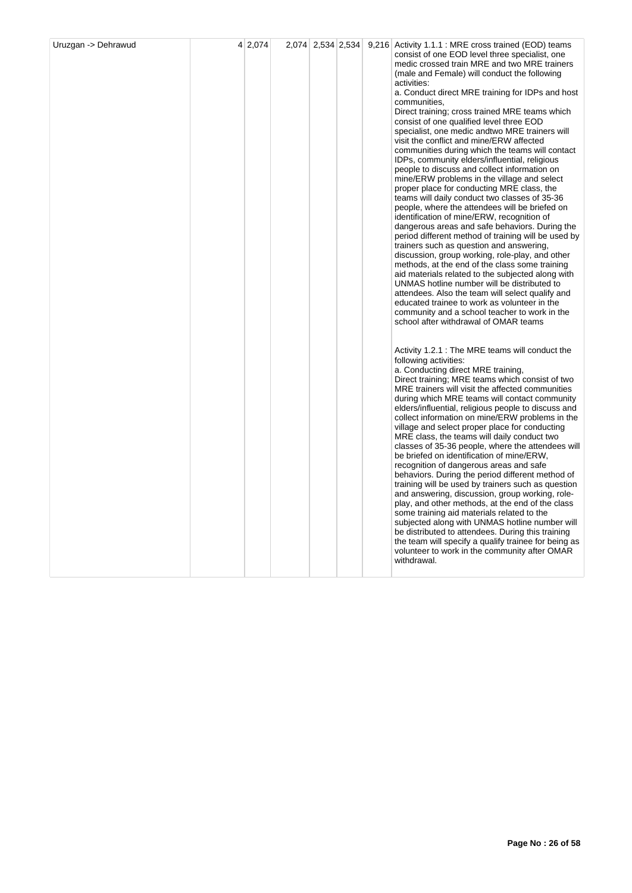| Uruzgan -> Dehrawud | 4 | 2,074 | 2,074 | 2,534 | 2,534 | 9,216 | Activity 1.1.1 : MRE cross trained (EOD) teams consist of one EOD level three specialist, one medic crossed train MRE and two MRE trainers (male and Female) will conduct the following activities:<br>a. Conduct direct MRE training for IDPs and host communities,<br>Direct training; cross trained MRE teams which consist of one qualified level three EOD specialist, one medic andtwo MRE trainers will visit the conflict and mine/ERW affected communities during which the teams will contact IDPs, community elders/influential, religious people to discuss and collect information on mine/ERW problems in the village and select proper place for conducting MRE class, the teams will daily conduct two classes of 35-36 people, where the attendees will be briefed on identification of mine/ERW, recognition of dangerous areas and safe behaviors. During the period different method of training will be used by trainers such as question and answering, discussion, group working, role-play, and other methods, at the end of the class some training aid materials related to the subjected along with UNMAS hotline number will be distributed to attendees. Also the team will select qualify and educated trainee to work as volunteer in the community and a school teacher to work in the school after withdrawal of OMAR teams<br><br>Activity 1.2.1 : The MRE teams will conduct the following activities:<br>a. Conducting direct MRE training,<br>Direct training; MRE teams which consist of two MRE trainers will visit the affected communities during which MRE teams will contact community elders/influential, religious people to discuss and collect information on mine/ERW problems in the village and select proper place for conducting MRE class, the teams will daily conduct two classes of 35-36 people, where the attendees will be briefed on identification of mine/ERW, recognition of dangerous areas and safe behaviors. During the period different method of training will be used by trainers such as question and answering, discussion, group working, role-play, and other methods, at the end of the class some training aid materials related to the subjected along with UNMAS hotline number will be distributed to attendees. During this training the team will specify a qualify trainee for being as volunteer to work in the community after OMAR withdrawal. |
|---|---|---|---|---|---|---|---|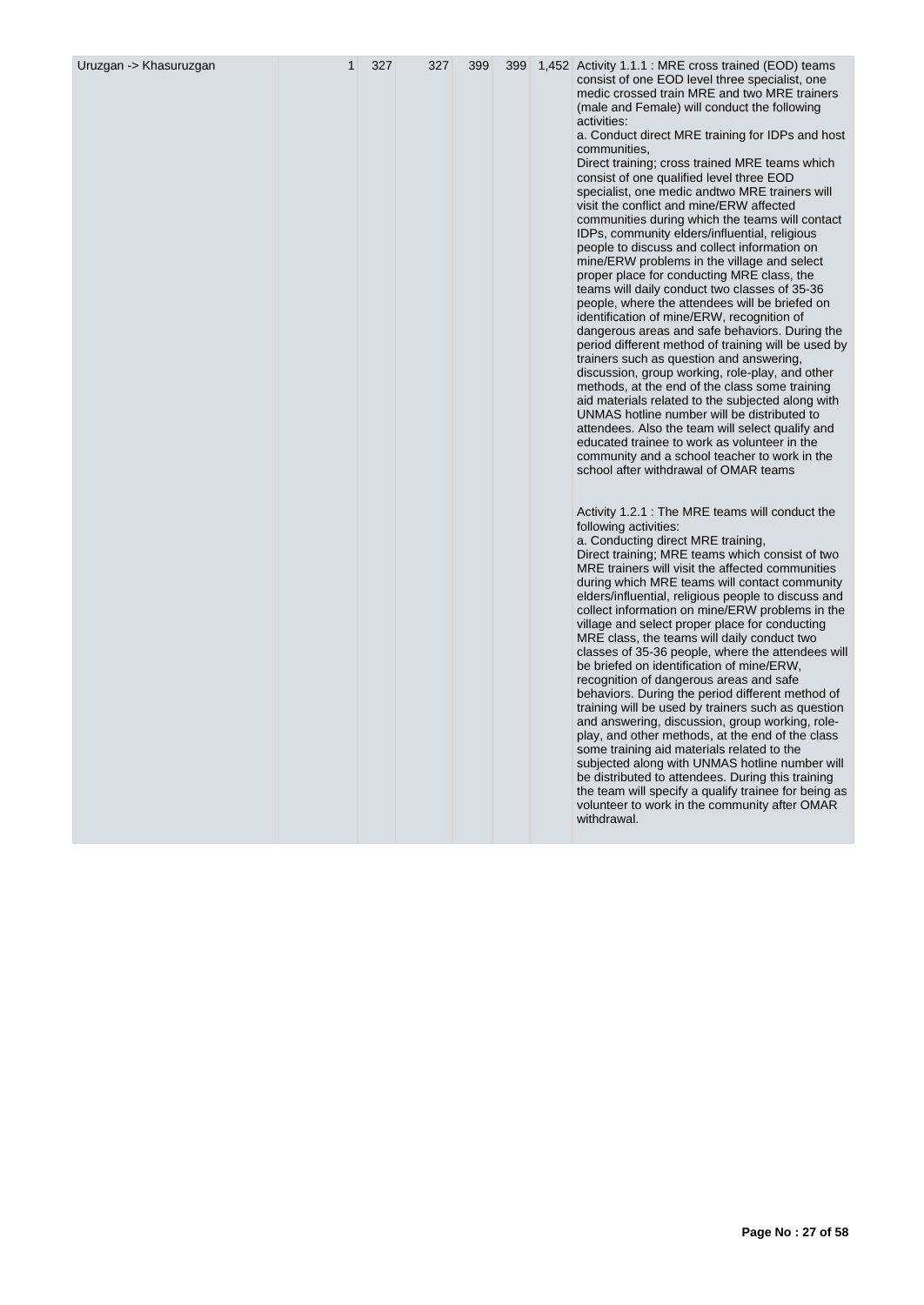| | | | | | | | |
|---|---|---|---|---|---|---|---|
| Uruzgan -> Khasuruzgan | 1 | 327 | 327 | 399 | 399 | 1,452 | Activity 1.1.1 : MRE cross trained (EOD) teams consist of one EOD level three specialist, one medic crossed train MRE and two MRE trainers (male and Female) will conduct the following activities:<br>a. Conduct direct MRE training for IDPs and host communities,<br>Direct training; cross trained MRE teams which consist of one qualified level three EOD specialist, one medic andtwo MRE trainers will visit the conflict and mine/ERW affected communities during which the teams will contact IDPs, community elders/influential, religious people to discuss and collect information on mine/ERW problems in the village and select proper place for conducting MRE class, the teams will daily conduct two classes of 35-36 people, where the attendees will be briefed on identification of mine/ERW, recognition of dangerous areas and safe behaviors. During the period different method of training will be used by trainers such as question and answering, discussion, group working, role-play, and other methods, at the end of the class some training aid materials related to the subjected along with UNMAS hotline number will be distributed to attendees. Also the team will select qualify and educated trainee to work as volunteer in the community and a school teacher to work in the school after withdrawal of OMAR teams<br><br>Activity 1.2.1 : The MRE teams will conduct the following activities:<br>a. Conducting direct MRE training,<br>Direct training; MRE teams which consist of two MRE trainers will visit the affected communities during which MRE teams will contact community elders/influential, religious people to discuss and collect information on mine/ERW problems in the village and select proper place for conducting MRE class, the teams will daily conduct two classes of 35-36 people, where the attendees will be briefed on identification of mine/ERW, recognition of dangerous areas and safe behaviors. During the period different method of training will be used by trainers such as question and answering, discussion, group working, role-play, and other methods, at the end of the class some training aid materials related to the subjected along with UNMAS hotline number will be distributed to attendees. During this training the team will specify a qualify trainee for being as volunteer to work in the community after OMAR withdrawal. |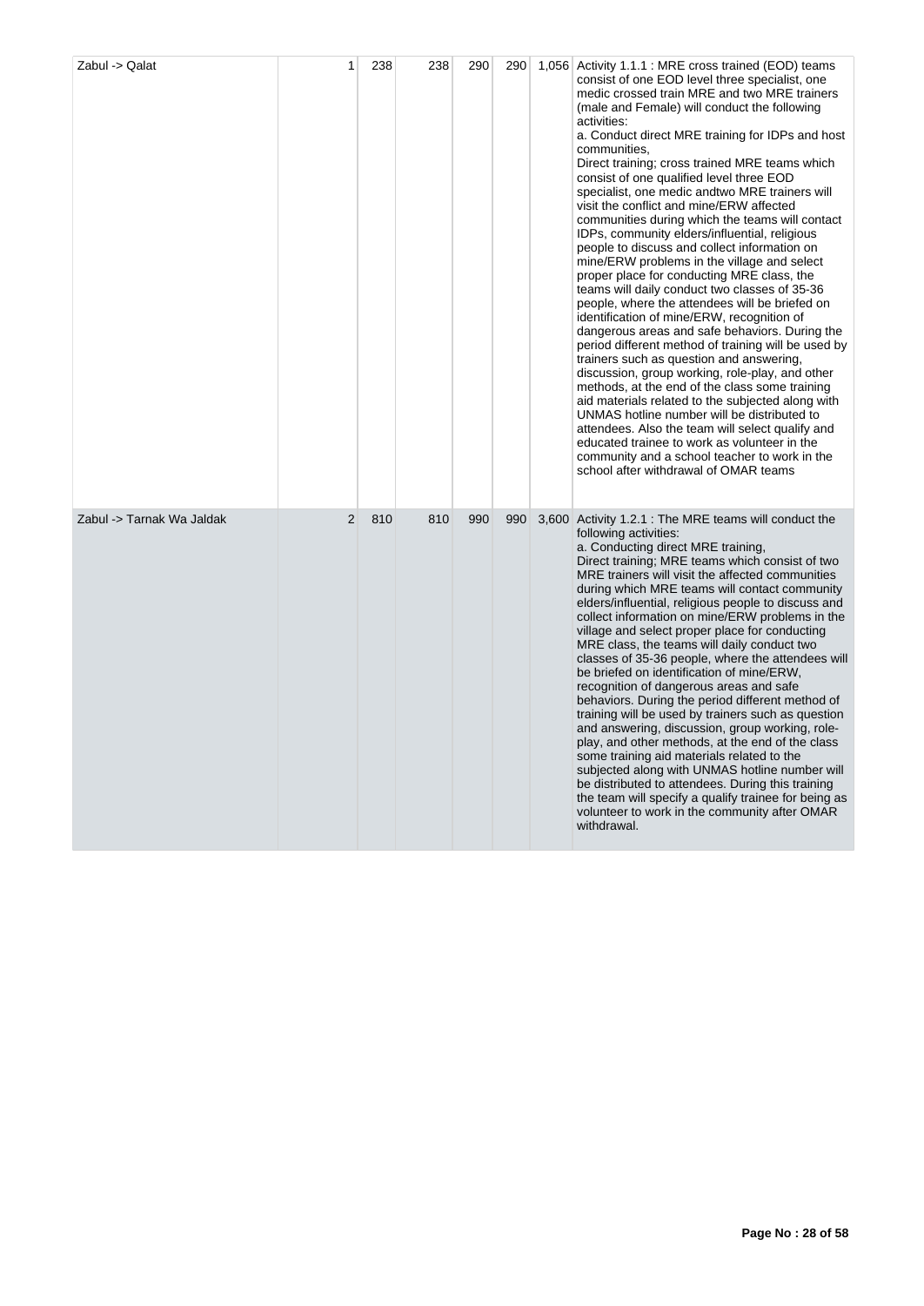| | | | | | | | |
|---|---|---|---|---|---|---|---|
| Zabul -> Qalat | 1 | 238 | 238 | 290 | 290 | 1,056 | Activity 1.1.1 : MRE cross trained (EOD) teams consist of one EOD level three specialist, one medic crossed train MRE and two MRE trainers (male and Female) will conduct the following activities:<br>a. Conduct direct MRE training for IDPs and host communities,<br>Direct training; cross trained MRE teams which consist of one qualified level three EOD specialist, one medic andtwo MRE trainers will visit the conflict and mine/ERW affected communities during which the teams will contact IDPs, community elders/influential, religious people to discuss and collect information on mine/ERW problems in the village and select proper place for conducting MRE class, the teams will daily conduct two classes of 35-36 people, where the attendees will be briefed on identification of mine/ERW, recognition of dangerous areas and safe behaviors. During the period different method of training will be used by trainers such as question and answering, discussion, group working, role-play, and other methods, at the end of the class some training aid materials related to the subjected along with UNMAS hotline number will be distributed to attendees. Also the team will select qualify and educated trainee to work as volunteer in the community and a school teacher to work in the school after withdrawal of OMAR teams |
| Zabul -> Tarnak Wa Jaldak | 2 | 810 | 810 | 990 | 990 | 3,600 | Activity 1.2.1 : The MRE teams will conduct the following activities:<br>a. Conducting direct MRE training,<br>Direct training; MRE teams which consist of two MRE trainers will visit the affected communities during which MRE teams will contact community elders/influential, religious people to discuss and collect information on mine/ERW problems in the village and select proper place for conducting MRE class, the teams will daily conduct two classes of 35-36 people, where the attendees will be briefed on identification of mine/ERW, recognition of dangerous areas and safe behaviors. During the period different method of training will be used by trainers such as question and answering, discussion, group working, role-play, and other methods, at the end of the class some training aid materials related to the subjected along with UNMAS hotline number will be distributed to attendees. During this training the team will specify a qualify trainee for being as volunteer to work in the community after OMAR withdrawal. |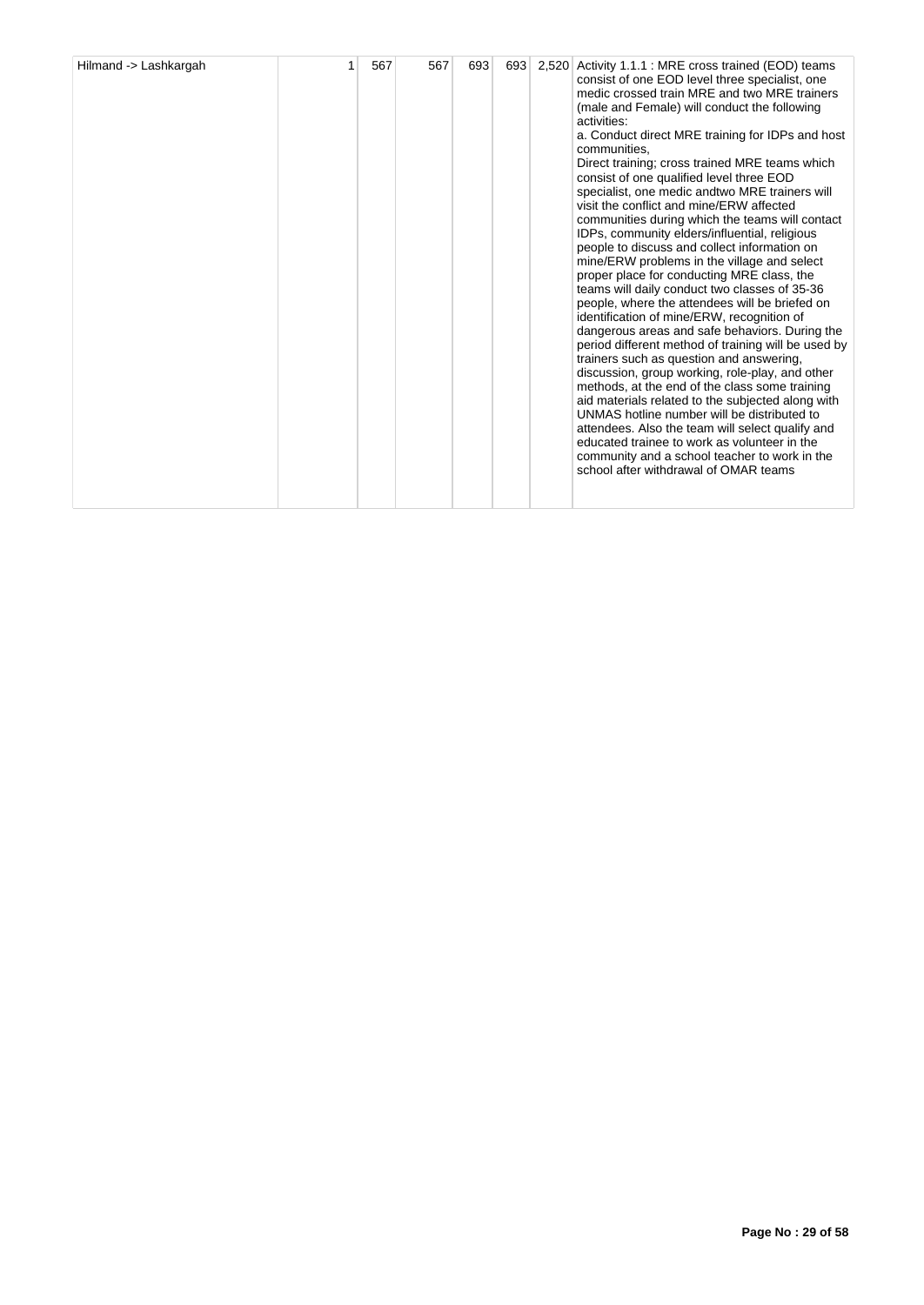| | | | | | | | |
|---|---|---|---|---|---|---|---|
| Hilmand -> Lashkargah | 1 | 567 | 567 | 693 | 693 | 2,520 | Activity 1.1.1 : MRE cross trained (EOD) teams consist of one EOD level three specialist, one medic crossed train MRE and two MRE trainers (male and Female) will conduct the following activities:<br>a. Conduct direct MRE training for IDPs and host communities,<br>Direct training; cross trained MRE teams which consist of one qualified level three EOD specialist, one medic andtwo MRE trainers will visit the conflict and mine/ERW affected communities during which the teams will contact IDPs, community elders/influential, religious people to discuss and collect information on mine/ERW problems in the village and select proper place for conducting MRE class, the teams will daily conduct two classes of 35-36 people, where the attendees will be briefed on identification of mine/ERW, recognition of dangerous areas and safe behaviors. During the period different method of training will be used by trainers such as question and answering, discussion, group working, role-play, and other methods, at the end of the class some training aid materials related to the subjected along with UNMAS hotline number will be distributed to attendees. Also the team will select qualify and educated trainee to work as volunteer in the community and a school teacher to work in the school after withdrawal of OMAR teams |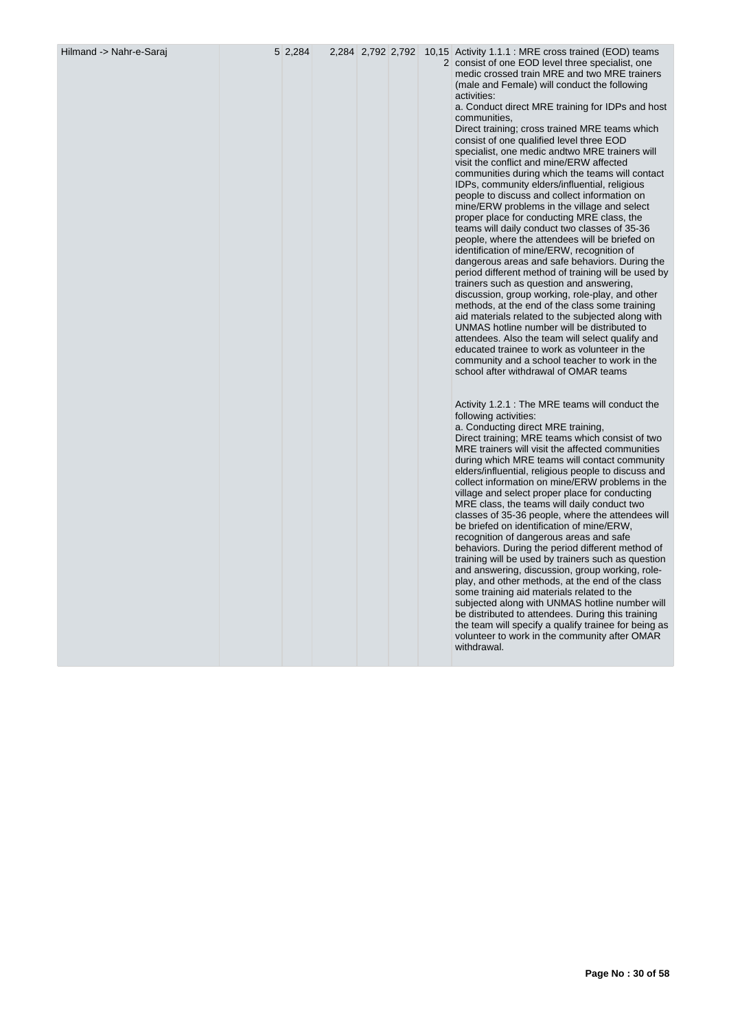| Hilmand -> Nahr-e-Saraj | | 5 | 2,284 | 2,284 | 2,792 | 2,792 | 10,152 | Activity 1.1.1 : MRE cross trained (EOD) teams consist of one EOD level three specialist, one medic crossed train MRE and two MRE trainers (male and Female) will conduct the following activities:<br>a. Conduct direct MRE training for IDPs and host communities,<br>Direct training; cross trained MRE teams which consist of one qualified level three EOD specialist, one medic andtwo MRE trainers will visit the conflict and mine/ERW affected communities during which the teams will contact IDPs, community elders/influential, religious people to discuss and collect information on mine/ERW problems in the village and select proper place for conducting MRE class, the teams will daily conduct two classes of 35-36 people, where the attendees will be briefed on identification of mine/ERW, recognition of dangerous areas and safe behaviors. During the period different method of training will be used by trainers such as question and answering, discussion, group working, role-play, and other methods, at the end of the class some training aid materials related to the subjected along with UNMAS hotline number will be distributed to attendees. Also the team will select qualify and educated trainee to work as volunteer in the community and a school teacher to work in the school after withdrawal of OMAR teams<br><br>Activity 1.2.1 : The MRE teams will conduct the following activities:<br>a. Conducting direct MRE training,<br>Direct training; MRE teams which consist of two MRE trainers will visit the affected communities during which MRE teams will contact community elders/influential, religious people to discuss and collect information on mine/ERW problems in the village and select proper place for conducting MRE class, the teams will daily conduct two classes of 35-36 people, where the attendees will be briefed on identification of mine/ERW, recognition of dangerous areas and safe behaviors. During the period different method of training will be used by trainers such as question and answering, discussion, group working, role-play, and other methods, at the end of the class some training aid materials related to the subjected along with UNMAS hotline number will be distributed to attendees. During this training the team will specify a qualify trainee for being as volunteer to work in the community after OMAR withdrawal. |
|---|---|---|---|---|---|---|---|---|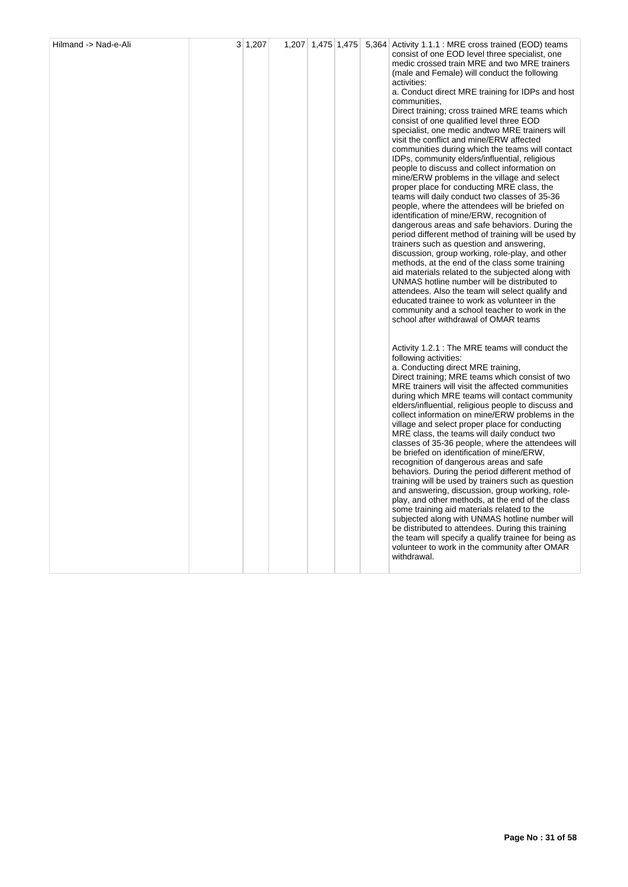| | | | | | | | |
|---|---|---|---|---|---|---|---|
| Hilmand -> Nad-e-Ali | 3 | 1,207 | 1,207 | 1,475 | 1,475 | 5,364 | Activity 1.1.1 : MRE cross trained (EOD) teams consist of one EOD level three specialist, one medic crossed train MRE and two MRE trainers (male and Female) will conduct the following activities:<br>a. Conduct direct MRE training for IDPs and host communities,<br>Direct training; cross trained MRE teams which consist of one qualified level three EOD specialist, one medic andtwo MRE trainers will visit the conflict and mine/ERW affected communities during which the teams will contact IDPs, community elders/influential, religious people to discuss and collect information on mine/ERW problems in the village and select proper place for conducting MRE class, the teams will daily conduct two classes of 35-36 people, where the attendees will be briefed on identification of mine/ERW, recognition of dangerous areas and safe behaviors. During the period different method of training will be used by trainers such as question and answering, discussion, group working, role-play, and other methods, at the end of the class some training aid materials related to the subjected along with UNMAS hotline number will be distributed to attendees. Also the team will select qualify and educated trainee to work as volunteer in the community and a school teacher to work in the school after withdrawal of OMAR teams<br><br>Activity 1.2.1 : The MRE teams will conduct the following activities:<br>a. Conducting direct MRE training,<br>Direct training; MRE teams which consist of two MRE trainers will visit the affected communities during which MRE teams will contact community elders/influential, religious people to discuss and collect information on mine/ERW problems in the village and select proper place for conducting MRE class, the teams will daily conduct two classes of 35-36 people, where the attendees will be briefed on identification of mine/ERW, recognition of dangerous areas and safe behaviors. During the period different method of training will be used by trainers such as question and answering, discussion, group working, role-play, and other methods, at the end of the class some training aid materials related to the subjected along with UNMAS hotline number will be distributed to attendees. During this training the team will specify a qualify trainee for being as volunteer to work in the community after OMAR withdrawal. |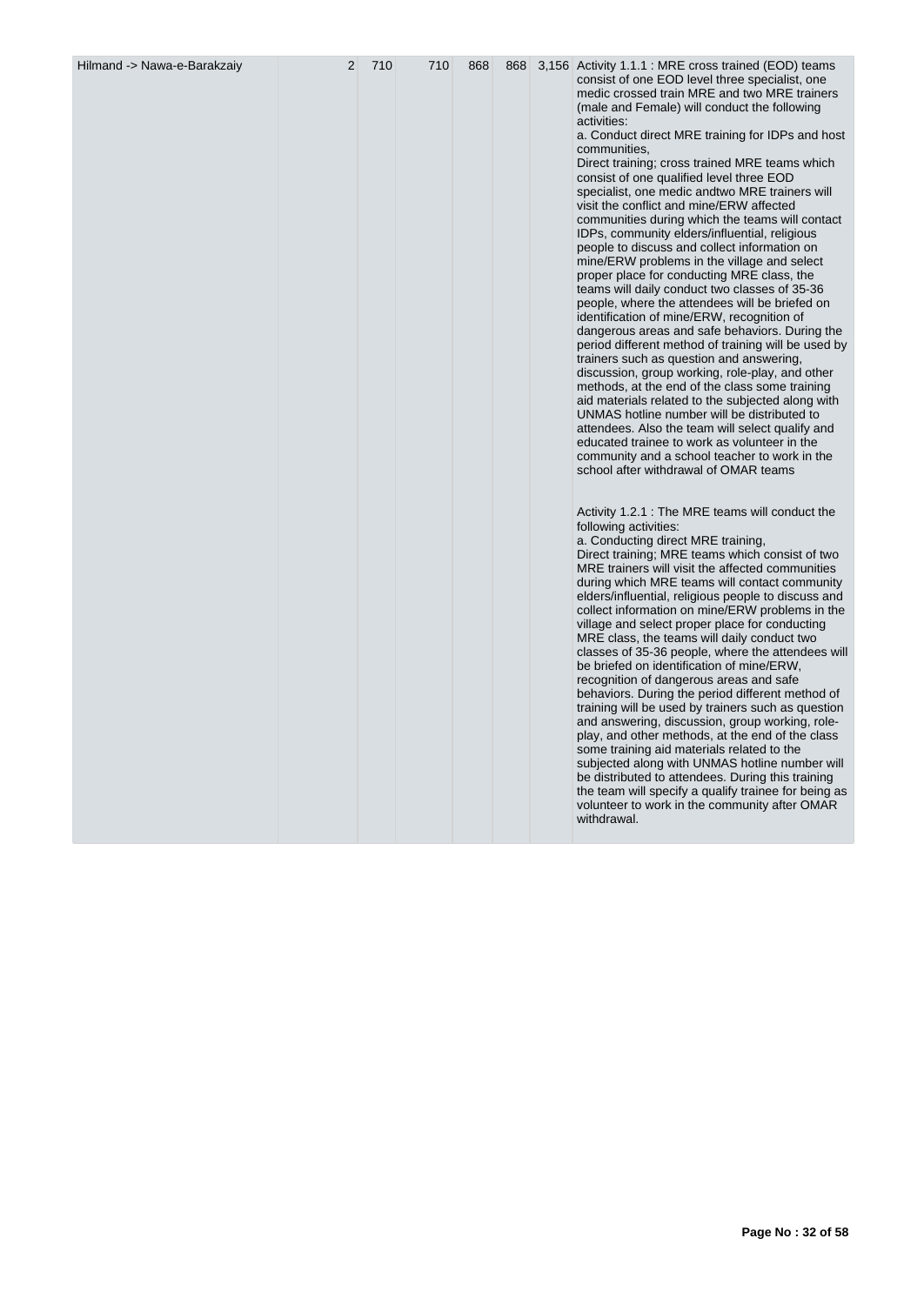| | | | | | | | |
|---|---|---|---|---|---|---|---|
| Hilmand -> Nawa-e-Barakzaiy | 2 | 710 | 710 | 868 | 868 | 3,156 | Activity 1.1.1 : MRE cross trained (EOD) teams consist of one EOD level three specialist, one medic crossed train MRE and two MRE trainers (male and Female) will conduct the following activities:<br>a. Conduct direct MRE training for IDPs and host communities,<br>Direct training; cross trained MRE teams which consist of one qualified level three EOD specialist, one medic andtwo MRE trainers will visit the conflict and mine/ERW affected communities during which the teams will contact IDPs, community elders/influential, religious people to discuss and collect information on mine/ERW problems in the village and select proper place for conducting MRE class, the teams will daily conduct two classes of 35-36 people, where the attendees will be briefed on identification of mine/ERW, recognition of dangerous areas and safe behaviors. During the period different method of training will be used by trainers such as question and answering, discussion, group working, role-play, and other methods, at the end of the class some training aid materials related to the subjected along with UNMAS hotline number will be distributed to attendees. Also the team will select qualify and educated trainee to work as volunteer in the community and a school teacher to work in the school after withdrawal of OMAR teams<br><br>Activity 1.2.1 : The MRE teams will conduct the following activities:<br>a. Conducting direct MRE training,<br>Direct training; MRE teams which consist of two MRE trainers will visit the affected communities during which MRE teams will contact community elders/influential, religious people to discuss and collect information on mine/ERW problems in the village and select proper place for conducting MRE class, the teams will daily conduct two classes of 35-36 people, where the attendees will be briefed on identification of mine/ERW, recognition of dangerous areas and safe behaviors. During the period different method of training will be used by trainers such as question and answering, discussion, group working, role-play, and other methods, at the end of the class some training aid materials related to the subjected along with UNMAS hotline number will be distributed to attendees. During this training the team will specify a qualify trainee for being as volunteer to work in the community after OMAR withdrawal. |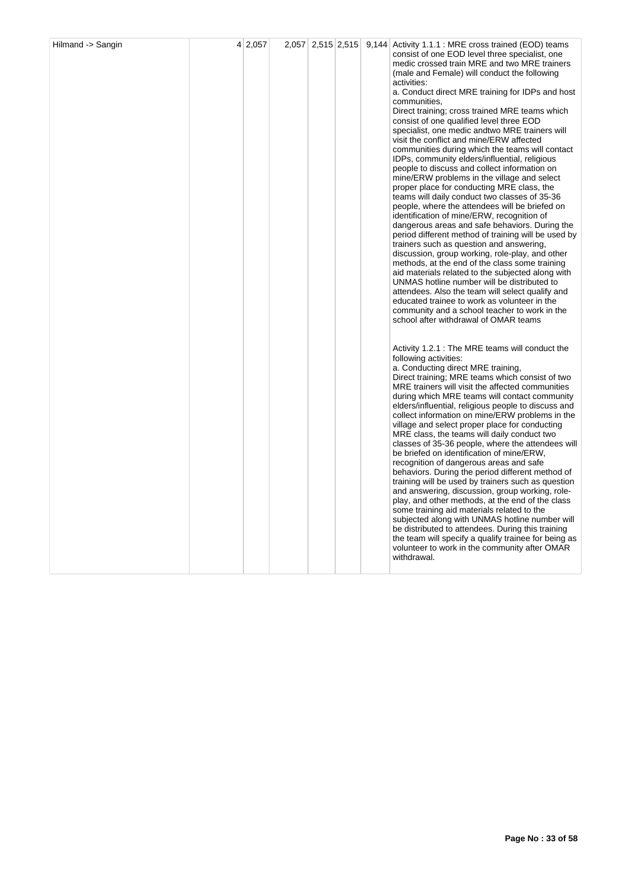| Hilmand -> Sangin | 4 | 2,057 | 2,057 | 2,515 | 2,515 | 9,144 | Activity 1.1.1 : MRE cross trained (EOD) teams consist of one EOD level three specialist, one medic crossed train MRE and two MRE trainers (male and Female) will conduct the following activities:<br>a. Conduct direct MRE training for IDPs and host communities,<br>Direct training; cross trained MRE teams which consist of one qualified level three EOD specialist, one medic andtwo MRE trainers will visit the conflict and mine/ERW affected communities during which the teams will contact IDPs, community elders/influential, religious people to discuss and collect information on mine/ERW problems in the village and select proper place for conducting MRE class, the teams will daily conduct two classes of 35-36 people, where the attendees will be briefed on identification of mine/ERW, recognition of dangerous areas and safe behaviors. During the period different method of training will be used by trainers such as question and answering, discussion, group working, role-play, and other methods, at the end of the class some training aid materials related to the subjected along with UNMAS hotline number will be distributed to attendees. Also the team will select qualify and educated trainee to work as volunteer in the community and a school teacher to work in the school after withdrawal of OMAR teams<br><br>Activity 1.2.1 : The MRE teams will conduct the following activities:<br>a. Conducting direct MRE training,<br>Direct training; MRE teams which consist of two MRE trainers will visit the affected communities during which MRE teams will contact community elders/influential, religious people to discuss and collect information on mine/ERW problems in the village and select proper place for conducting MRE class, the teams will daily conduct two classes of 35-36 people, where the attendees will be briefed on identification of mine/ERW, recognition of dangerous areas and safe behaviors. During the period different method of training will be used by trainers such as question and answering, discussion, group working, role-play, and other methods, at the end of the class some training aid materials related to the subjected along with UNMAS hotline number will be distributed to attendees. During this training the team will specify a qualify trainee for being as volunteer to work in the community after OMAR withdrawal. |
|---|---|---|---|---|---|---|---|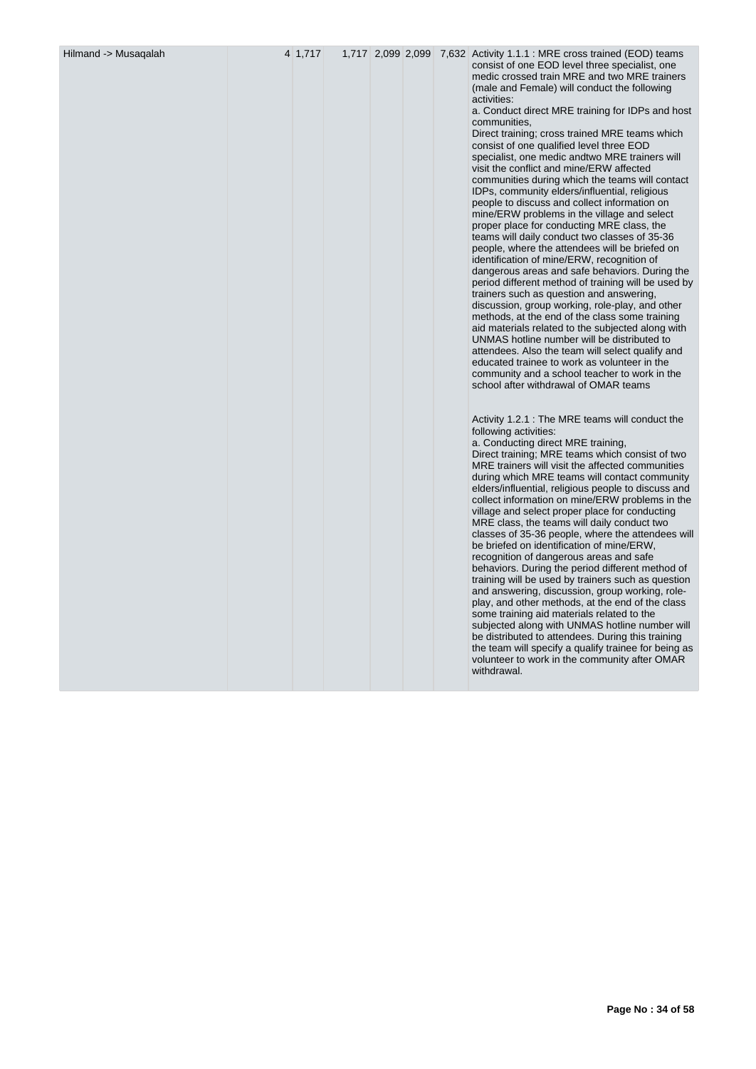| Hilmand -> Musaqalah | | 4 | 1,717 | 1,717 | 2,099 | 2,099 | 7,632 | Activity 1.1.1 : MRE cross trained (EOD) teams consist of one EOD level three specialist, one medic crossed train MRE and two MRE trainers (male and Female) will conduct the following activities:<br>a. Conduct direct MRE training for IDPs and host communities,<br>Direct training; cross trained MRE teams which consist of one qualified level three EOD specialist, one medic andtwo MRE trainers will visit the conflict and mine/ERW affected communities during which the teams will contact IDPs, community elders/influential, religious people to discuss and collect information on mine/ERW problems in the village and select proper place for conducting MRE class, the teams will daily conduct two classes of 35-36 people, where the attendees will be briefed on identification of mine/ERW, recognition of dangerous areas and safe behaviors. During the period different method of training will be used by trainers such as question and answering, discussion, group working, role-play, and other methods, at the end of the class some training aid materials related to the subjected along with UNMAS hotline number will be distributed to attendees. Also the team will select qualify and educated trainee to work as volunteer in the community and a school teacher to work in the school after withdrawal of OMAR teams<br><br>Activity 1.2.1 : The MRE teams will conduct the following activities:<br>a. Conducting direct MRE training,<br>Direct training; MRE teams which consist of two MRE trainers will visit the affected communities during which MRE teams will contact community elders/influential, religious people to discuss and collect information on mine/ERW problems in the village and select proper place for conducting MRE class, the teams will daily conduct two classes of 35-36 people, where the attendees will be briefed on identification of mine/ERW, recognition of dangerous areas and safe behaviors. During the period different method of training will be used by trainers such as question and answering, discussion, group working, role-play, and other methods, at the end of the class some training aid materials related to the subjected along with UNMAS hotline number will be distributed to attendees. During this training the team will specify a qualify trainee for being as volunteer to work in the community after OMAR withdrawal. |
|---|---|---|---|---|---|---|---|---|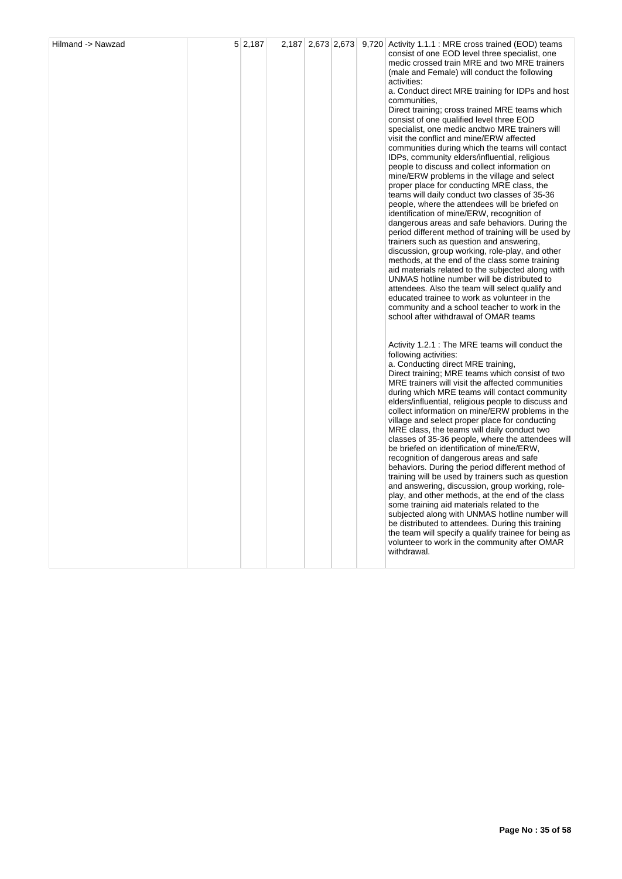| Hilmand -> Nawzad | 5 | 2,187 | 2,187 | 2,673 | 2,673 | 9,720 | Activity 1.1.1 : MRE cross trained (EOD) teams consist of one EOD level three specialist, one medic crossed train MRE and two MRE trainers (male and Female) will conduct the following activities:<br>a. Conduct direct MRE training for IDPs and host communities,<br>Direct training; cross trained MRE teams which consist of one qualified level three EOD specialist, one medic andtwo MRE trainers will visit the conflict and mine/ERW affected communities during which the teams will contact IDPs, community elders/influential, religious people to discuss and collect information on mine/ERW problems in the village and select proper place for conducting MRE class, the teams will daily conduct two classes of 35-36 people, where the attendees will be briefed on identification of mine/ERW, recognition of dangerous areas and safe behaviors. During the period different method of training will be used by trainers such as question and answering, discussion, group working, role-play, and other methods, at the end of the class some training aid materials related to the subjected along with UNMAS hotline number will be distributed to attendees. Also the team will select qualify and educated trainee to work as volunteer in the community and a school teacher to work in the school after withdrawal of OMAR teams<br><br>Activity 1.2.1 : The MRE teams will conduct the following activities:<br>a. Conducting direct MRE training,<br>Direct training; MRE teams which consist of two MRE trainers will visit the affected communities during which MRE teams will contact community elders/influential, religious people to discuss and collect information on mine/ERW problems in the village and select proper place for conducting MRE class, the teams will daily conduct two classes of 35-36 people, where the attendees will be briefed on identification of mine/ERW, recognition of dangerous areas and safe behaviors. During the period different method of training will be used by trainers such as question and answering, discussion, group working, role-play, and other methods, at the end of the class some training aid materials related to the subjected along with UNMAS hotline number will be distributed to attendees. During this training the team will specify a qualify trainee for being as volunteer to work in the community after OMAR withdrawal. |
|---|---|---|---|---|---|---|---|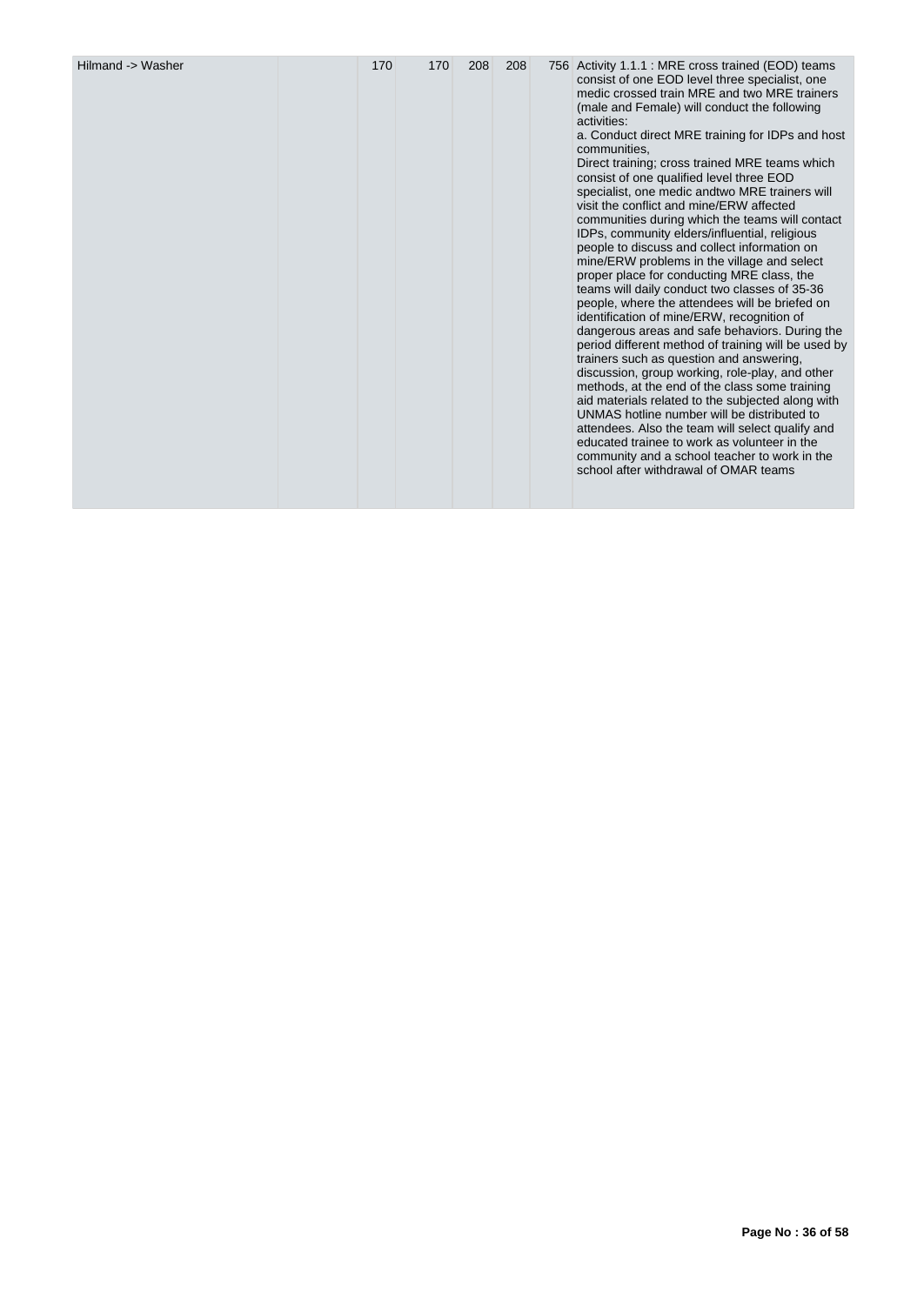| | | | | | | | |
|---|---|---|---|---|---|---|---|
| Hilmand -> Washer | | 170 | 170 | 208 | 208 | 756 | Activity 1.1.1 : MRE cross trained (EOD) teams consist of one EOD level three specialist, one medic crossed train MRE and two MRE trainers (male and Female) will conduct the following activities:<br>a. Conduct direct MRE training for IDPs and host communities,<br>Direct training; cross trained MRE teams which consist of one qualified level three EOD specialist, one medic andtwo MRE trainers will visit the conflict and mine/ERW affected communities during which the teams will contact IDPs, community elders/influential, religious people to discuss and collect information on mine/ERW problems in the village and select proper place for conducting MRE class, the teams will daily conduct two classes of 35-36 people, where the attendees will be briefed on identification of mine/ERW, recognition of dangerous areas and safe behaviors. During the period different method of training will be used by trainers such as question and answering, discussion, group working, role-play, and other methods, at the end of the class some training aid materials related to the subjected along with UNMAS hotline number will be distributed to attendees. Also the team will select qualify and educated trainee to work as volunteer in the community and a school teacher to work in the school after withdrawal of OMAR teams |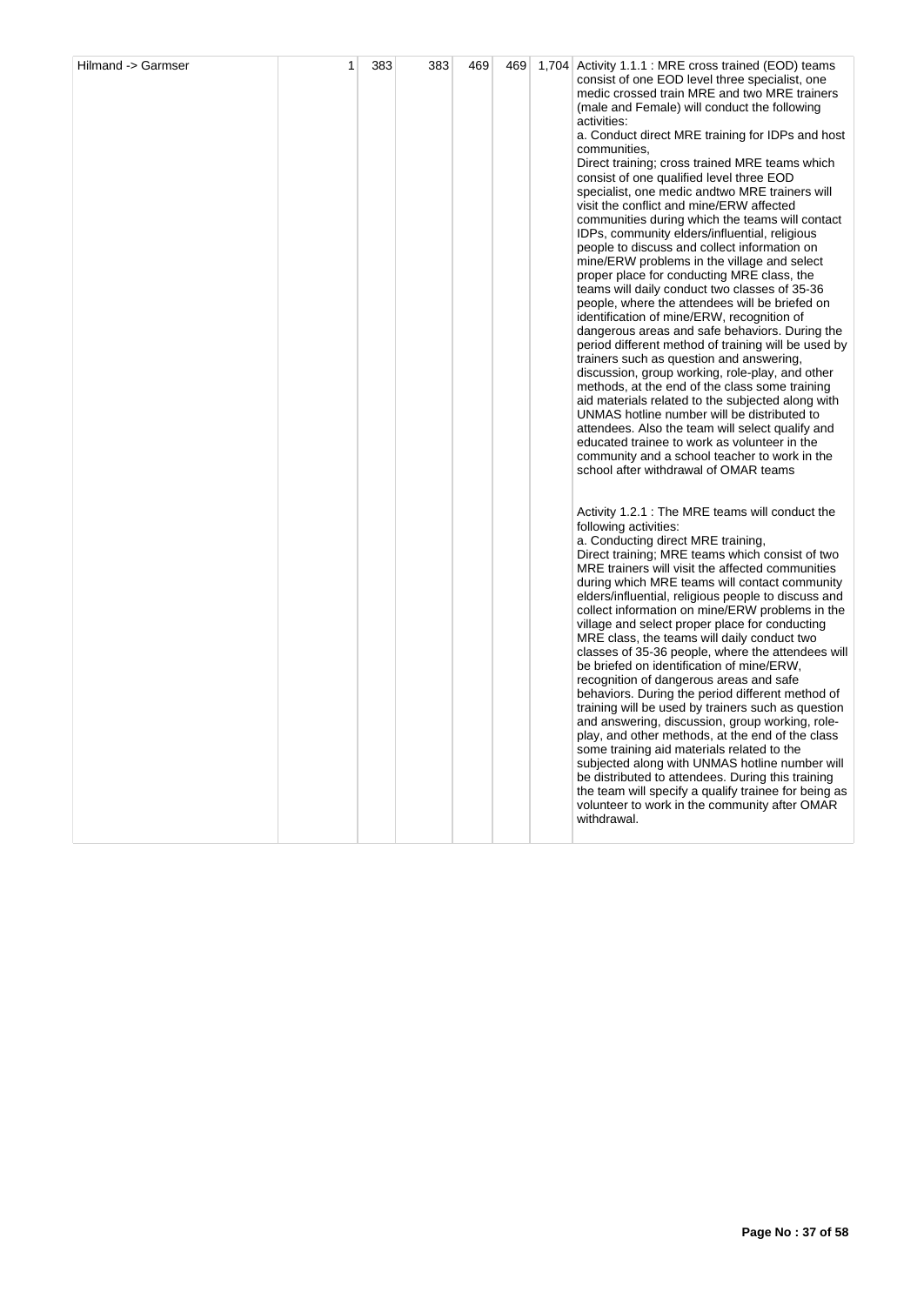| Hilmand -> Garmser | 1 | 383 | 383 | 469 | 469 | 1,704 | Activity 1.1.1 : MRE cross trained (EOD) teams consist of one EOD level three specialist, one medic crossed train MRE and two MRE trainers (male and Female) will conduct the following activities:<br>a. Conduct direct MRE training for IDPs and host communities,<br>Direct training; cross trained MRE teams which consist of one qualified level three EOD specialist, one medic andtwo MRE trainers will visit the conflict and mine/ERW affected communities during which the teams will contact IDPs, community elders/influential, religious people to discuss and collect information on mine/ERW problems in the village and select proper place for conducting MRE class, the teams will daily conduct two classes of 35-36 people, where the attendees will be briefed on identification of mine/ERW, recognition of dangerous areas and safe behaviors. During the period different method of training will be used by trainers such as question and answering, discussion, group working, role-play, and other methods, at the end of the class some training aid materials related to the subjected along with UNMAS hotline number will be distributed to attendees. Also the team will select qualify and educated trainee to work as volunteer in the community and a school teacher to work in the school after withdrawal of OMAR teams<br><br>Activity 1.2.1 : The MRE teams will conduct the following activities:<br>a. Conducting direct MRE training,<br>Direct training; MRE teams which consist of two MRE trainers will visit the affected communities during which MRE teams will contact community elders/influential, religious people to discuss and collect information on mine/ERW problems in the village and select proper place for conducting MRE class, the teams will daily conduct two classes of 35-36 people, where the attendees will be briefed on identification of mine/ERW, recognition of dangerous areas and safe behaviors. During the period different method of training will be used by trainers such as question and answering, discussion, group working, role-play, and other methods, at the end of the class some training aid materials related to the subjected along with UNMAS hotline number will be distributed to attendees. During this training the team will specify a qualify trainee for being as volunteer to work in the community after OMAR withdrawal. |
|---|---|---|---|---|---|---|---|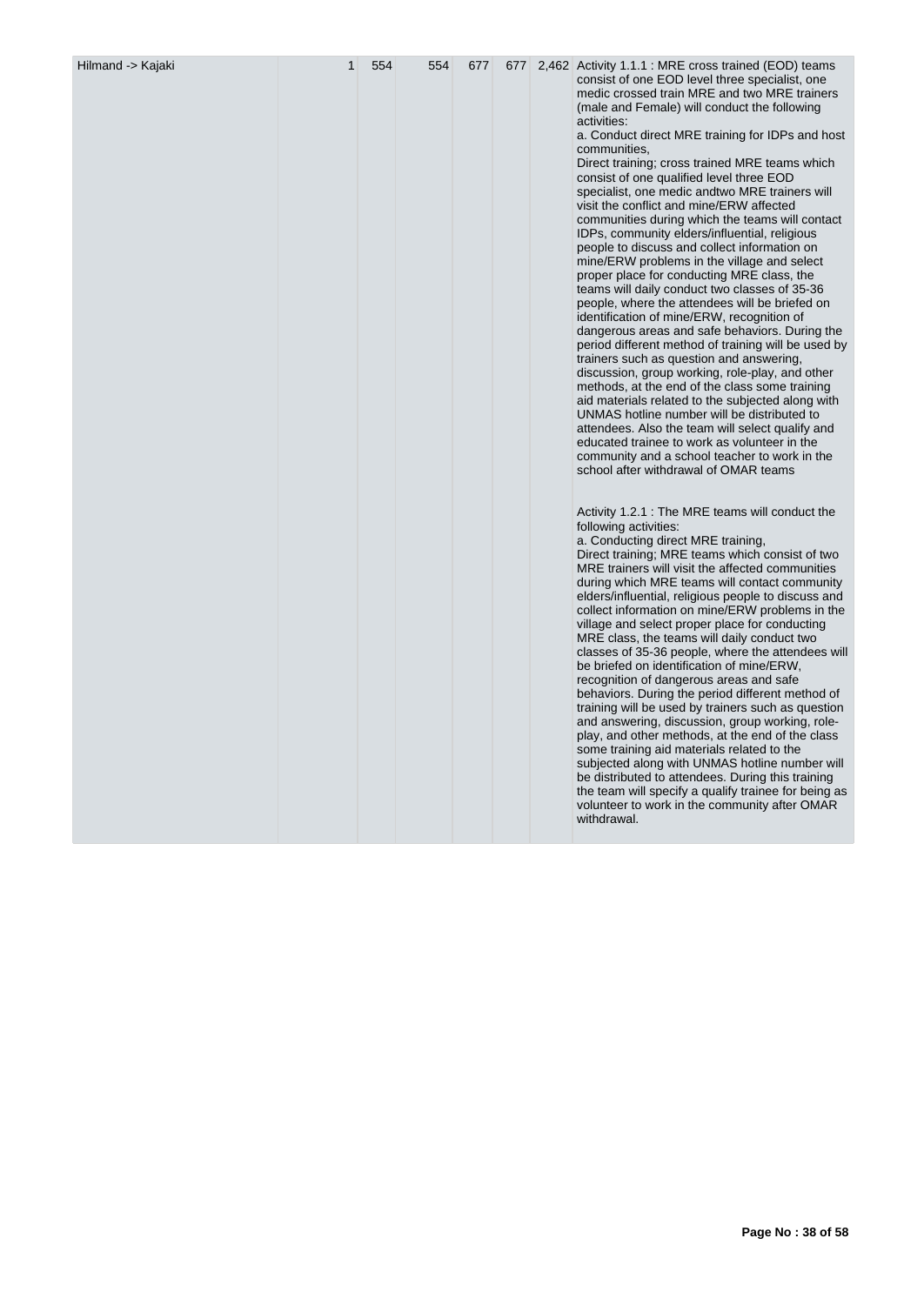| | | | | | | | |
|---|---|---|---|---|---|---|---|
| Hilmand -> Kajaki | 1 | 554 | 554 | 677 | 677 | 2,462 | Activity 1.1.1 : MRE cross trained (EOD) teams consist of one EOD level three specialist, one medic crossed train MRE and two MRE trainers (male and Female) will conduct the following activities:<br>a. Conduct direct MRE training for IDPs and host communities,<br>Direct training; cross trained MRE teams which consist of one qualified level three EOD specialist, one medic andtwo MRE trainers will visit the conflict and mine/ERW affected communities during which the teams will contact IDPs, community elders/influential, religious people to discuss and collect information on mine/ERW problems in the village and select proper place for conducting MRE class, the teams will daily conduct two classes of 35-36 people, where the attendees will be briefed on identification of mine/ERW, recognition of dangerous areas and safe behaviors. During the period different method of training will be used by trainers such as question and answering, discussion, group working, role-play, and other methods, at the end of the class some training aid materials related to the subjected along with UNMAS hotline number will be distributed to attendees. Also the team will select qualify and educated trainee to work as volunteer in the community and a school teacher to work in the school after withdrawal of OMAR teams<br><br>Activity 1.2.1 : The MRE teams will conduct the following activities:<br>a. Conducting direct MRE training,<br>Direct training; MRE teams which consist of two MRE trainers will visit the affected communities during which MRE teams will contact community elders/influential, religious people to discuss and collect information on mine/ERW problems in the village and select proper place for conducting MRE class, the teams will daily conduct two classes of 35-36 people, where the attendees will be briefed on identification of mine/ERW, recognition of dangerous areas and safe behaviors. During the period different method of training will be used by trainers such as question and answering, discussion, group working, role-play, and other methods, at the end of the class some training aid materials related to the subjected along with UNMAS hotline number will be distributed to attendees. During this training the team will specify a qualify trainee for being as volunteer to work in the community after OMAR withdrawal. |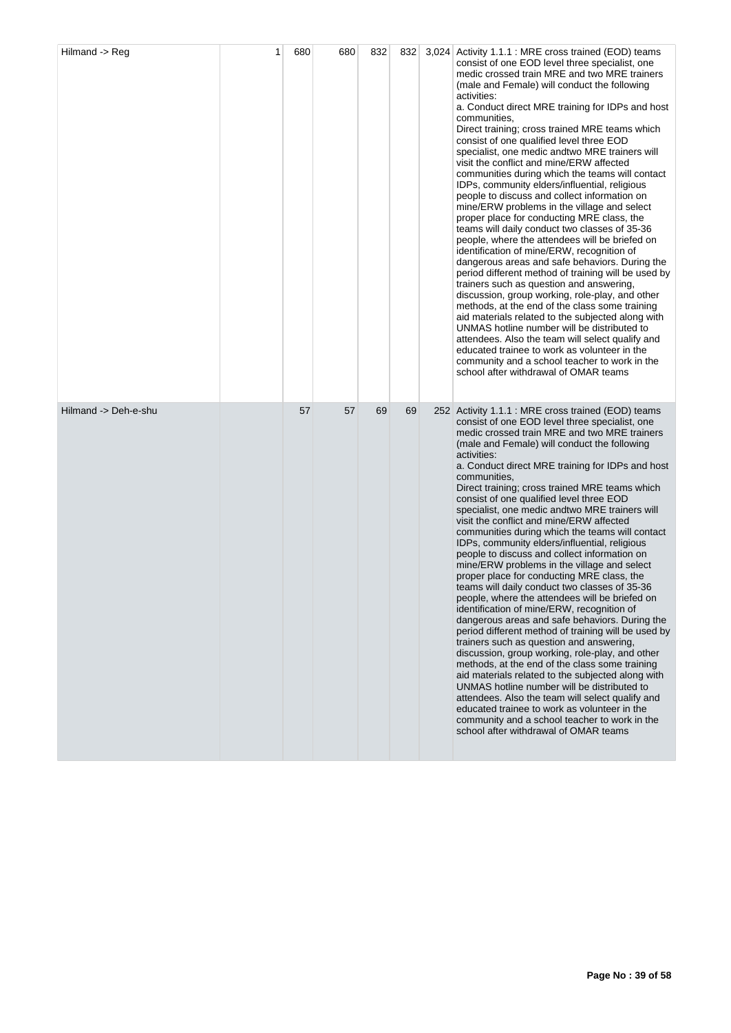| | | | | | | | |
|---|---|---|---|---|---|---|---|
| Hilmand -> Reg | 1 | 680 | 680 | 832 | 832 | 3,024 | Activity 1.1.1 : MRE cross trained (EOD) teams consist of one EOD level three specialist, one medic crossed train MRE and two MRE trainers (male and Female) will conduct the following activities:<br>a. Conduct direct MRE training for IDPs and host communities,<br>Direct training; cross trained MRE teams which consist of one qualified level three EOD specialist, one medic andtwo MRE trainers will visit the conflict and mine/ERW affected communities during which the teams will contact IDPs, community elders/influential, religious people to discuss and collect information on mine/ERW problems in the village and select proper place for conducting MRE class, the teams will daily conduct two classes of 35-36 people, where the attendees will be briefed on identification of mine/ERW, recognition of dangerous areas and safe behaviors. During the period different method of training will be used by trainers such as question and answering, discussion, group working, role-play, and other methods, at the end of the class some training aid materials related to the subjected along with UNMAS hotline number will be distributed to attendees. Also the team will select qualify and educated trainee to work as volunteer in the community and a school teacher to work in the school after withdrawal of OMAR teams |
| Hilmand -> Deh-e-shu | | 57 | 57 | 69 | 69 | 252 | Activity 1.1.1 : MRE cross trained (EOD) teams consist of one EOD level three specialist, one medic crossed train MRE and two MRE trainers (male and Female) will conduct the following activities:<br>a. Conduct direct MRE training for IDPs and host communities,<br>Direct training; cross trained MRE teams which consist of one qualified level three EOD specialist, one medic andtwo MRE trainers will visit the conflict and mine/ERW affected communities during which the teams will contact IDPs, community elders/influential, religious people to discuss and collect information on mine/ERW problems in the village and select proper place for conducting MRE class, the teams will daily conduct two classes of 35-36 people, where the attendees will be briefed on identification of mine/ERW, recognition of dangerous areas and safe behaviors. During the period different method of training will be used by trainers such as question and answering, discussion, group working, role-play, and other methods, at the end of the class some training aid materials related to the subjected along with UNMAS hotline number will be distributed to attendees. Also the team will select qualify and educated trainee to work as volunteer in the community and a school teacher to work in the school after withdrawal of OMAR teams |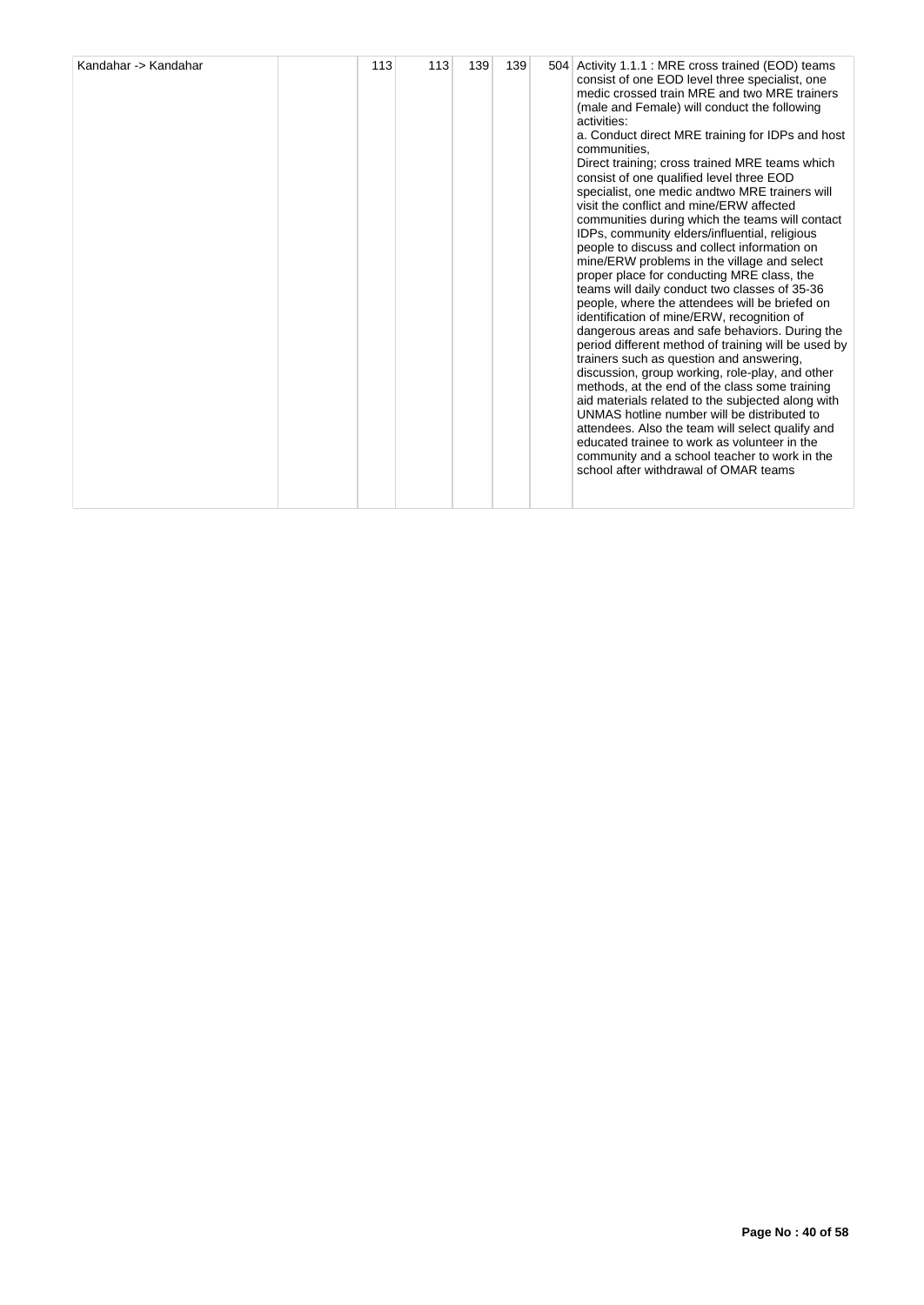| Kandahar -> Kandahar | | 113 | 113 | 139 | 139 | 504 | Activity 1.1.1 : MRE cross trained (EOD) teams consist of one EOD level three specialist, one medic crossed train MRE and two MRE trainers (male and Female) will conduct the following activities:<br>a. Conduct direct MRE training for IDPs and host communities,<br>Direct training; cross trained MRE teams which consist of one qualified level three EOD specialist, one medic andtwo MRE trainers will visit the conflict and mine/ERW affected communities during which the teams will contact IDPs, community elders/influential, religious people to discuss and collect information on mine/ERW problems in the village and select proper place for conducting MRE class, the teams will daily conduct two classes of 35-36 people, where the attendees will be briefed on identification of mine/ERW, recognition of dangerous areas and safe behaviors. During the period different method of training will be used by trainers such as question and answering, discussion, group working, role-play, and other methods, at the end of the class some training aid materials related to the subjected along with UNMAS hotline number will be distributed to attendees. Also the team will select qualify and educated trainee to work as volunteer in the community and a school teacher to work in the school after withdrawal of OMAR teams |
|---|---|---|---|---|---|---|---|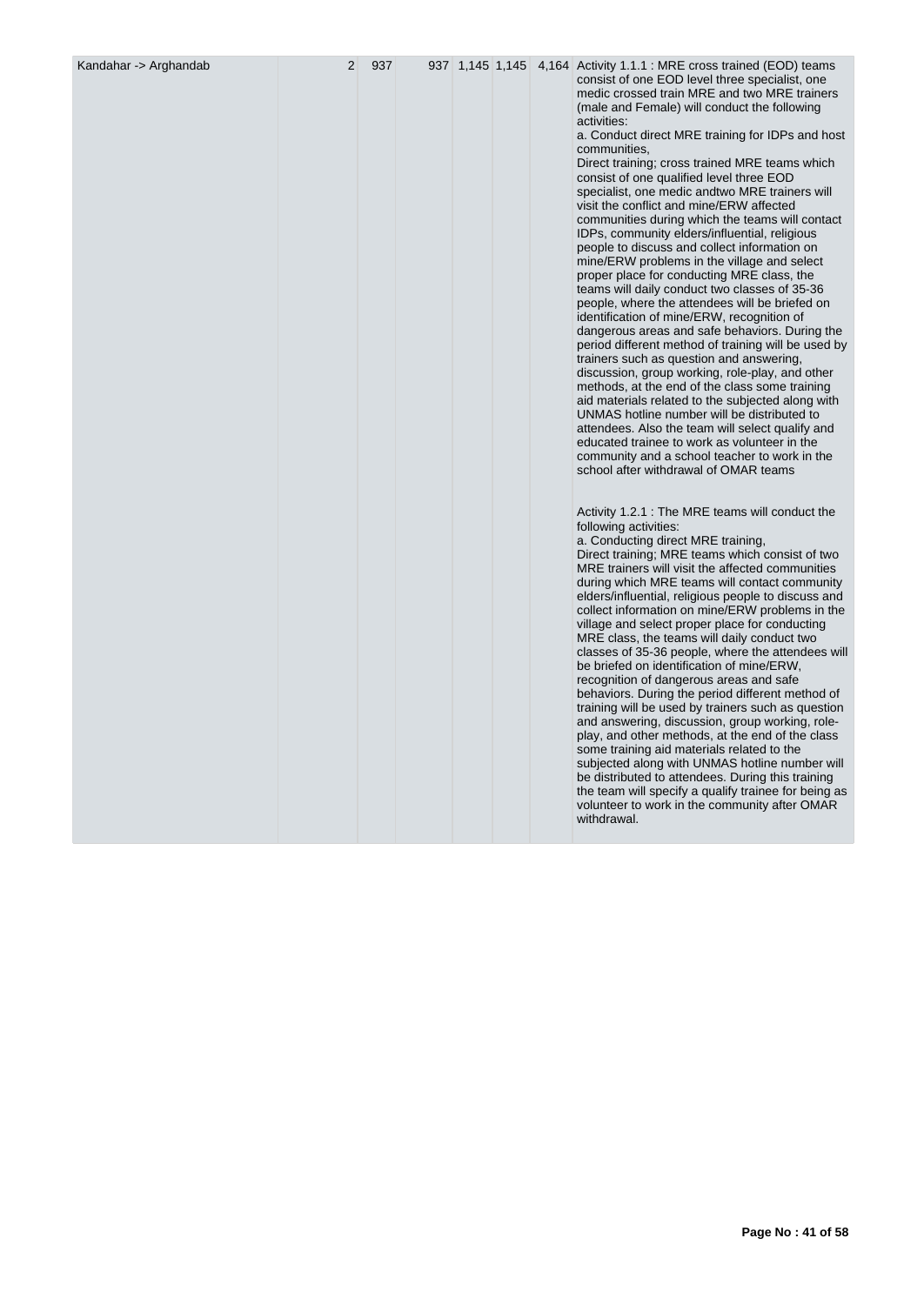| Kandahar -> Arghandab | 2 | 937 | 937 | 1,145 | 1,145 | 4,164 | Activity 1.1.1 : MRE cross trained (EOD) teams consist of one EOD level three specialist, one medic crossed train MRE and two MRE trainers (male and Female) will conduct the following activities:<br>a. Conduct direct MRE training for IDPs and host communities,<br>Direct training; cross trained MRE teams which consist of one qualified level three EOD specialist, one medic andtwo MRE trainers will visit the conflict and mine/ERW affected communities during which the teams will contact IDPs, community elders/influential, religious people to discuss and collect information on mine/ERW problems in the village and select proper place for conducting MRE class, the teams will daily conduct two classes of 35-36 people, where the attendees will be briefed on identification of mine/ERW, recognition of dangerous areas and safe behaviors. During the period different method of training will be used by trainers such as question and answering, discussion, group working, role-play, and other methods, at the end of the class some training aid materials related to the subjected along with UNMAS hotline number will be distributed to attendees. Also the team will select qualify and educated trainee to work as volunteer in the community and a school teacher to work in the school after withdrawal of OMAR teams<br><br>Activity 1.2.1 : The MRE teams will conduct the following activities:<br>a. Conducting direct MRE training,<br>Direct training; MRE teams which consist of two MRE trainers will visit the affected communities during which MRE teams will contact community elders/influential, religious people to discuss and collect information on mine/ERW problems in the village and select proper place for conducting MRE class, the teams will daily conduct two classes of 35-36 people, where the attendees will be briefed on identification of mine/ERW, recognition of dangerous areas and safe behaviors. During the period different method of training will be used by trainers such as question and answering, discussion, group working, role-play, and other methods, at the end of the class some training aid materials related to the subjected along with UNMAS hotline number will be distributed to attendees. During this training the team will specify a qualify trainee for being as volunteer to work in the community after OMAR withdrawal. |
|---|---|---|---|---|---|---|---|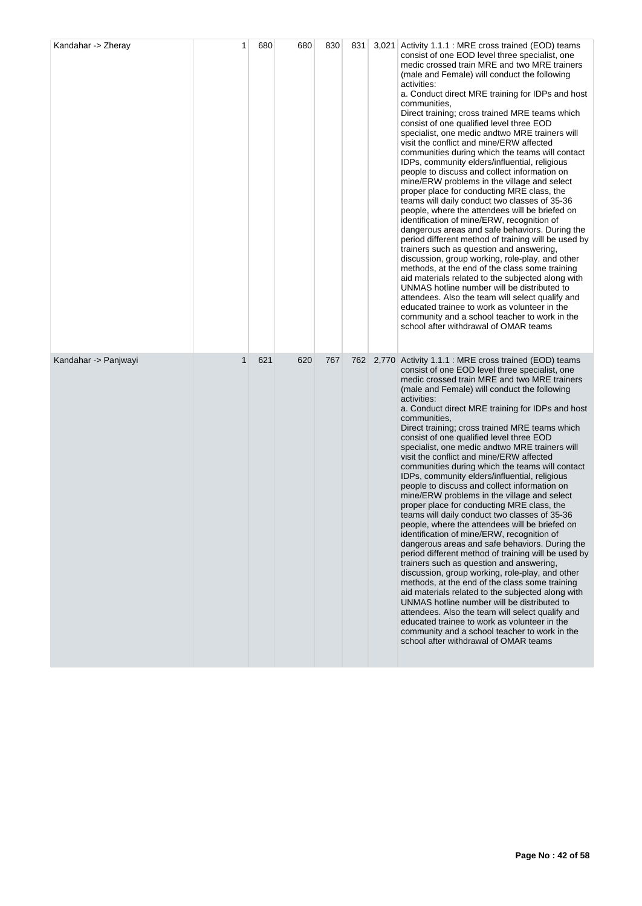| | | | | | | | |
|---|---|---|---|---|---|---|---|
| Kandahar -> Zheray | 1 | 680 | 680 | 830 | 831 | 3,021 | Activity 1.1.1 : MRE cross trained (EOD) teams consist of one EOD level three specialist, one medic crossed train MRE and two MRE trainers (male and Female) will conduct the following activities:<br>a. Conduct direct MRE training for IDPs and host communities,<br>Direct training; cross trained MRE teams which consist of one qualified level three EOD specialist, one medic andtwo MRE trainers will visit the conflict and mine/ERW affected communities during which the teams will contact IDPs, community elders/influential, religious people to discuss and collect information on mine/ERW problems in the village and select proper place for conducting MRE class, the teams will daily conduct two classes of 35-36 people, where the attendees will be briefed on identification of mine/ERW, recognition of dangerous areas and safe behaviors. During the period different method of training will be used by trainers such as question and answering, discussion, group working, role-play, and other methods, at the end of the class some training aid materials related to the subjected along with UNMAS hotline number will be distributed to attendees. Also the team will select qualify and educated trainee to work as volunteer in the community and a school teacher to work in the school after withdrawal of OMAR teams |
| Kandahar -> Panjwayi | 1 | 621 | 620 | 767 | 762 | 2,770 | Activity 1.1.1 : MRE cross trained (EOD) teams consist of one EOD level three specialist, one medic crossed train MRE and two MRE trainers (male and Female) will conduct the following activities:<br>a. Conduct direct MRE training for IDPs and host communities,<br>Direct training; cross trained MRE teams which consist of one qualified level three EOD specialist, one medic andtwo MRE trainers will visit the conflict and mine/ERW affected communities during which the teams will contact IDPs, community elders/influential, religious people to discuss and collect information on mine/ERW problems in the village and select proper place for conducting MRE class, the teams will daily conduct two classes of 35-36 people, where the attendees will be briefed on identification of mine/ERW, recognition of dangerous areas and safe behaviors. During the period different method of training will be used by trainers such as question and answering, discussion, group working, role-play, and other methods, at the end of the class some training aid materials related to the subjected along with UNMAS hotline number will be distributed to attendees. Also the team will select qualify and educated trainee to work as volunteer in the community and a school teacher to work in the school after withdrawal of OMAR teams |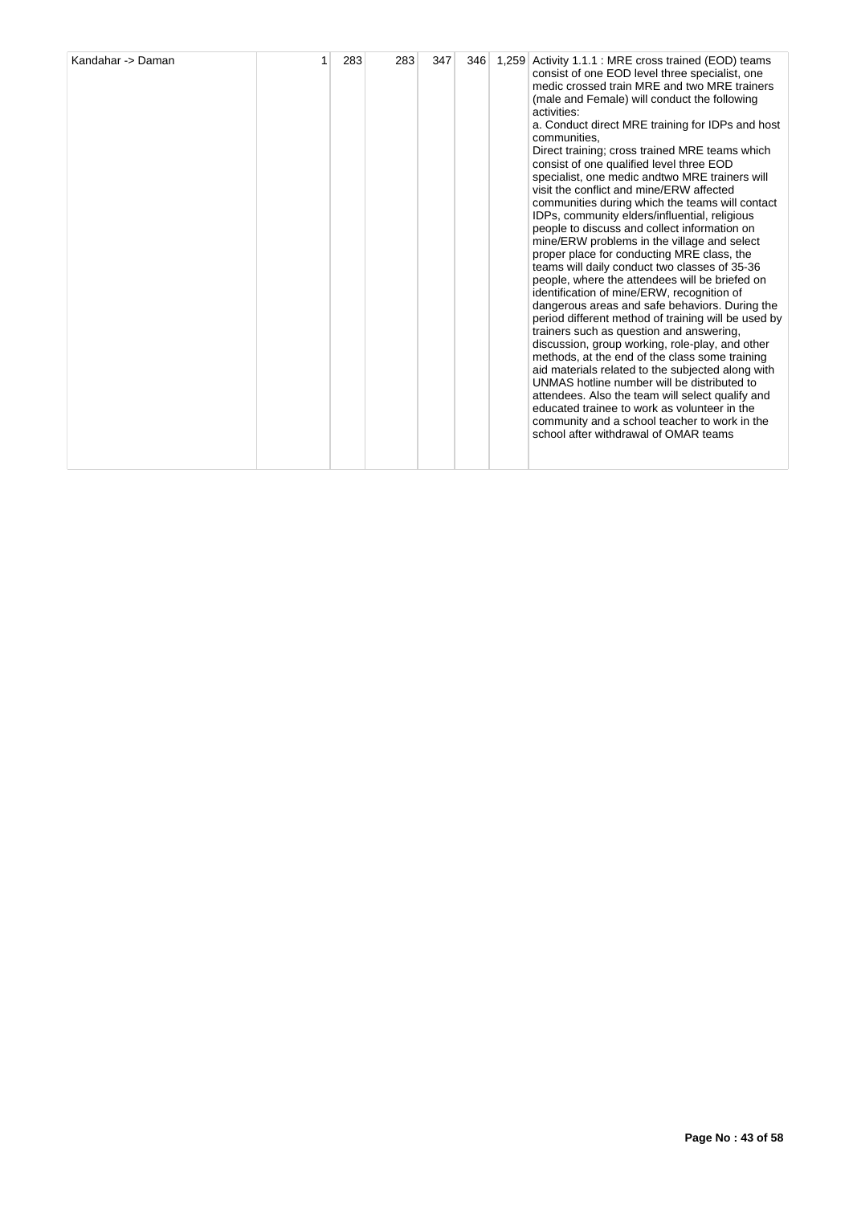| Kandahar -> Daman | 1 | 283 | 283 | 347 | 346 | 1,259 | Activity 1.1.1 : MRE cross trained (EOD) teams consist of one EOD level three specialist, one medic crossed train MRE and two MRE trainers (male and Female) will conduct the following activities:<br>a. Conduct direct MRE training for IDPs and host communities,<br>Direct training; cross trained MRE teams which consist of one qualified level three EOD specialist, one medic andtwo MRE trainers will visit the conflict and mine/ERW affected communities during which the teams will contact IDPs, community elders/influential, religious people to discuss and collect information on mine/ERW problems in the village and select proper place for conducting MRE class, the teams will daily conduct two classes of 35-36 people, where the attendees will be briefed on identification of mine/ERW, recognition of dangerous areas and safe behaviors. During the period different method of training will be used by trainers such as question and answering, discussion, group working, role-play, and other methods, at the end of the class some training aid materials related to the subjected along with UNMAS hotline number will be distributed to attendees. Also the team will select qualify and educated trainee to work as volunteer in the community and a school teacher to work in the school after withdrawal of OMAR teams |
|---|---|---|---|---|---|---|---|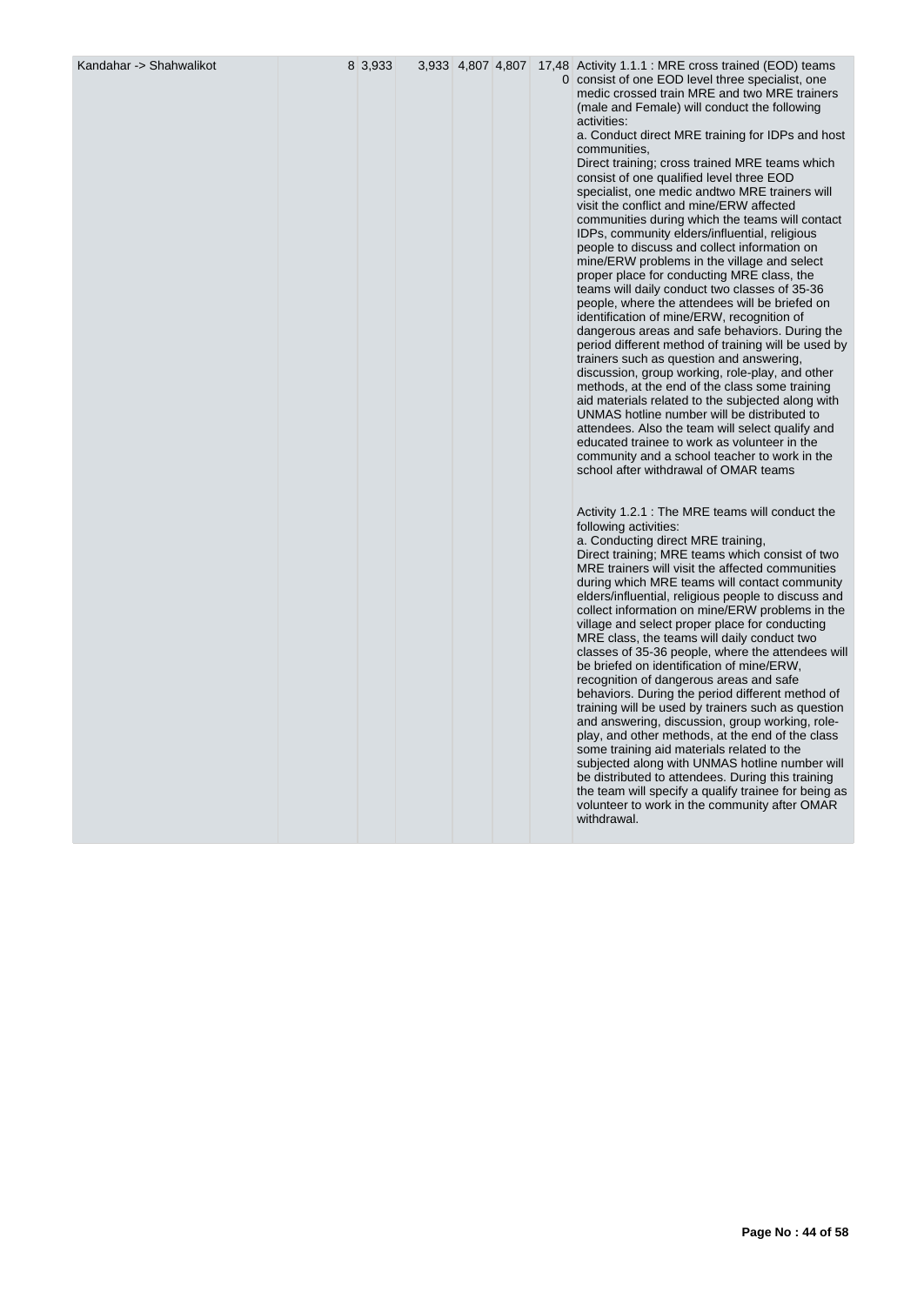| Kandahar -> Shahwalikot | | 8 | 3,933 | | 3,933 | 4,807 | 4,807 | 17,480 | Activity 1.1.1 : MRE cross trained (EOD) teams consist of one EOD level three specialist, one medic crossed train MRE and two MRE trainers (male and Female) will conduct the following activities:<br>a. Conduct direct MRE training for IDPs and host communities,<br>Direct training; cross trained MRE teams which consist of one qualified level three EOD specialist, one medic andtwo MRE trainers will visit the conflict and mine/ERW affected communities during which the teams will contact IDPs, community elders/influential, religious people to discuss and collect information on mine/ERW problems in the village and select proper place for conducting MRE class, the teams will daily conduct two classes of 35-36 people, where the attendees will be briefed on identification of mine/ERW, recognition of dangerous areas and safe behaviors. During the period different method of training will be used by trainers such as question and answering, discussion, group working, role-play, and other methods, at the end of the class some training aid materials related to the subjected along with UNMAS hotline number will be distributed to attendees. Also the team will select qualify and educated trainee to work as volunteer in the community and a school teacher to work in the school after withdrawal of OMAR teams<br><br>Activity 1.2.1 : The MRE teams will conduct the following activities:<br>a. Conducting direct MRE training,<br>Direct training; MRE teams which consist of two MRE trainers will visit the affected communities during which MRE teams will contact community elders/influential, religious people to discuss and collect information on mine/ERW problems in the village and select proper place for conducting MRE class, the teams will daily conduct two classes of 35-36 people, where the attendees will be briefed on identification of mine/ERW, recognition of dangerous areas and safe behaviors. During the period different method of training will be used by trainers such as question and answering, discussion, group working, role-play, and other methods, at the end of the class some training aid materials related to the subjected along with UNMAS hotline number will be distributed to attendees. During this training the team will specify a qualify trainee for being as volunteer to work in the community after OMAR withdrawal. |
|---|---|---|---|---|---|---|---|---|---|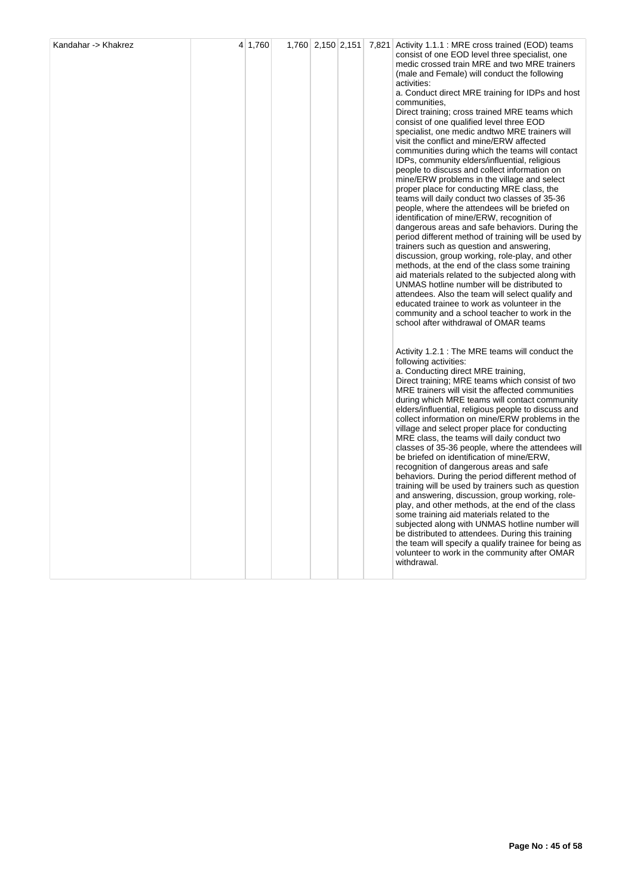| Kandahar -> Khakrez | 4 | 1,760 | 1,760 | 2,150 | 2,151 | 7,821 | Activity 1.1.1 : MRE cross trained (EOD) teams consist of one EOD level three specialist, one medic crossed train MRE and two MRE trainers (male and Female) will conduct the following activities:<br>a. Conduct direct MRE training for IDPs and host communities,<br>Direct training; cross trained MRE teams which consist of one qualified level three EOD specialist, one medic andtwo MRE trainers will visit the conflict and mine/ERW affected communities during which the teams will contact IDPs, community elders/influential, religious people to discuss and collect information on mine/ERW problems in the village and select proper place for conducting MRE class, the teams will daily conduct two classes of 35-36 people, where the attendees will be briefed on identification of mine/ERW, recognition of dangerous areas and safe behaviors. During the period different method of training will be used by trainers such as question and answering, discussion, group working, role-play, and other methods, at the end of the class some training aid materials related to the subjected along with UNMAS hotline number will be distributed to attendees. Also the team will select qualify and educated trainee to work as volunteer in the community and a school teacher to work in the school after withdrawal of OMAR teams<br><br>Activity 1.2.1 : The MRE teams will conduct the following activities:<br>a. Conducting direct MRE training,<br>Direct training; MRE teams which consist of two MRE trainers will visit the affected communities during which MRE teams will contact community elders/influential, religious people to discuss and collect information on mine/ERW problems in the village and select proper place for conducting MRE class, the teams will daily conduct two classes of 35-36 people, where the attendees will be briefed on identification of mine/ERW, recognition of dangerous areas and safe behaviors. During the period different method of training will be used by trainers such as question and answering, discussion, group working, role-play, and other methods, at the end of the class some training aid materials related to the subjected along with UNMAS hotline number will be distributed to attendees. During this training the team will specify a qualify trainee for being as volunteer to work in the community after OMAR withdrawal. |
|---|---|---|---|---|---|---|---|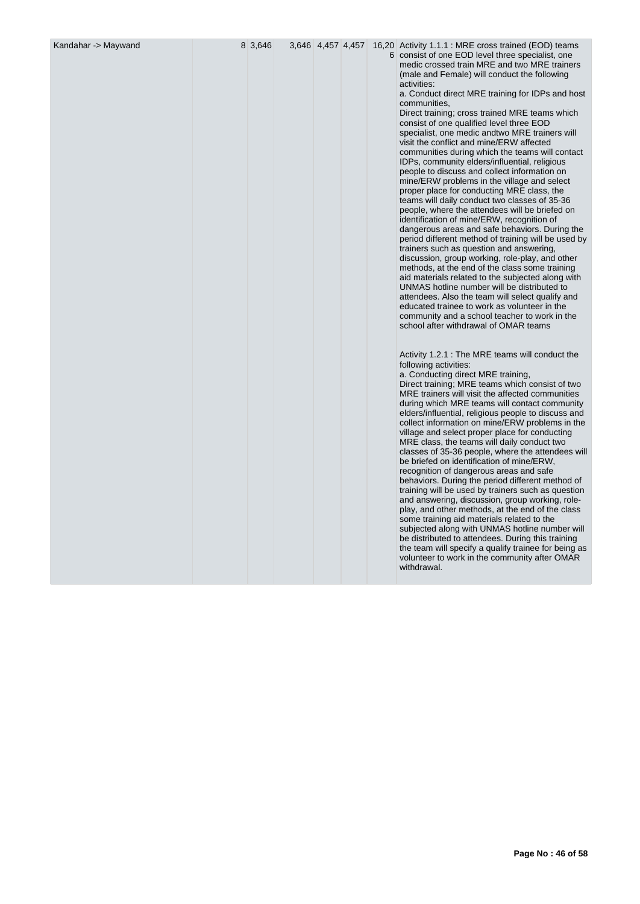| | | | | | | | |
|---|---|---|---|---|---|---|---|
| Kandahar -> Maywand | | 8 | 3,646 | 3,646 | 4,457 | 4,457 | 16,206 | Activity 1.1.1 : MRE cross trained (EOD) teams consist of one EOD level three specialist, one medic crossed train MRE and two MRE trainers (male and Female) will conduct the following activities:<br>a. Conduct direct MRE training for IDPs and host communities,<br>Direct training; cross trained MRE teams which consist of one qualified level three EOD specialist, one medic andtwo MRE trainers will visit the conflict and mine/ERW affected communities during which the teams will contact IDPs, community elders/influential, religious people to discuss and collect information on mine/ERW problems in the village and select proper place for conducting MRE class, the teams will daily conduct two classes of 35-36 people, where the attendees will be briefed on identification of mine/ERW, recognition of dangerous areas and safe behaviors. During the period different method of training will be used by trainers such as question and answering, discussion, group working, role-play, and other methods, at the end of the class some training aid materials related to the subjected along with UNMAS hotline number will be distributed to attendees. Also the team will select qualify and educated trainee to work as volunteer in the community and a school teacher to work in the school after withdrawal of OMAR teams<br><br>Activity 1.2.1 : The MRE teams will conduct the following activities:<br>a. Conducting direct MRE training,<br>Direct training; MRE teams which consist of two MRE trainers will visit the affected communities during which MRE teams will contact community elders/influential, religious people to discuss and collect information on mine/ERW problems in the village and select proper place for conducting MRE class, the teams will daily conduct two classes of 35-36 people, where the attendees will be briefed on identification of mine/ERW, recognition of dangerous areas and safe behaviors. During the period different method of training will be used by trainers such as question and answering, discussion, group working, role-play, and other methods, at the end of the class some training aid materials related to the subjected along with UNMAS hotline number will be distributed to attendees. During this training the team will specify a qualify trainee for being as volunteer to work in the community after OMAR withdrawal. |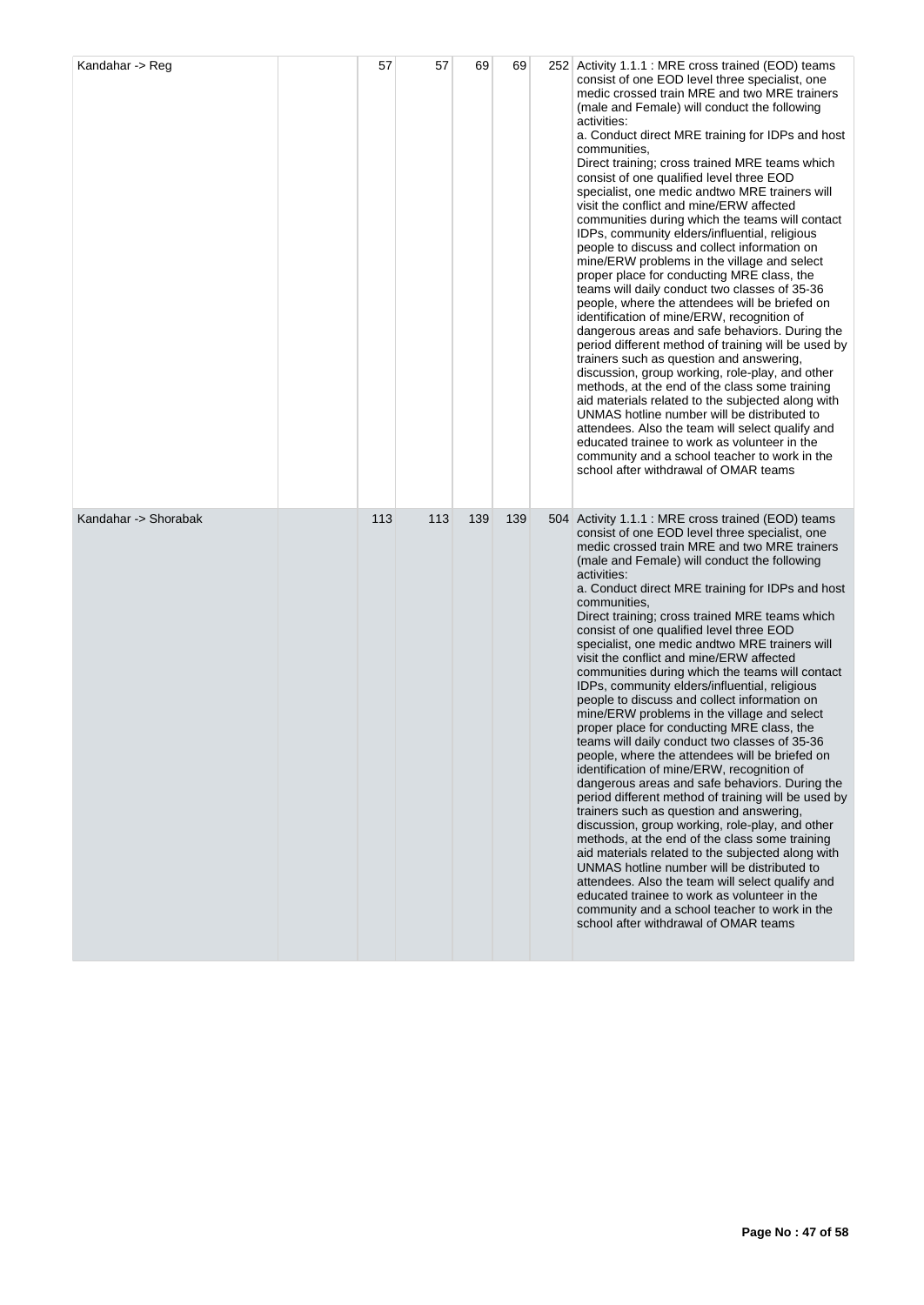| | | | | | | | |
|---|---|---|---|---|---|---|---|
| Kandahar -> Reg | | 57 | 57 | 69 | 69 | 252 | Activity 1.1.1 : MRE cross trained (EOD) teams consist of one EOD level three specialist, one medic crossed train MRE and two MRE trainers (male and Female) will conduct the following activities:<br>a. Conduct direct MRE training for IDPs and host communities,<br>Direct training; cross trained MRE teams which consist of one qualified level three EOD specialist, one medic andtwo MRE trainers will visit the conflict and mine/ERW affected communities during which the teams will contact IDPs, community elders/influential, religious people to discuss and collect information on mine/ERW problems in the village and select proper place for conducting MRE class, the teams will daily conduct two classes of 35-36 people, where the attendees will be briefed on identification of mine/ERW, recognition of dangerous areas and safe behaviors. During the period different method of training will be used by trainers such as question and answering, discussion, group working, role-play, and other methods, at the end of the class some training aid materials related to the subjected along with UNMAS hotline number will be distributed to attendees. Also the team will select qualify and educated trainee to work as volunteer in the community and a school teacher to work in the school after withdrawal of OMAR teams |
| Kandahar -> Shorabak | | 113 | 113 | 139 | 139 | 504 | Activity 1.1.1 : MRE cross trained (EOD) teams consist of one EOD level three specialist, one medic crossed train MRE and two MRE trainers (male and Female) will conduct the following activities:<br>a. Conduct direct MRE training for IDPs and host communities,<br>Direct training; cross trained MRE teams which consist of one qualified level three EOD specialist, one medic andtwo MRE trainers will visit the conflict and mine/ERW affected communities during which the teams will contact IDPs, community elders/influential, religious people to discuss and collect information on mine/ERW problems in the village and select proper place for conducting MRE class, the teams will daily conduct two classes of 35-36 people, where the attendees will be briefed on identification of mine/ERW, recognition of dangerous areas and safe behaviors. During the period different method of training will be used by trainers such as question and answering, discussion, group working, role-play, and other methods, at the end of the class some training aid materials related to the subjected along with UNMAS hotline number will be distributed to attendees. Also the team will select qualify and educated trainee to work as volunteer in the community and a school teacher to work in the school after withdrawal of OMAR teams |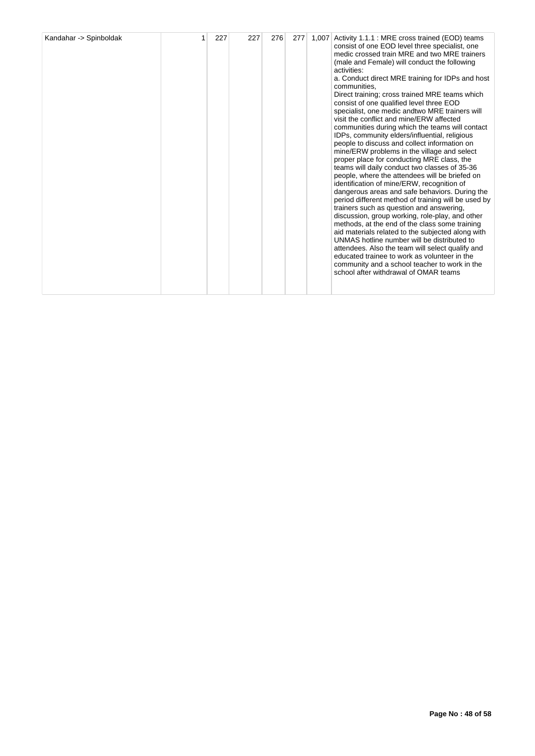| Kandahar -> Spinboldak | 1 | 227 | 227 | 276 | 277 | 1,007 | Activity 1.1.1 : MRE cross trained (EOD) teams consist of one EOD level three specialist, one medic crossed train MRE and two MRE trainers (male and Female) will conduct the following activities:<br>a. Conduct direct MRE training for IDPs and host communities,<br>Direct training; cross trained MRE teams which consist of one qualified level three EOD specialist, one medic andtwo MRE trainers will visit the conflict and mine/ERW affected communities during which the teams will contact IDPs, community elders/influential, religious people to discuss and collect information on mine/ERW problems in the village and select proper place for conducting MRE class, the teams will daily conduct two classes of 35-36 people, where the attendees will be briefed on identification of mine/ERW, recognition of dangerous areas and safe behaviors. During the period different method of training will be used by trainers such as question and answering, discussion, group working, role-play, and other methods, at the end of the class some training aid materials related to the subjected along with UNMAS hotline number will be distributed to attendees. Also the team will select qualify and educated trainee to work as volunteer in the community and a school teacher to work in the school after withdrawal of OMAR teams |
|---|---|---|---|---|---|---|---|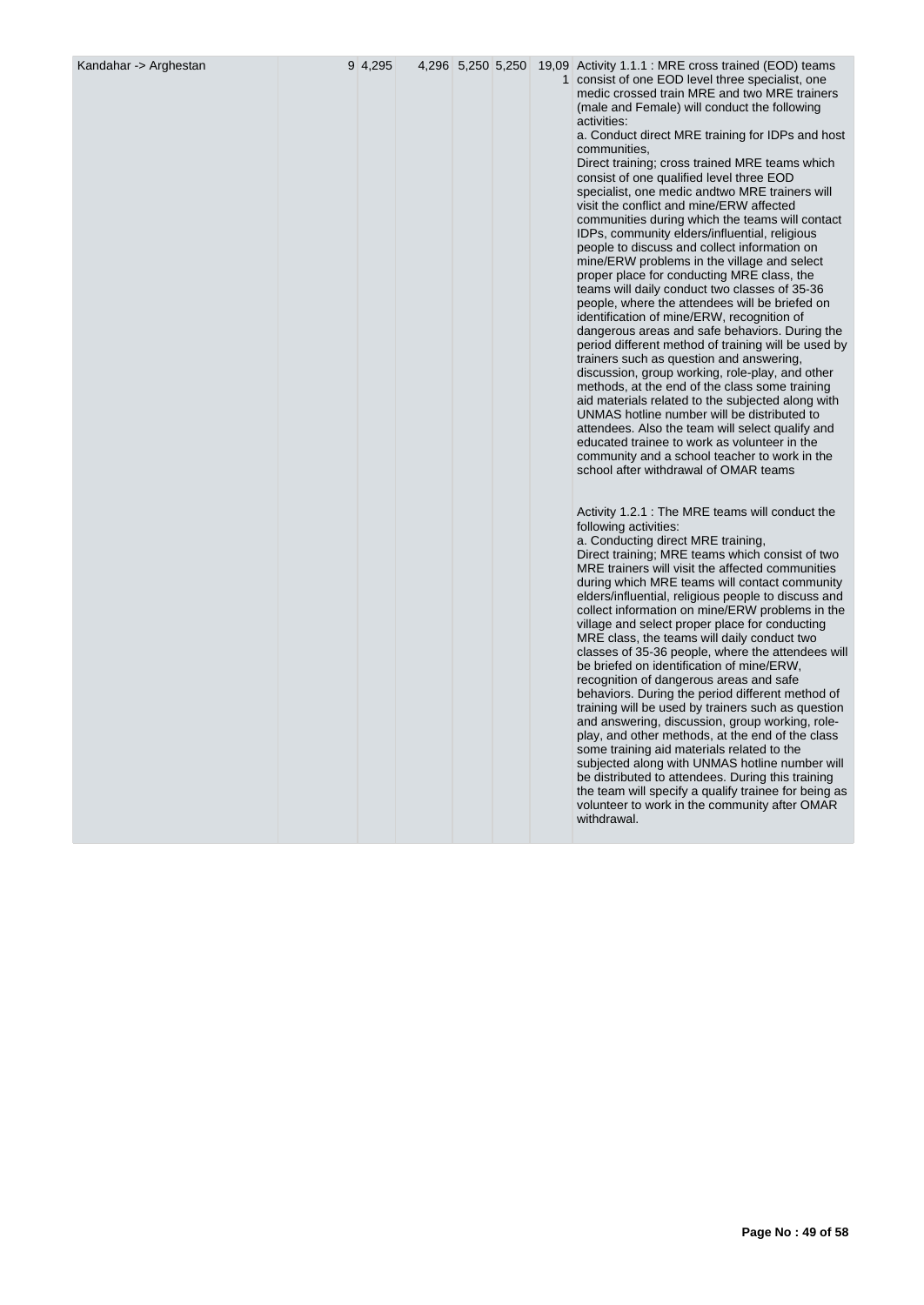| Kandahar -> Arghestan | | 9 | 4,295 | 4,296 | 5,250 | 5,250 | 19,091 | Activity 1.1.1 : MRE cross trained (EOD) teams consist of one EOD level three specialist, one medic crossed train MRE and two MRE trainers (male and Female) will conduct the following activities:<br>a. Conduct direct MRE training for IDPs and host communities,<br>Direct training; cross trained MRE teams which consist of one qualified level three EOD specialist, one medic andtwo MRE trainers will visit the conflict and mine/ERW affected communities during which the teams will contact IDPs, community elders/influential, religious people to discuss and collect information on mine/ERW problems in the village and select proper place for conducting MRE class, the teams will daily conduct two classes of 35-36 people, where the attendees will be briefed on identification of mine/ERW, recognition of dangerous areas and safe behaviors. During the period different method of training will be used by trainers such as question and answering, discussion, group working, role-play, and other methods, at the end of the class some training aid materials related to the subjected along with UNMAS hotline number will be distributed to attendees. Also the team will select qualify and educated trainee to work as volunteer in the community and a school teacher to work in the school after withdrawal of OMAR teams<br><br>Activity 1.2.1 : The MRE teams will conduct the following activities:<br>a. Conducting direct MRE training,<br>Direct training; MRE teams which consist of two MRE trainers will visit the affected communities during which MRE teams will contact community elders/influential, religious people to discuss and collect information on mine/ERW problems in the village and select proper place for conducting MRE class, the teams will daily conduct two classes of 35-36 people, where the attendees will be briefed on identification of mine/ERW, recognition of dangerous areas and safe behaviors. During the period different method of training will be used by trainers such as question and answering, discussion, group working, role-play, and other methods, at the end of the class some training aid materials related to the subjected along with UNMAS hotline number will be distributed to attendees. During this training the team will specify a qualify trainee for being as volunteer to work in the community after OMAR withdrawal. |
|---|---|---|---|---|---|---|---|---|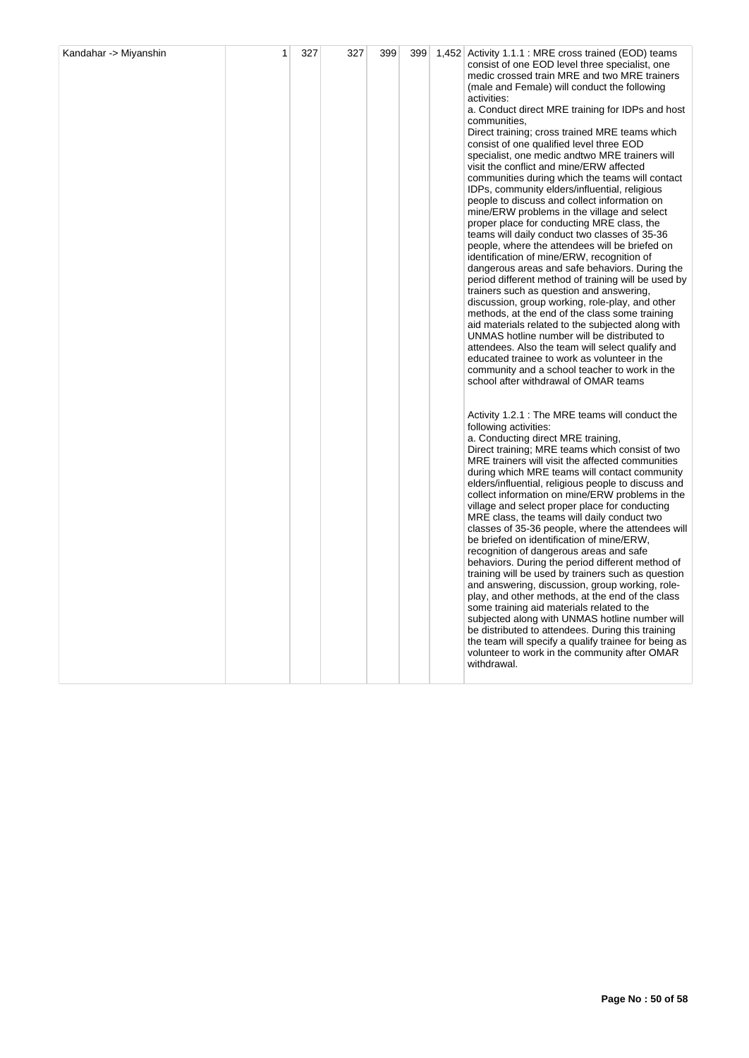| Kandahar -> Miyanshin | 1 | 327 | 327 | 399 | 399 | 1,452 | Activity 1.1.1 : MRE cross trained (EOD) teams consist of one EOD level three specialist, one medic crossed train MRE and two MRE trainers (male and Female) will conduct the following activities:<br>a. Conduct direct MRE training for IDPs and host communities,<br>Direct training; cross trained MRE teams which consist of one qualified level three EOD specialist, one medic andtwo MRE trainers will visit the conflict and mine/ERW affected communities during which the teams will contact IDPs, community elders/influential, religious people to discuss and collect information on mine/ERW problems in the village and select proper place for conducting MRE class, the teams will daily conduct two classes of 35-36 people, where the attendees will be briefed on identification of mine/ERW, recognition of dangerous areas and safe behaviors. During the period different method of training will be used by trainers such as question and answering, discussion, group working, role-play, and other methods, at the end of the class some training aid materials related to the subjected along with UNMAS hotline number will be distributed to attendees. Also the team will select qualify and educated trainee to work as volunteer in the community and a school teacher to work in the school after withdrawal of OMAR teams<br><br>Activity 1.2.1 : The MRE teams will conduct the following activities:<br>a. Conducting direct MRE training,<br>Direct training; MRE teams which consist of two MRE trainers will visit the affected communities during which MRE teams will contact community elders/influential, religious people to discuss and collect information on mine/ERW problems in the village and select proper place for conducting MRE class, the teams will daily conduct two classes of 35-36 people, where the attendees will be briefed on identification of mine/ERW, recognition of dangerous areas and safe behaviors. During the period different method of training will be used by trainers such as question and answering, discussion, group working, role-play, and other methods, at the end of the class some training aid materials related to the subjected along with UNMAS hotline number will be distributed to attendees. During this training the team will specify a qualify trainee for being as volunteer to work in the community after OMAR withdrawal. |
|---|---|---|---|---|---|---|---|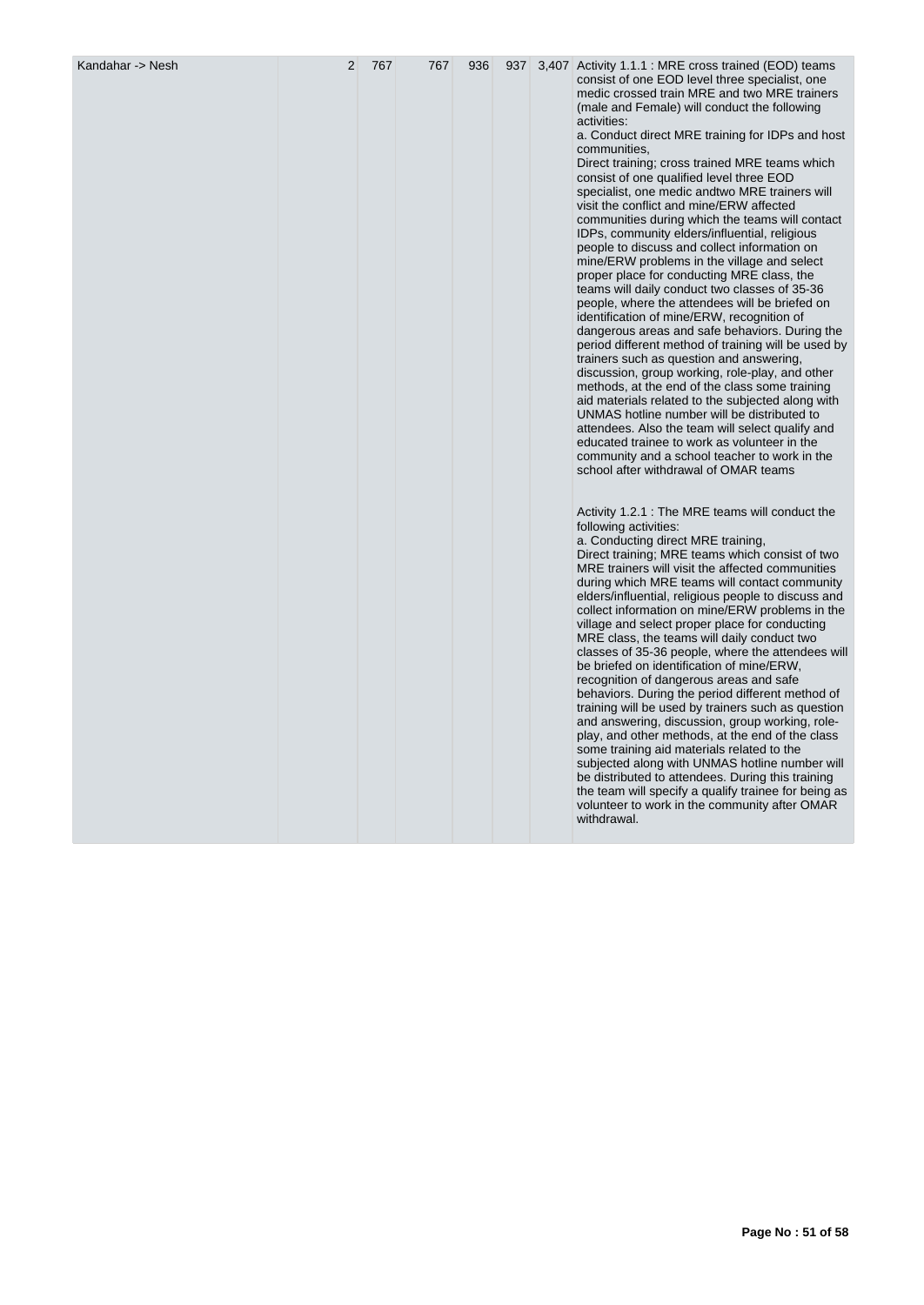| | | | | | | | |
|---|---|---|---|---|---|---|---|
| Kandahar -> Nesh | 2 | 767 | 767 | 936 | 937 | 3,407 | Activity 1.1.1 : MRE cross trained (EOD) teams consist of one EOD level three specialist, one medic crossed train MRE and two MRE trainers (male and Female) will conduct the following activities:<br>a. Conduct direct MRE training for IDPs and host communities,<br>Direct training; cross trained MRE teams which consist of one qualified level three EOD specialist, one medic andtwo MRE trainers will visit the conflict and mine/ERW affected communities during which the teams will contact IDPs, community elders/influential, religious people to discuss and collect information on mine/ERW problems in the village and select proper place for conducting MRE class, the teams will daily conduct two classes of 35-36 people, where the attendees will be briefed on identification of mine/ERW, recognition of dangerous areas and safe behaviors. During the period different method of training will be used by trainers such as question and answering, discussion, group working, role-play, and other methods, at the end of the class some training aid materials related to the subjected along with UNMAS hotline number will be distributed to attendees. Also the team will select qualify and educated trainee to work as volunteer in the community and a school teacher to work in the school after withdrawal of OMAR teams<br><br>Activity 1.2.1 : The MRE teams will conduct the following activities:<br>a. Conducting direct MRE training,<br>Direct training; MRE teams which consist of two MRE trainers will visit the affected communities during which MRE teams will contact community elders/influential, religious people to discuss and collect information on mine/ERW problems in the village and select proper place for conducting MRE class, the teams will daily conduct two classes of 35-36 people, where the attendees will be briefed on identification of mine/ERW, recognition of dangerous areas and safe behaviors. During the period different method of training will be used by trainers such as question and answering, discussion, group working, role-play, and other methods, at the end of the class some training aid materials related to the subjected along with UNMAS hotline number will be distributed to attendees. During this training the team will specify a qualify trainee for being as volunteer to work in the community after OMAR withdrawal. |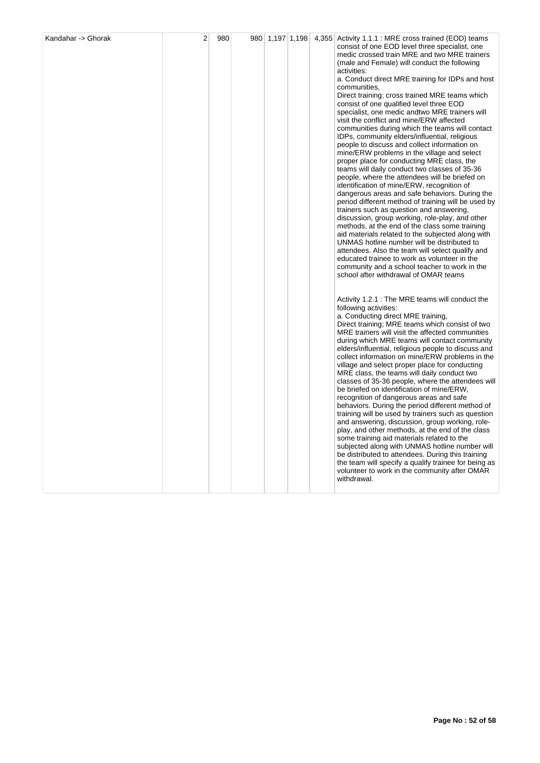| Kandahar -> Ghorak | 2 | 980 | 980 | 1,197 | 1,198 | 4,355 | Activity 1.1.1 : MRE cross trained (EOD) teams consist of one EOD level three specialist, one medic crossed train MRE and two MRE trainers (male and Female) will conduct the following activities:<br>a. Conduct direct MRE training for IDPs and host communities,<br>Direct training; cross trained MRE teams which consist of one qualified level three EOD specialist, one medic andtwo MRE trainers will visit the conflict and mine/ERW affected communities during which the teams will contact IDPs, community elders/influential, religious people to discuss and collect information on mine/ERW problems in the village and select proper place for conducting MRE class, the teams will daily conduct two classes of 35-36 people, where the attendees will be briefed on identification of mine/ERW, recognition of dangerous areas and safe behaviors. During the period different method of training will be used by trainers such as question and answering, discussion, group working, role-play, and other methods, at the end of the class some training aid materials related to the subjected along with UNMAS hotline number will be distributed to attendees. Also the team will select qualify and educated trainee to work as volunteer in the community and a school teacher to work in the school after withdrawal of OMAR teams<br><br>Activity 1.2.1 : The MRE teams will conduct the following activities:<br>a. Conducting direct MRE training,<br>Direct training; MRE teams which consist of two MRE trainers will visit the affected communities during which MRE teams will contact community elders/influential, religious people to discuss and collect information on mine/ERW problems in the village and select proper place for conducting MRE class, the teams will daily conduct two classes of 35-36 people, where the attendees will be briefed on identification of mine/ERW, recognition of dangerous areas and safe behaviors. During the period different method of training will be used by trainers such as question and answering, discussion, group working, role-play, and other methods, at the end of the class some training aid materials related to the subjected along with UNMAS hotline number will be distributed to attendees. During this training the team will specify a qualify trainee for being as volunteer to work in the community after OMAR withdrawal. |
|---|---|---|---|---|---|---|---|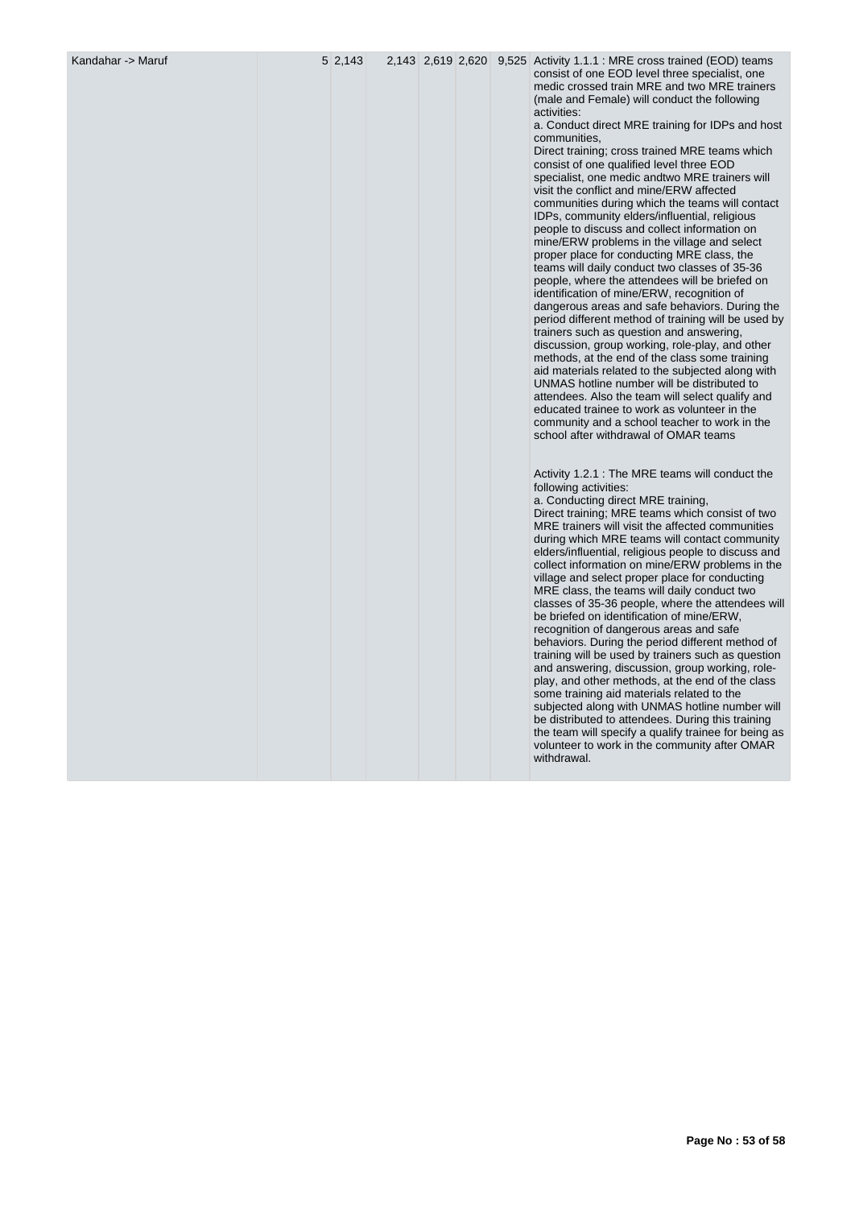| | | | | | | | | |
|---|---|---|---|---|---|---|---|---|
| Kandahar -> Maruf | | 5 | 2,143 | | 2,143 | 2,619 | 2,620 | 9,525 | Activity 1.1.1 : MRE cross trained (EOD) teams consist of one EOD level three specialist, one medic crossed train MRE and two MRE trainers (male and Female) will conduct the following activities:<br>a. Conduct direct MRE training for IDPs and host communities,<br>Direct training; cross trained MRE teams which consist of one qualified level three EOD specialist, one medic andtwo MRE trainers will visit the conflict and mine/ERW affected communities during which the teams will contact IDPs, community elders/influential, religious people to discuss and collect information on mine/ERW problems in the village and select proper place for conducting MRE class, the teams will daily conduct two classes of 35-36 people, where the attendees will be briefed on identification of mine/ERW, recognition of dangerous areas and safe behaviors. During the period different method of training will be used by trainers such as question and answering, discussion, group working, role-play, and other methods, at the end of the class some training aid materials related to the subjected along with UNMAS hotline number will be distributed to attendees. Also the team will select qualify and educated trainee to work as volunteer in the community and a school teacher to work in the school after withdrawal of OMAR teams<br><br>Activity 1.2.1 : The MRE teams will conduct the following activities:<br>a. Conducting direct MRE training,<br>Direct training; MRE teams which consist of two MRE trainers will visit the affected communities during which MRE teams will contact community elders/influential, religious people to discuss and collect information on mine/ERW problems in the village and select proper place for conducting MRE class, the teams will daily conduct two classes of 35-36 people, where the attendees will be briefed on identification of mine/ERW, recognition of dangerous areas and safe behaviors. During the period different method of training will be used by trainers such as question and answering, discussion, group working, role-play, and other methods, at the end of the class some training aid materials related to the subjected along with UNMAS hotline number will be distributed to attendees. During this training the team will specify a qualify trainee for being as volunteer to work in the community after OMAR withdrawal. |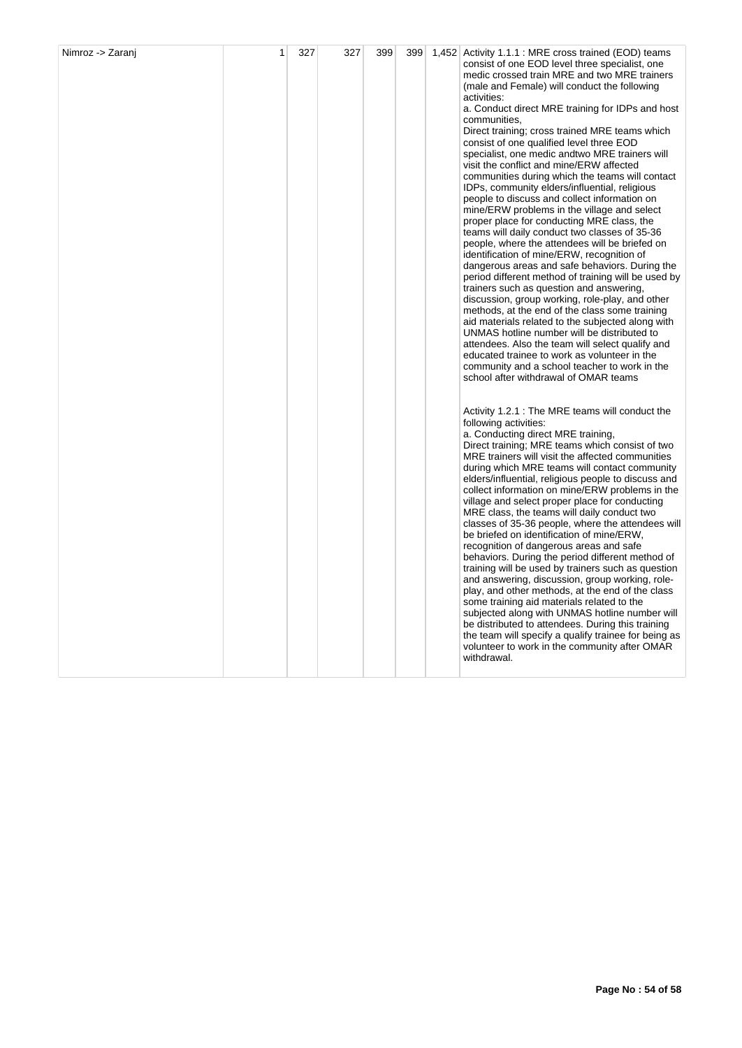| Nimroz -> Zaranj | 1 | 327 | 327 | 399 | 399 | 1,452 | Activity 1.1.1 : MRE cross trained (EOD) teams consist of one EOD level three specialist, one medic crossed train MRE and two MRE trainers (male and Female) will conduct the following activities:<br>a. Conduct direct MRE training for IDPs and host communities,<br>Direct training; cross trained MRE teams which consist of one qualified level three EOD specialist, one medic andtwo MRE trainers will visit the conflict and mine/ERW affected communities during which the teams will contact IDPs, community elders/influential, religious people to discuss and collect information on mine/ERW problems in the village and select proper place for conducting MRE class, the teams will daily conduct two classes of 35-36 people, where the attendees will be briefed on identification of mine/ERW, recognition of dangerous areas and safe behaviors. During the period different method of training will be used by trainers such as question and answering, discussion, group working, role-play, and other methods, at the end of the class some training aid materials related to the subjected along with UNMAS hotline number will be distributed to attendees. Also the team will select qualify and educated trainee to work as volunteer in the community and a school teacher to work in the school after withdrawal of OMAR teams<br><br>Activity 1.2.1 : The MRE teams will conduct the following activities:<br>a. Conducting direct MRE training,<br>Direct training; MRE teams which consist of two MRE trainers will visit the affected communities during which MRE teams will contact community elders/influential, religious people to discuss and collect information on mine/ERW problems in the village and select proper place for conducting MRE class, the teams will daily conduct two classes of 35-36 people, where the attendees will be briefed on identification of mine/ERW, recognition of dangerous areas and safe behaviors. During the period different method of training will be used by trainers such as question and answering, discussion, group working, role-play, and other methods, at the end of the class some training aid materials related to the subjected along with UNMAS hotline number will be distributed to attendees. During this training the team will specify a qualify trainee for being as volunteer to work in the community after OMAR withdrawal. |
|---|---|---|---|---|---|---|---|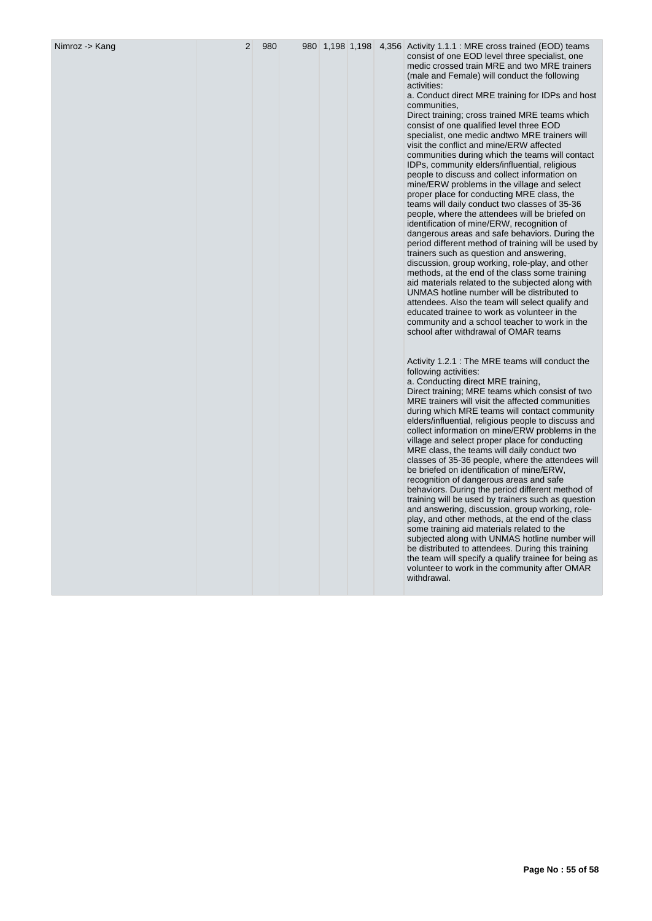| | | | | | | | |
|---|---|---|---|---|---|---|---|
| Nimroz -> Kang | 2 | 980 | 980 | 1,198 | 1,198 | 4,356 | Activity 1.1.1 : MRE cross trained (EOD) teams consist of one EOD level three specialist, one medic crossed train MRE and two MRE trainers (male and Female) will conduct the following activities:<br>a. Conduct direct MRE training for IDPs and host communities,<br>Direct training; cross trained MRE teams which consist of one qualified level three EOD specialist, one medic andtwo MRE trainers will visit the conflict and mine/ERW affected communities during which the teams will contact IDPs, community elders/influential, religious people to discuss and collect information on mine/ERW problems in the village and select proper place for conducting MRE class, the teams will daily conduct two classes of 35-36 people, where the attendees will be briefed on identification of mine/ERW, recognition of dangerous areas and safe behaviors. During the period different method of training will be used by trainers such as question and answering, discussion, group working, role-play, and other methods, at the end of the class some training aid materials related to the subjected along with UNMAS hotline number will be distributed to attendees. Also the team will select qualify and educated trainee to work as volunteer in the community and a school teacher to work in the school after withdrawal of OMAR teams<br><br>Activity 1.2.1 : The MRE teams will conduct the following activities:<br>a. Conducting direct MRE training,<br>Direct training; MRE teams which consist of two MRE trainers will visit the affected communities during which MRE teams will contact community elders/influential, religious people to discuss and collect information on mine/ERW problems in the village and select proper place for conducting MRE class, the teams will daily conduct two classes of 35-36 people, where the attendees will be briefed on identification of mine/ERW, recognition of dangerous areas and safe behaviors. During the period different method of training will be used by trainers such as question and answering, discussion, group working, role-play, and other methods, at the end of the class some training aid materials related to the subjected along with UNMAS hotline number will be distributed to attendees. During this training the team will specify a qualify trainee for being as volunteer to work in the community after OMAR withdrawal. |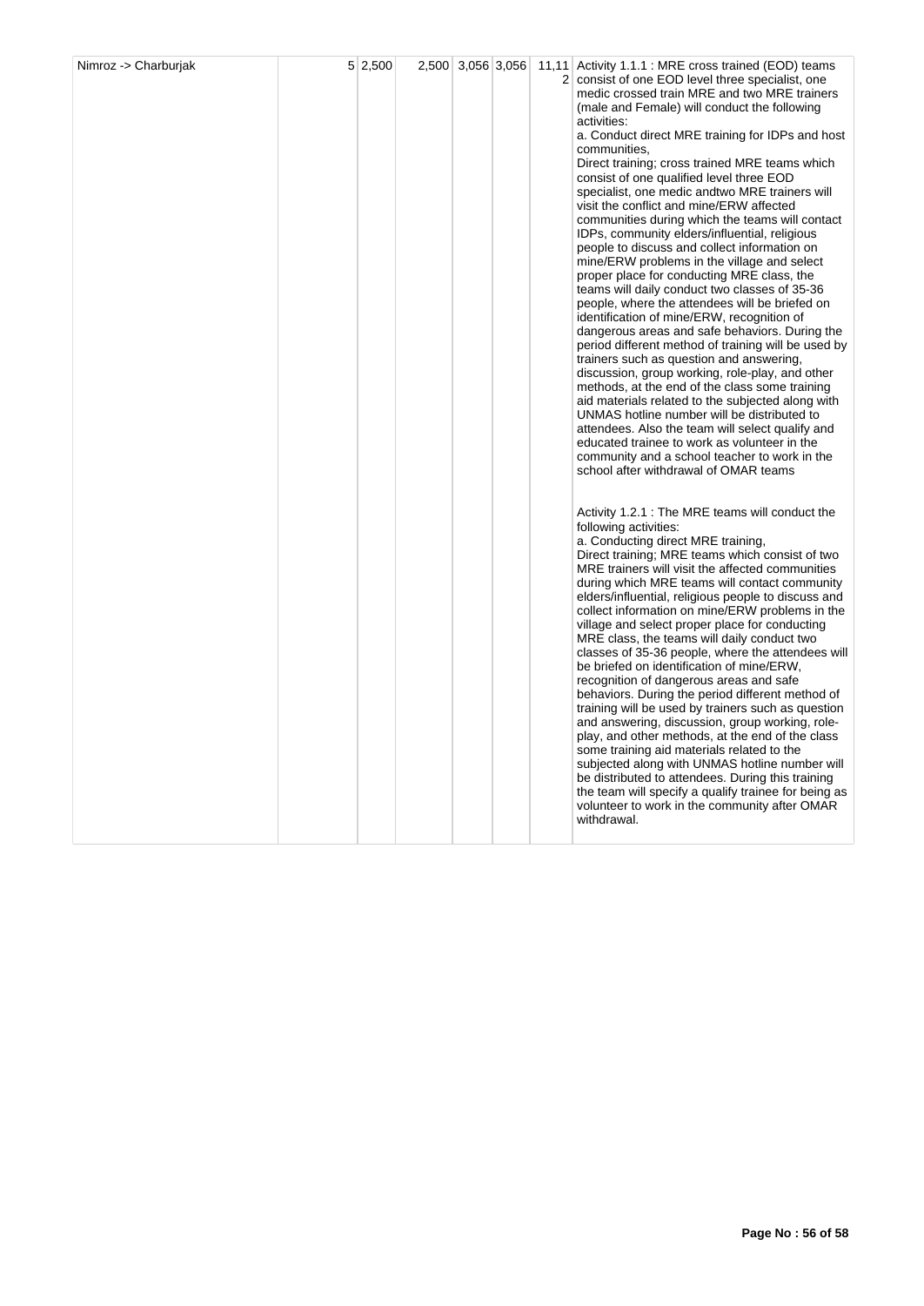| Nimroz -> Charburjak | 5 | 2,500 | 2,500 | 3,056 | 3,056 | 11,112 | Activity 1.1.1 : MRE cross trained (EOD) teams consist of one EOD level three specialist, one medic crossed train MRE and two MRE trainers (male and Female) will conduct the following activities:<br>a. Conduct direct MRE training for IDPs and host communities,<br>Direct training; cross trained MRE teams which consist of one qualified level three EOD specialist, one medic andtwo MRE trainers will visit the conflict and mine/ERW affected communities during which the teams will contact IDPs, community elders/influential, religious people to discuss and collect information on mine/ERW problems in the village and select proper place for conducting MRE class, the teams will daily conduct two classes of 35-36 people, where the attendees will be briefed on identification of mine/ERW, recognition of dangerous areas and safe behaviors. During the period different method of training will be used by trainers such as question and answering, discussion, group working, role-play, and other methods, at the end of the class some training aid materials related to the subjected along with UNMAS hotline number will be distributed to attendees. Also the team will select qualify and educated trainee to work as volunteer in the community and a school teacher to work in the school after withdrawal of OMAR teams<br><br>Activity 1.2.1 : The MRE teams will conduct the following activities:<br>a. Conducting direct MRE training,<br>Direct training; MRE teams which consist of two MRE trainers will visit the affected communities during which MRE teams will contact community elders/influential, religious people to discuss and collect information on mine/ERW problems in the village and select proper place for conducting MRE class, the teams will daily conduct two classes of 35-36 people, where the attendees will be briefed on identification of mine/ERW, recognition of dangerous areas and safe behaviors. During the period different method of training will be used by trainers such as question and answering, discussion, group working, role-play, and other methods, at the end of the class some training aid materials related to the subjected along with UNMAS hotline number will be distributed to attendees. During this training the team will specify a qualify trainee for being as volunteer to work in the community after OMAR withdrawal. |
|---|---|---|---|---|---|---|---|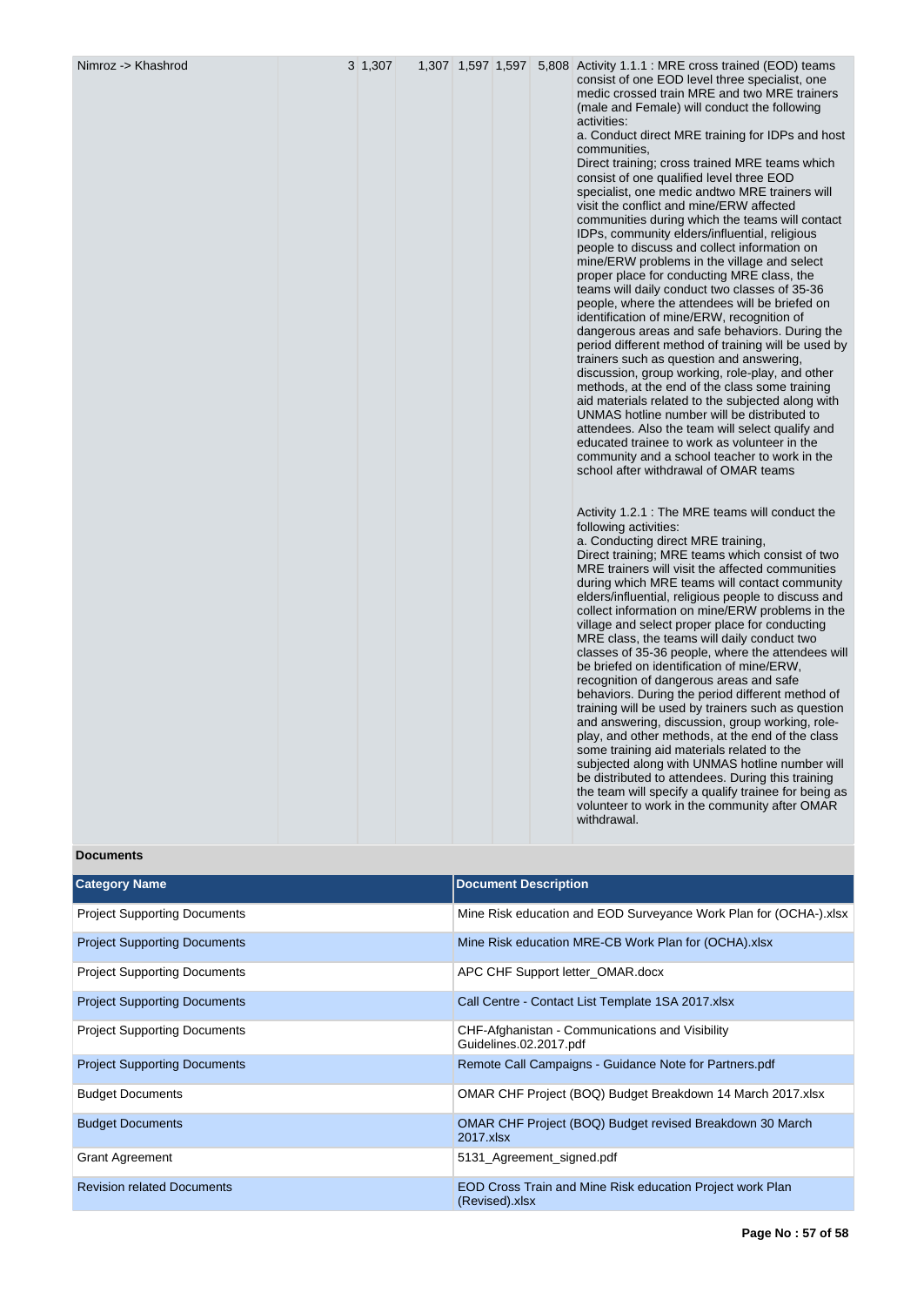| | | | | | | | | |
|---|---|---|---|---|---|---|---|---|
| Nimroz -> Khashrod | | 3 | 1,307 | 1,307 | 1,597 | 1,597 | 5,808 | Activity 1.1.1 : MRE cross trained (EOD) teams consist of one EOD level three specialist, one medic crossed train MRE and two MRE trainers (male and Female) will conduct the following activities:<br>a. Conduct direct MRE training for IDPs and host communities,<br>Direct training; cross trained MRE teams which consist of one qualified level three EOD specialist, one medic andtwo MRE trainers will visit the conflict and mine/ERW affected communities during which the teams will contact IDPs, community elders/influential, religious people to discuss and collect information on mine/ERW problems in the village and select proper place for conducting MRE class, the teams will daily conduct two classes of 35-36 people, where the attendees will be briefed on identification of mine/ERW, recognition of dangerous areas and safe behaviors. During the period different method of training will be used by trainers such as question and answering, discussion, group working, role-play, and other methods, at the end of the class some training aid materials related to the subjected along with UNMAS hotline number will be distributed to attendees. Also the team will select qualify and educated trainee to work as volunteer in the community and a school teacher to work in the school after withdrawal of OMAR teams<br><br>Activity 1.2.1 : The MRE teams will conduct the following activities:<br>a. Conducting direct MRE training,<br>Direct training; MRE teams which consist of two MRE trainers will visit the affected communities during which MRE teams will contact community elders/influential, religious people to discuss and collect information on mine/ERW problems in the village and select proper place for conducting MRE class, the teams will daily conduct two classes of 35-36 people, where the attendees will be briefed on identification of mine/ERW, recognition of dangerous areas and safe behaviors. During the period different method of training will be used by trainers such as question and answering, discussion, group working, role-play, and other methods, at the end of the class some training aid materials related to the subjected along with UNMAS hotline number will be distributed to attendees. During this training the team will specify a qualify trainee for being as volunteer to work in the community after OMAR withdrawal. |

**Documents**

| Category Name | Document Description |
|---|---|
| Project Supporting Documents | Mine Risk education and EOD Surveyance Work Plan for (OCHA-).xlsx |
| Project Supporting Documents | Mine Risk education MRE-CB Work Plan for (OCHA).xlsx |
| Project Supporting Documents | APC CHF Support letter_OMAR.docx |
| Project Supporting Documents | Call Centre - Contact List Template 1SA 2017.xlsx |
| Project Supporting Documents | CHF-Afghanistan - Communications and Visibility Guidelines.02.2017.pdf |
| Project Supporting Documents | Remote Call Campaigns - Guidance Note for Partners.pdf |
| Budget Documents | OMAR CHF Project (BOQ) Budget Breakdown 14 March 2017.xlsx |
| Budget Documents | OMAR CHF Project (BOQ) Budget revised Breakdown 30 March 2017.xlsx |
| Grant Agreement | 5131_Agreement_signed.pdf |
| Revision related Documents | EOD Cross Train and Mine Risk education Project work Plan (Revised).xlsx |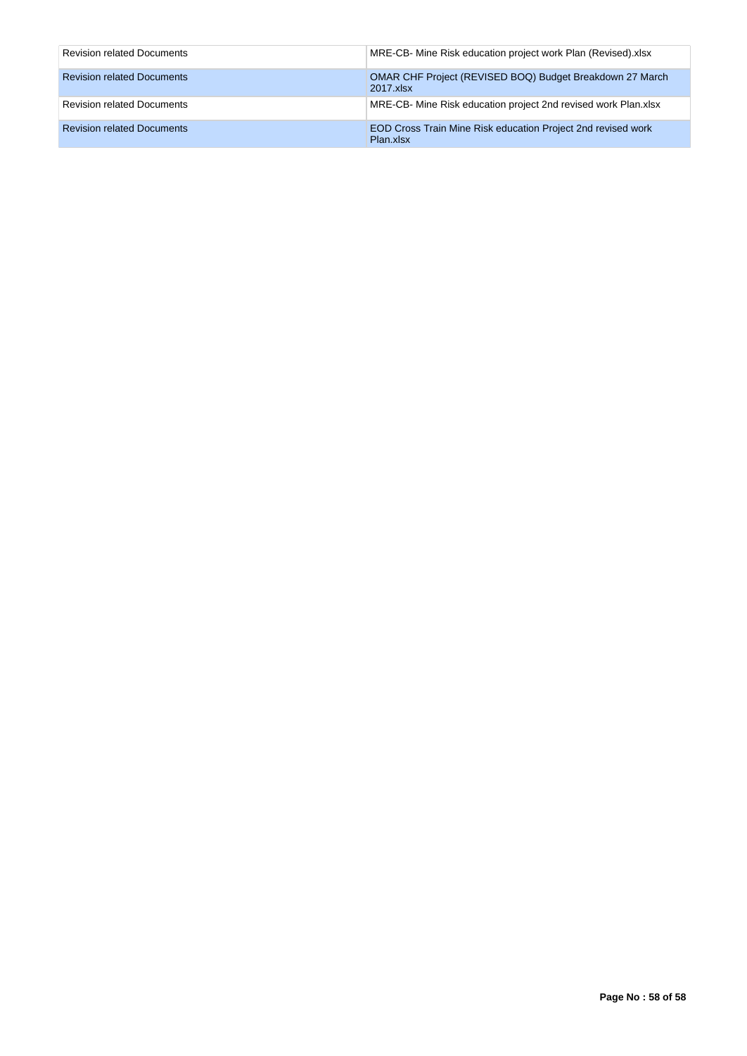| | |
|---|---|
| Revision related Documents | MRE-CB- Mine Risk education project work Plan (Revised).xlsx |
| Revision related Documents | OMAR CHF Project (REVISED BOQ) Budget Breakdown 27 March 2017.xlsx |
| Revision related Documents | MRE-CB- Mine Risk education project 2nd revised work Plan.xlsx |
| Revision related Documents | EOD Cross Train Mine Risk education Project 2nd revised work Plan.xlsx |